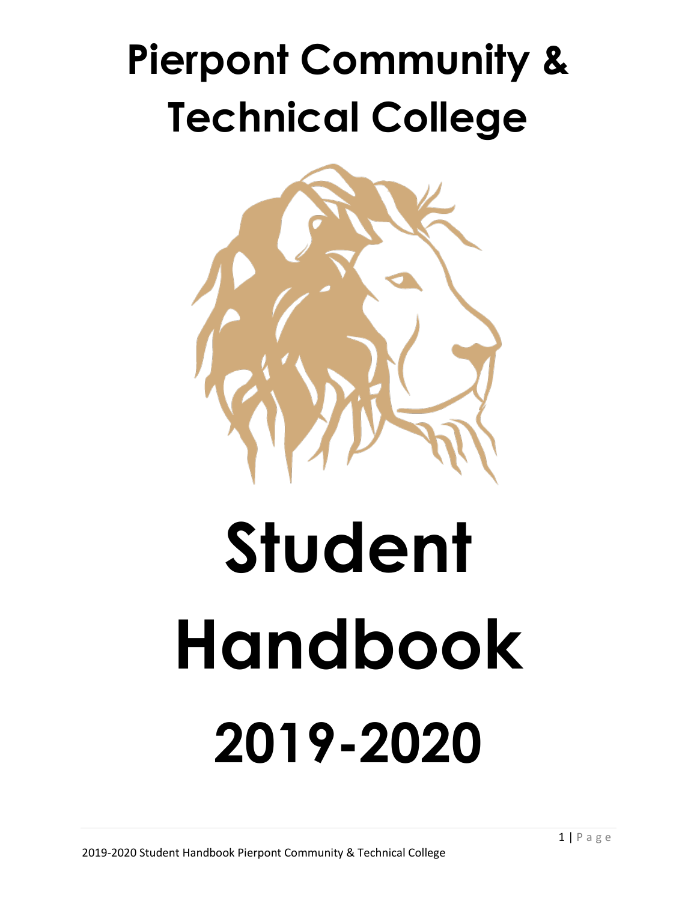# Pierpont Community & Technical College

# Student Handbook

# 2019-2020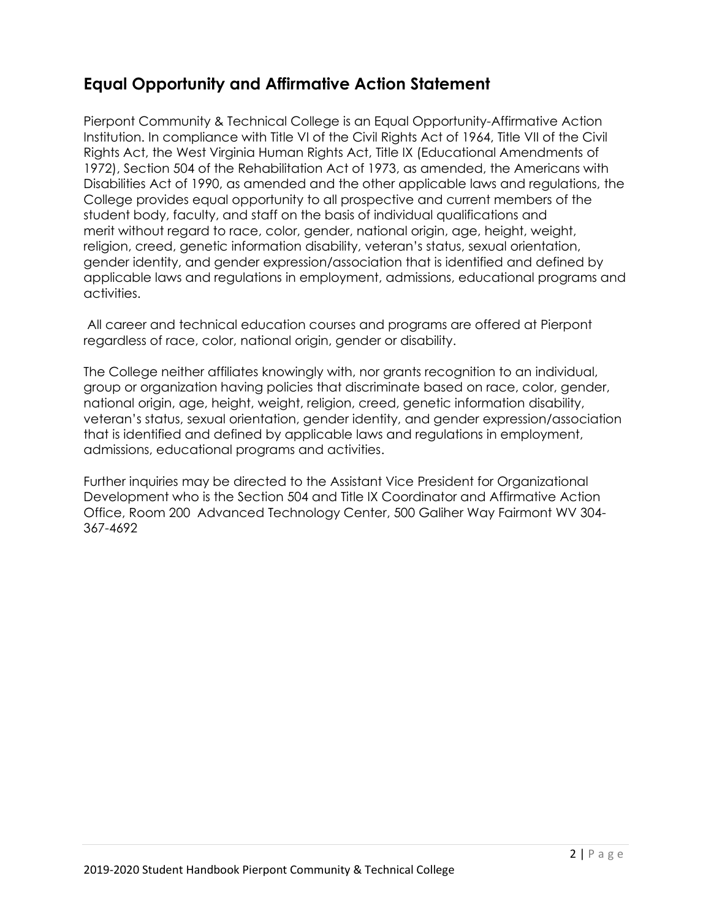## Equal Opportunity and Affirmative Action Statement

Pierpont Community & Technical College is an Equal Opportunity-Affirmative Action Institution. In compliance with Title VI of the Civil Rights Act of 1964, Title VII of the Civil Rights Act, the West Virginia Human Rights Act, Title IX (Educational Amendments of 1972), Section 504 of the Rehabilitation Act of 1973, as amended, the Americans with Disabilities Act of 1990, as amended and the other applicable laws and regulations, the College provides equal opportunity to all prospective and current members of the student body, faculty, and staff on the basis of individual qualifications and merit without regard to race, color, gender, national origin, age, height, weight, religion, creed, genetic information disability, veteran's status, sexual orientation, gender identity, and gender expression/association that is identified and defined by applicable laws and regulations in employment, admissions, educational programs and activities.

All career and technical education courses and programs are offered at Pierpont regardless of race, color, national origin, gender or disability.

The College neither affiliates knowingly with, nor grants recognition to an individual, group or organization having policies that discriminate based on race, color, gender, national origin, age, height, weight, religion, creed, genetic information disability, veteran's status, sexual orientation, gender identity, and gender expression/association that is identified and defined by applicable laws and regulations in employment, admissions, educational programs and activities.

Further inquiries may be directed to the Assistant Vice President for Organizational Development who is the Section 504 and Title IX Coordinator and Affirmative Action Office, Room 200 Advanced Technology Center, 500 Galiher Way Fairmont WV 304-367-4692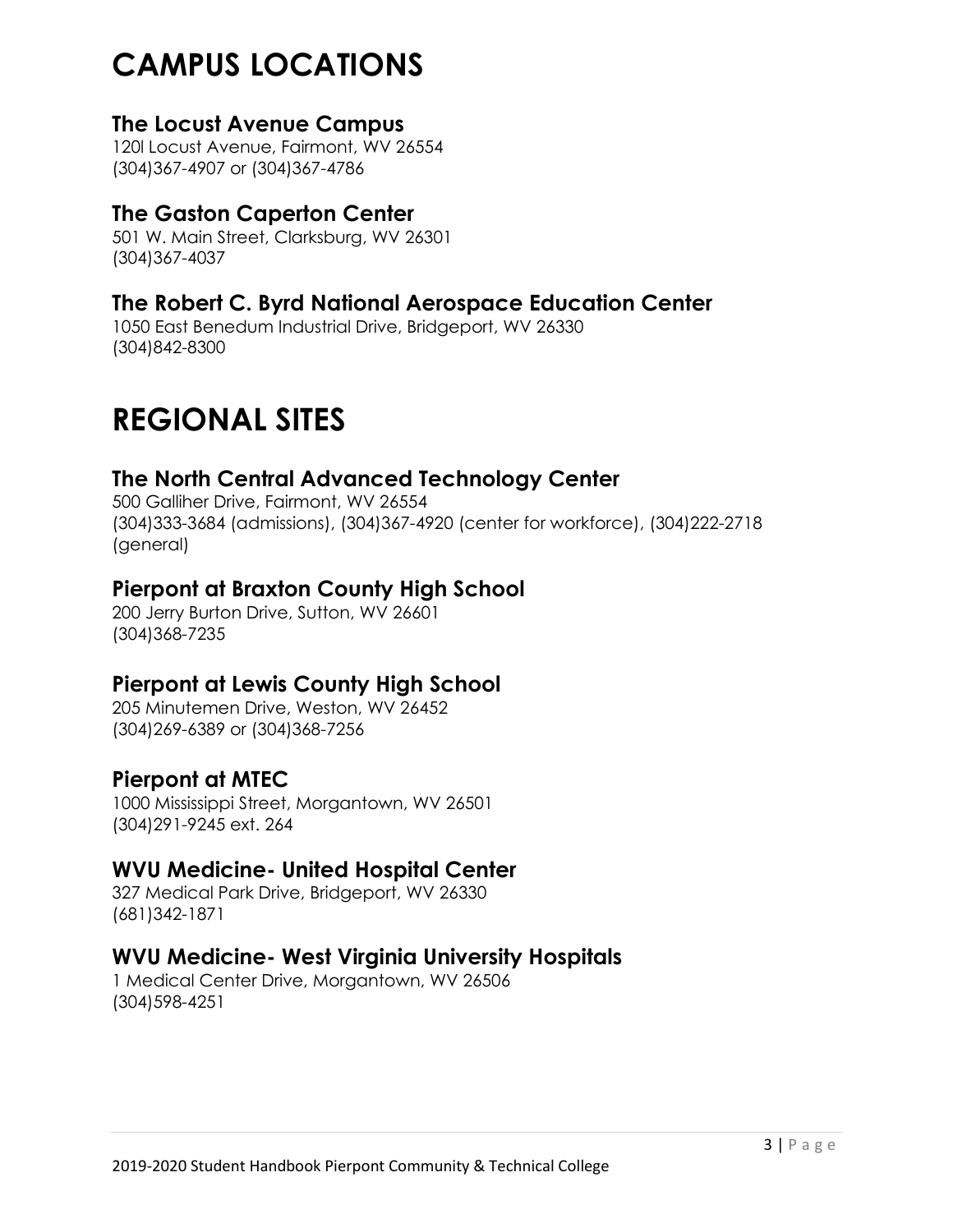# CAMPUS LOCATIONS

### The Locust Avenue Campus

120l Locust Avenue, Fairmont, WV 26554
(304)367-4907 or (304)367-4786

### The Gaston Caperton Center

501 W. Main Street, Clarksburg, WV 26301
(304)367-4037

### The Robert C. Byrd National Aerospace Education Center

1050 East Benedum Industrial Drive, Bridgeport, WV 26330
(304)842-8300

# REGIONAL SITES

### The North Central Advanced Technology Center

500 Galliher Drive, Fairmont, WV 26554
(304)333-3684 (admissions), (304)367-4920 (center for workforce), (304)222-2718 (general)

### Pierpont at Braxton County High School

200 Jerry Burton Drive, Sutton, WV 26601
(304)368-7235

### Pierpont at Lewis County High School

205 Minutemen Drive, Weston, WV 26452
(304)269-6389 or (304)368-7256

### Pierpont at MTEC

1000 Mississippi Street, Morgantown, WV 26501
(304)291-9245 ext. 264

### WVU Medicine- United Hospital Center

327 Medical Park Drive, Bridgeport, WV 26330
(681)342-1871

### WVU Medicine- West Virginia University Hospitals

1 Medical Center Drive, Morgantown, WV 26506
(304)598-4251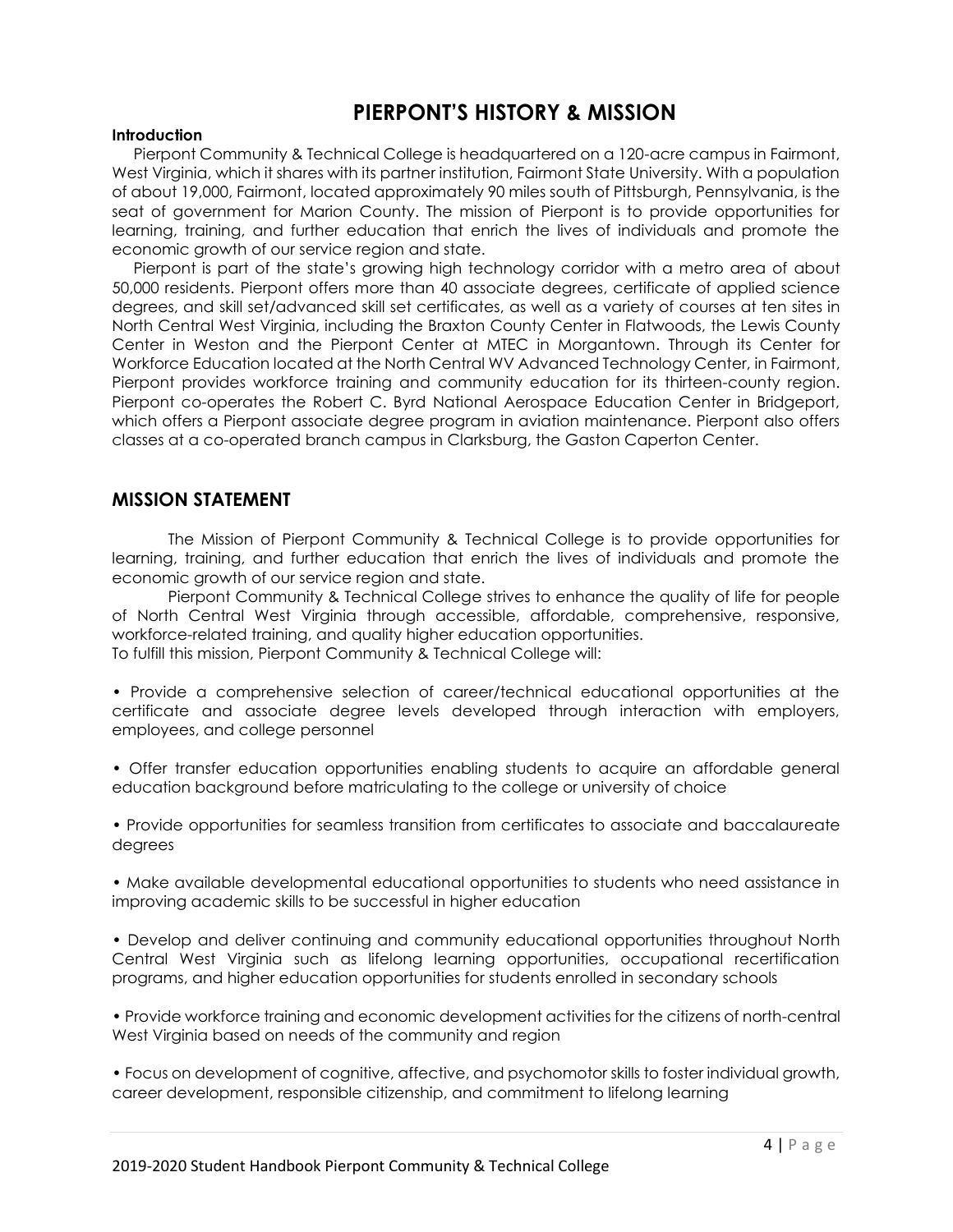# PIERPONT'S HISTORY & MISSION

**Introduction**

Pierpont Community & Technical College is headquartered on a 120-acre campus in Fairmont, West Virginia, which it shares with its partner institution, Fairmont State University. With a population of about 19,000, Fairmont, located approximately 90 miles south of Pittsburgh, Pennsylvania, is the seat of government for Marion County. The mission of Pierpont is to provide opportunities for learning, training, and further education that enrich the lives of individuals and promote the economic growth of our service region and state.

Pierpont is part of the state's growing high technology corridor with a metro area of about 50,000 residents. Pierpont offers more than 40 associate degrees, certificate of applied science degrees, and skill set/advanced skill set certificates, as well as a variety of courses at ten sites in North Central West Virginia, including the Braxton County Center in Flatwoods, the Lewis County Center in Weston and the Pierpont Center at MTEC in Morgantown. Through its Center for Workforce Education located at the North Central WV Advanced Technology Center, in Fairmont, Pierpont provides workforce training and community education for its thirteen-county region. Pierpont co-operates the Robert C. Byrd National Aerospace Education Center in Bridgeport, which offers a Pierpont associate degree program in aviation maintenance. Pierpont also offers classes at a co-operated branch campus in Clarksburg, the Gaston Caperton Center.

## MISSION STATEMENT

The Mission of Pierpont Community & Technical College is to provide opportunities for learning, training, and further education that enrich the lives of individuals and promote the economic growth of our service region and state.

Pierpont Community & Technical College strives to enhance the quality of life for people of North Central West Virginia through accessible, affordable, comprehensive, responsive, workforce-related training, and quality higher education opportunities.

To fulfill this mission, Pierpont Community & Technical College will:

- Provide a comprehensive selection of career/technical educational opportunities at the certificate and associate degree levels developed through interaction with employers, employees, and college personnel

- Offer transfer education opportunities enabling students to acquire an affordable general education background before matriculating to the college or university of choice

- Provide opportunities for seamless transition from certificates to associate and baccalaureate degrees

- Make available developmental educational opportunities to students who need assistance in improving academic skills to be successful in higher education

- Develop and deliver continuing and community educational opportunities throughout North Central West Virginia such as lifelong learning opportunities, occupational recertification programs, and higher education opportunities for students enrolled in secondary schools

- Provide workforce training and economic development activities for the citizens of north-central West Virginia based on needs of the community and region

- Focus on development of cognitive, affective, and psychomotor skills to foster individual growth, career development, responsible citizenship, and commitment to lifelong learning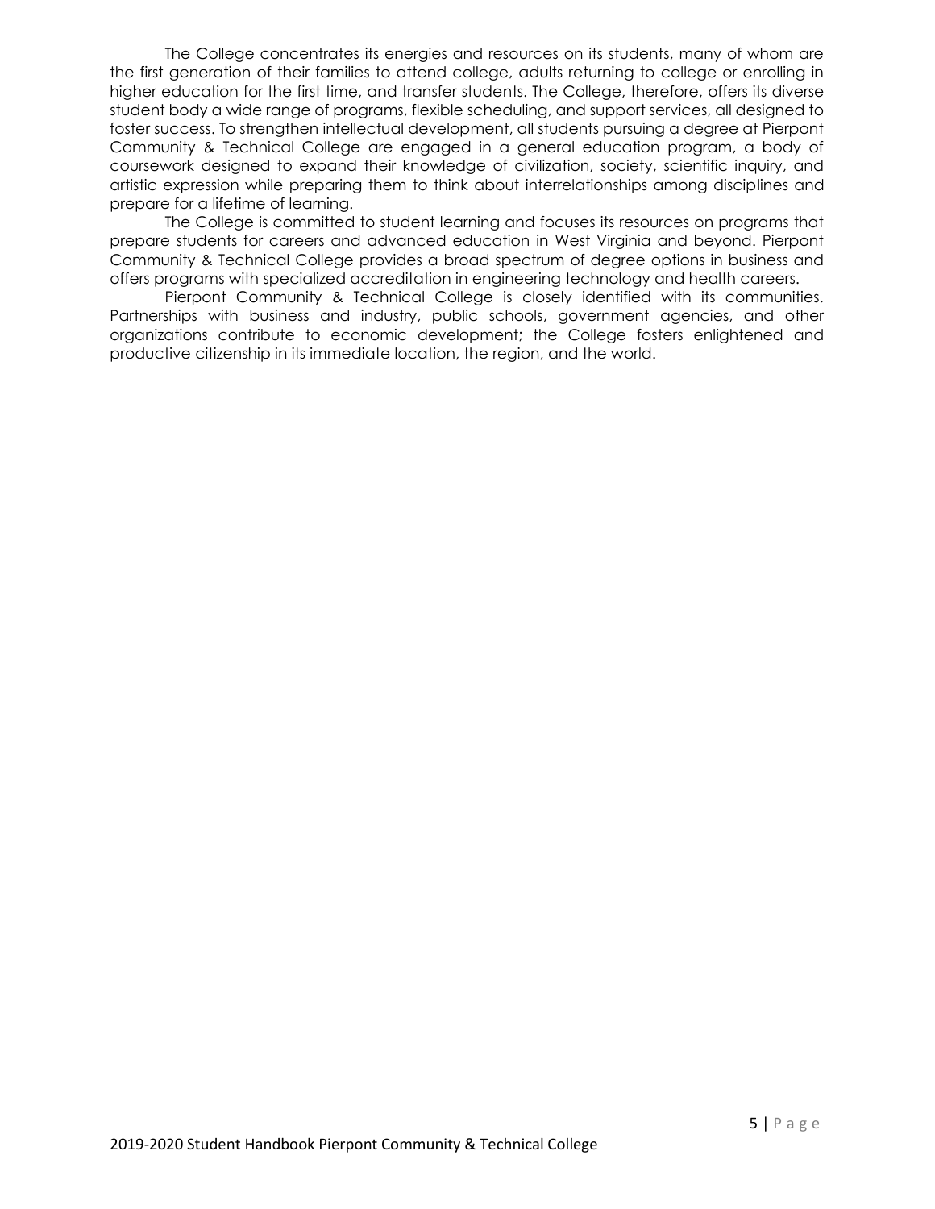The College concentrates its energies and resources on its students, many of whom are the first generation of their families to attend college, adults returning to college or enrolling in higher education for the first time, and transfer students. The College, therefore, offers its diverse student body a wide range of programs, flexible scheduling, and support services, all designed to foster success. To strengthen intellectual development, all students pursuing a degree at Pierpont Community & Technical College are engaged in a general education program, a body of coursework designed to expand their knowledge of civilization, society, scientific inquiry, and artistic expression while preparing them to think about interrelationships among disciplines and prepare for a lifetime of learning.

The College is committed to student learning and focuses its resources on programs that prepare students for careers and advanced education in West Virginia and beyond. Pierpont Community & Technical College provides a broad spectrum of degree options in business and offers programs with specialized accreditation in engineering technology and health careers.

Pierpont Community & Technical College is closely identified with its communities. Partnerships with business and industry, public schools, government agencies, and other organizations contribute to economic development; the College fosters enlightened and productive citizenship in its immediate location, the region, and the world.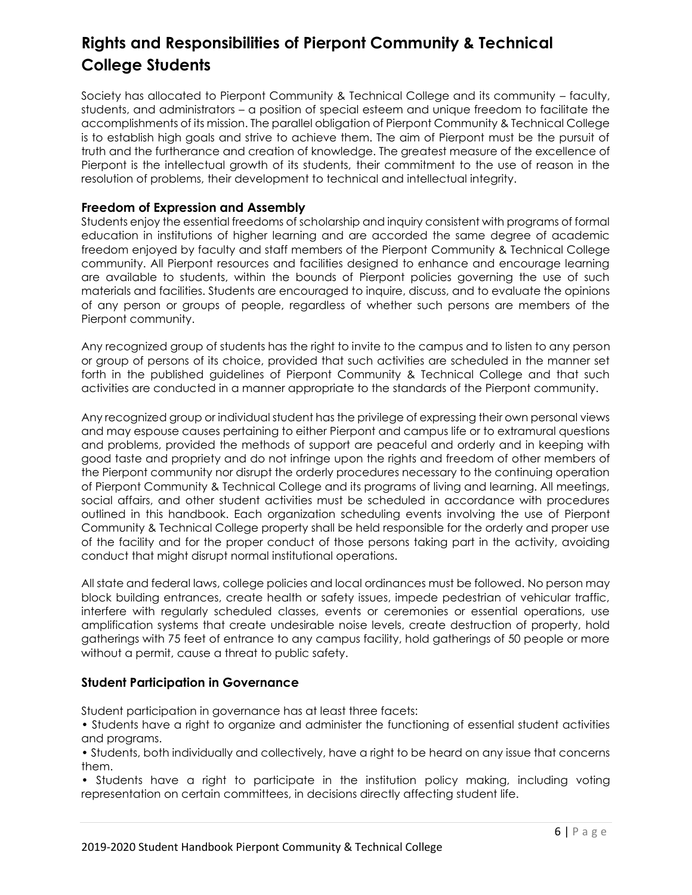# Rights and Responsibilities of Pierpont Community & Technical College Students

Society has allocated to Pierpont Community & Technical College and its community – faculty, students, and administrators – a position of special esteem and unique freedom to facilitate the accomplishments of its mission. The parallel obligation of Pierpont Community & Technical College is to establish high goals and strive to achieve them. The aim of Pierpont must be the pursuit of truth and the furtherance and creation of knowledge. The greatest measure of the excellence of Pierpont is the intellectual growth of its students, their commitment to the use of reason in the resolution of problems, their development to technical and intellectual integrity.

### Freedom of Expression and Assembly

Students enjoy the essential freedoms of scholarship and inquiry consistent with programs of formal education in institutions of higher learning and are accorded the same degree of academic freedom enjoyed by faculty and staff members of the Pierpont Community & Technical College community. All Pierpont resources and facilities designed to enhance and encourage learning are available to students, within the bounds of Pierpont policies governing the use of such materials and facilities. Students are encouraged to inquire, discuss, and to evaluate the opinions of any person or groups of people, regardless of whether such persons are members of the Pierpont community.

Any recognized group of students has the right to invite to the campus and to listen to any person or group of persons of its choice, provided that such activities are scheduled in the manner set forth in the published guidelines of Pierpont Community & Technical College and that such activities are conducted in a manner appropriate to the standards of the Pierpont community.

Any recognized group or individual student has the privilege of expressing their own personal views and may espouse causes pertaining to either Pierpont and campus life or to extramural questions and problems, provided the methods of support are peaceful and orderly and in keeping with good taste and propriety and do not infringe upon the rights and freedom of other members of the Pierpont community nor disrupt the orderly procedures necessary to the continuing operation of Pierpont Community & Technical College and its programs of living and learning. All meetings, social affairs, and other student activities must be scheduled in accordance with procedures outlined in this handbook. Each organization scheduling events involving the use of Pierpont Community & Technical College property shall be held responsible for the orderly and proper use of the facility and for the proper conduct of those persons taking part in the activity, avoiding conduct that might disrupt normal institutional operations.

All state and federal laws, college policies and local ordinances must be followed. No person may block building entrances, create health or safety issues, impede pedestrian of vehicular traffic, interfere with regularly scheduled classes, events or ceremonies or essential operations, use amplification systems that create undesirable noise levels, create destruction of property, hold gatherings with 75 feet of entrance to any campus facility, hold gatherings of 50 people or more without a permit, cause a threat to public safety.

### Student Participation in Governance

Student participation in governance has at least three facets:

- Students have a right to organize and administer the functioning of essential student activities and programs.
- Students, both individually and collectively, have a right to be heard on any issue that concerns them.
- Students have a right to participate in the institution policy making, including voting representation on certain committees, in decisions directly affecting student life.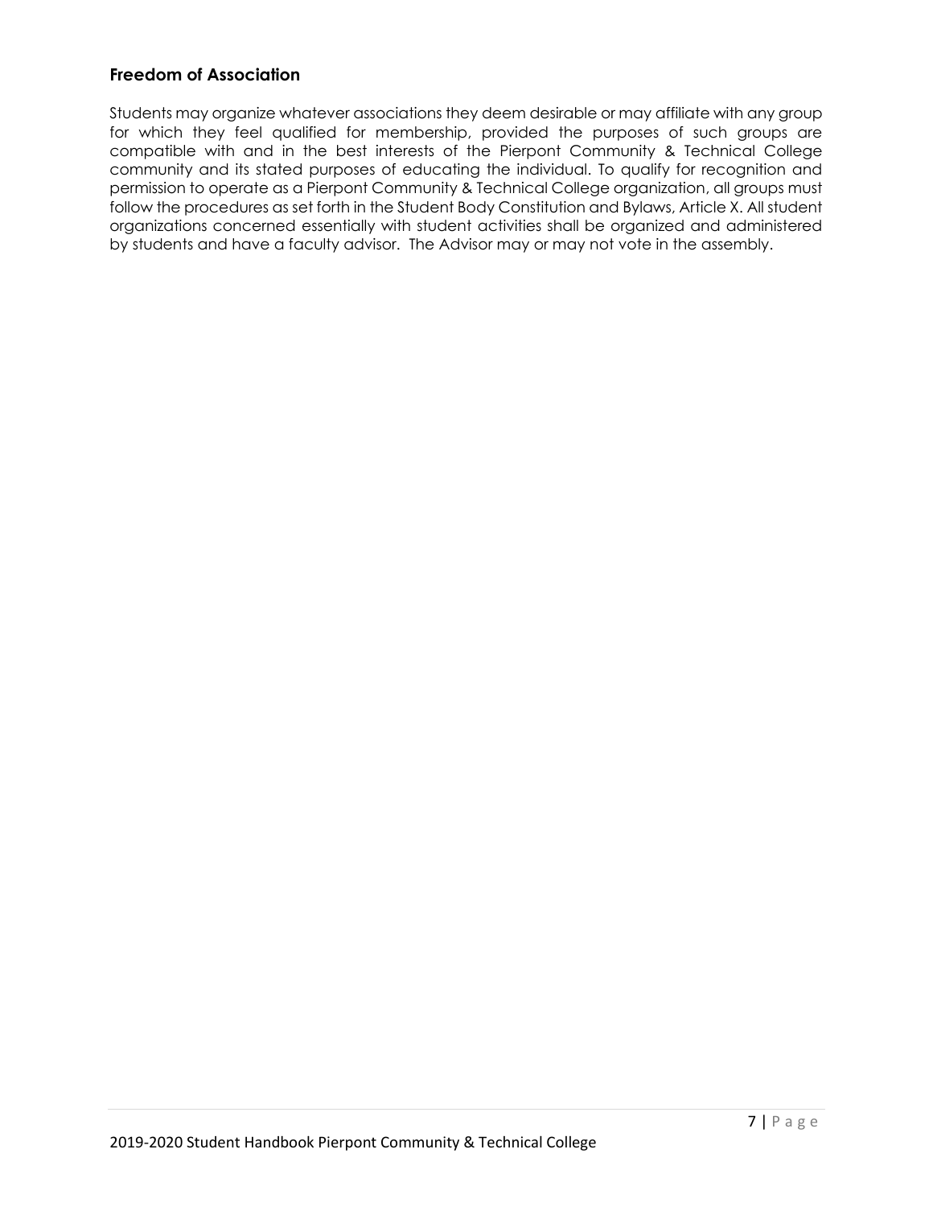## Freedom of Association

Students may organize whatever associations they deem desirable or may affiliate with any group for which they feel qualified for membership, provided the purposes of such groups are compatible with and in the best interests of the Pierpont Community & Technical College community and its stated purposes of educating the individual. To qualify for recognition and permission to operate as a Pierpont Community & Technical College organization, all groups must follow the procedures as set forth in the Student Body Constitution and Bylaws, Article X. All student organizations concerned essentially with student activities shall be organized and administered by students and have a faculty advisor. The Advisor may or may not vote in the assembly.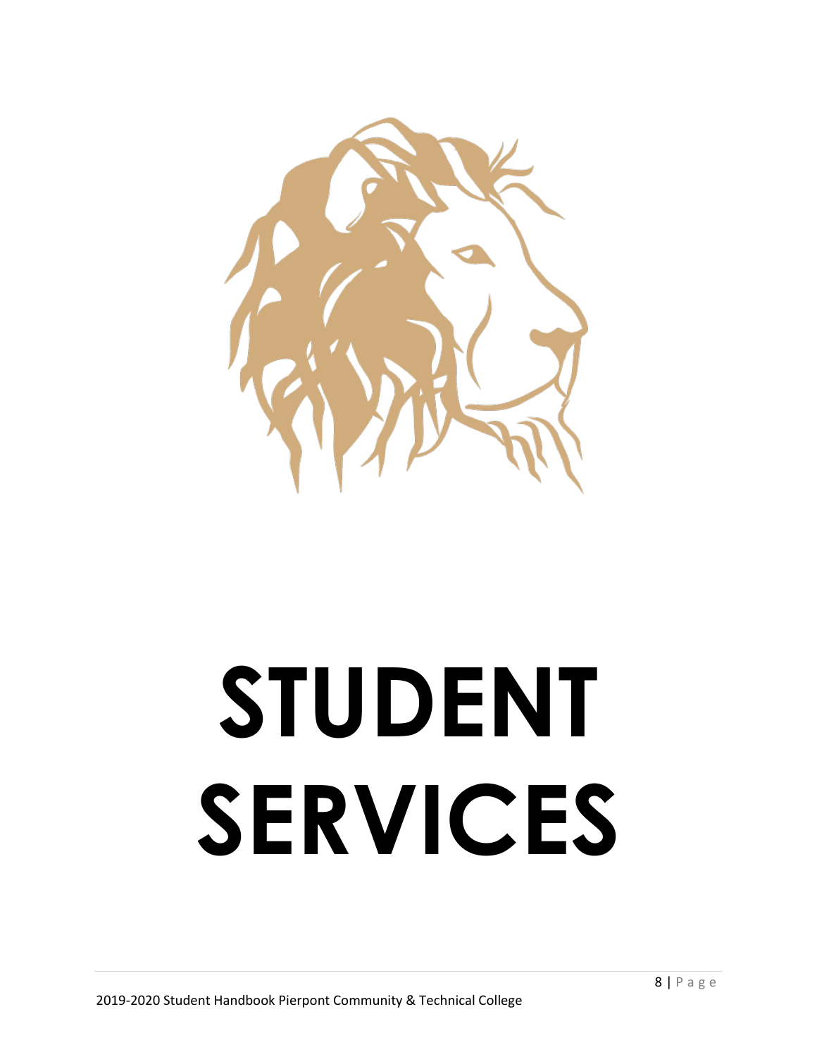# STUDENT SERVICES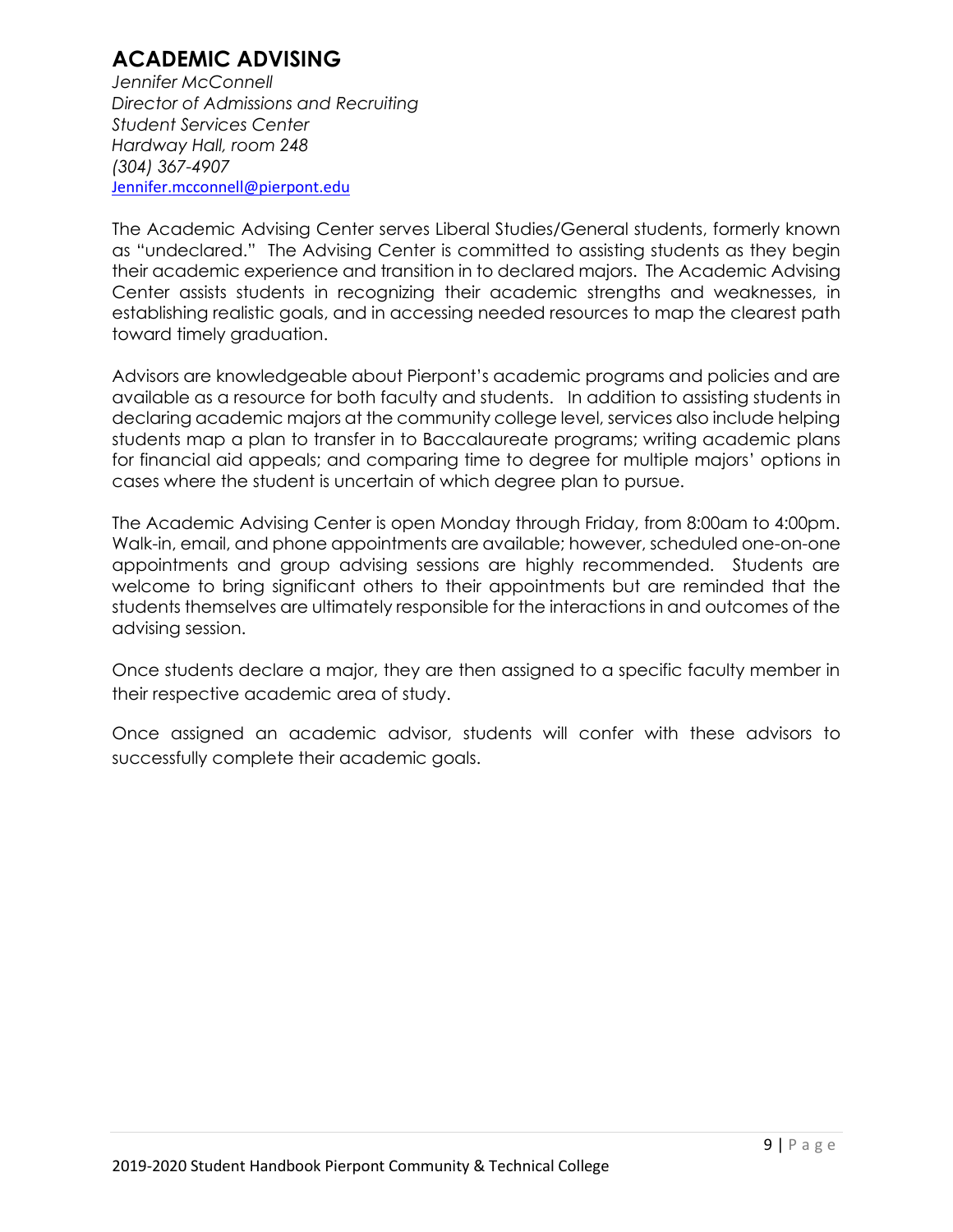# ACADEMIC ADVISING

*Jennifer McConnell*
*Director of Admissions and Recruiting*
*Student Services Center*
*Hardway Hall, room 248*
*(304) 367-4907*
[Jennifer.mcconnell@pierpont.edu](mailto:Jennifer.mcconnell@pierpont.edu)

The Academic Advising Center serves Liberal Studies/General students, formerly known as "undeclared." The Advising Center is committed to assisting students as they begin their academic experience and transition in to declared majors. The Academic Advising Center assists students in recognizing their academic strengths and weaknesses, in establishing realistic goals, and in accessing needed resources to map the clearest path toward timely graduation.

Advisors are knowledgeable about Pierpont's academic programs and policies and are available as a resource for both faculty and students. In addition to assisting students in declaring academic majors at the community college level, services also include helping students map a plan to transfer in to Baccalaureate programs; writing academic plans for financial aid appeals; and comparing time to degree for multiple majors' options in cases where the student is uncertain of which degree plan to pursue.

The Academic Advising Center is open Monday through Friday, from 8:00am to 4:00pm. Walk-in, email, and phone appointments are available; however, scheduled one-on-one appointments and group advising sessions are highly recommended. Students are welcome to bring significant others to their appointments but are reminded that the students themselves are ultimately responsible for the interactions in and outcomes of the advising session.

Once students declare a major, they are then assigned to a specific faculty member in their respective academic area of study.

Once assigned an academic advisor, students will confer with these advisors to successfully complete their academic goals.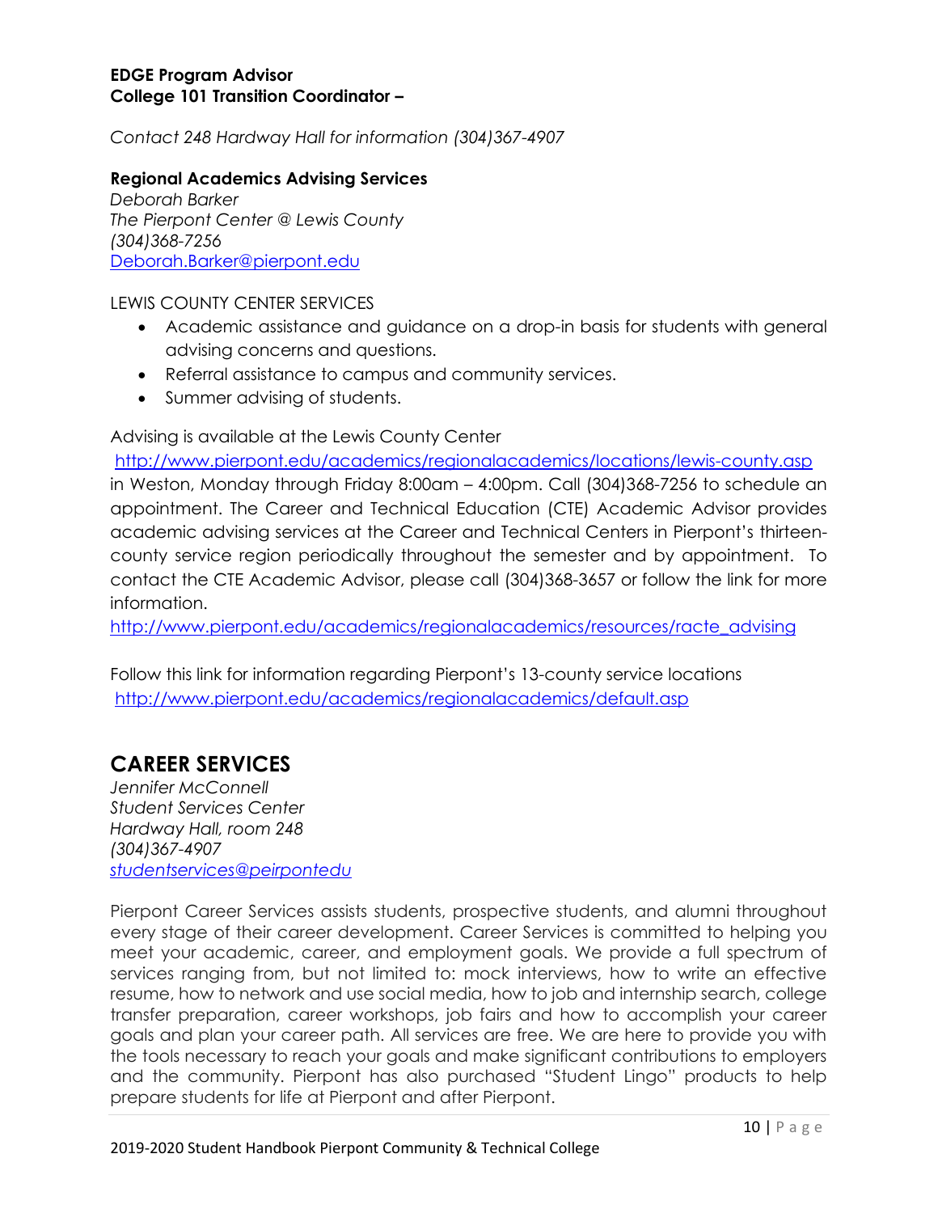**EDGE Program Advisor**
**College 101 Transition Coordinator –**

*Contact 248 Hardway Hall for information (304)367-4907*

**Regional Academics Advising Services**
*Deborah Barker*
*The Pierpont Center @ Lewis County*
*(304)368-7256*
[Deborah.Barker@pierpont.edu](mailto:Deborah.Barker@pierpont.edu)

LEWIS COUNTY CENTER SERVICES

- Academic assistance and guidance on a drop-in basis for students with general advising concerns and questions.
- Referral assistance to campus and community services.
- Summer advising of students.

Advising is available at the Lewis County Center http://www.pierpont.edu/academics/regionalacademics/locations/lewis-county.asp in Weston, Monday through Friday 8:00am – 4:00pm. Call (304)368-7256 to schedule an appointment. The Career and Technical Education (CTE) Academic Advisor provides academic advising services at the Career and Technical Centers in Pierpont's thirteen-county service region periodically throughout the semester and by appointment. To contact the CTE Academic Advisor, please call (304)368-3657 or follow the link for more information.
http://www.pierpont.edu/academics/regionalacademics/resources/racte_advising

Follow this link for information regarding Pierpont's 13-county service locations
http://www.pierpont.edu/academics/regionalacademics/default.asp

## CAREER SERVICES

*Jennifer McConnell*
*Student Services Center*
*Hardway Hall, room 248*
*(304)367-4907*
*studentservices@peirpontedu*

Pierpont Career Services assists students, prospective students, and alumni throughout every stage of their career development. Career Services is committed to helping you meet your academic, career, and employment goals. We provide a full spectrum of services ranging from, but not limited to: mock interviews, how to write an effective resume, how to network and use social media, how to job and internship search, college transfer preparation, career workshops, job fairs and how to accomplish your career goals and plan your career path. All services are free. We are here to provide you with the tools necessary to reach your goals and make significant contributions to employers and the community. Pierpont has also purchased "Student Lingo" products to help prepare students for life at Pierpont and after Pierpont.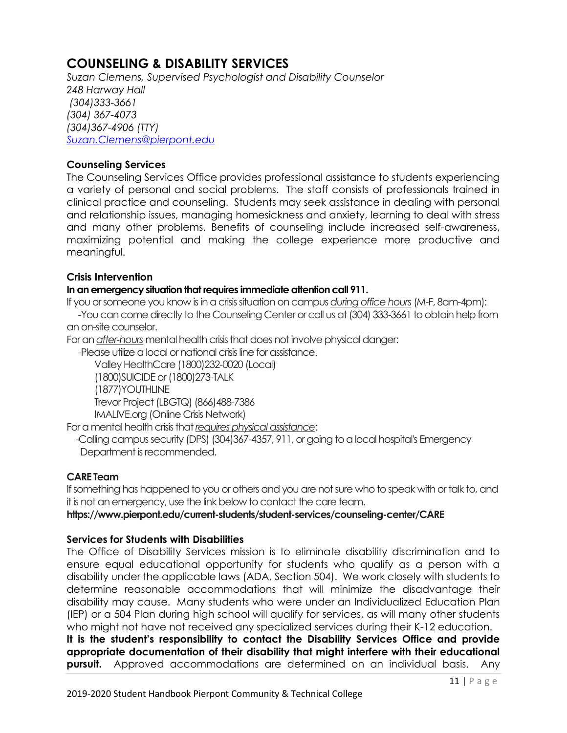# COUNSELING & DISABILITY SERVICES

*Suzan Clemens, Supervised Psychologist and Disability Counselor*
*248 Harway Hall*
*(304)333-3661*
*(304) 367-4073*
*(304)367-4906 (TTY)*
*Suzan.Clemens@pierpont.edu*

### Counseling Services

The Counseling Services Office provides professional assistance to students experiencing a variety of personal and social problems. The staff consists of professionals trained in clinical practice and counseling. Students may seek assistance in dealing with personal and relationship issues, managing homesickness and anxiety, learning to deal with stress and many other problems. Benefits of counseling include increased self-awareness, maximizing potential and making the college experience more productive and meaningful.

### Crisis Intervention

**In an emergency situation that requires immediate attention call 911.**

If you or someone you know is in a crisis situation on campus *during office hours* (M-F, 8am-4pm):

-You can come directly to the Counseling Center or call us at (304) 333-3661 to obtain help from an on-site counselor.

For an *after-hours* mental health crisis that does not involve physical danger:

-Please utilize a local or national crisis line for assistance.

Valley HealthCare (1800)232-0020 (Local)
(1800)SUICIDE or (1800)273-TALK
(1877)YOUTHLINE
Trevor Project (LBGTQ) (866)488-7386
IMALIVE.org (Online Crisis Network)

For a mental health crisis that *requires physical assistance*:

-Calling campus security (DPS) (304)367-4357, 911, or going to a local hospital's Emergency Department is recommended.

### CARE Team

If something has happened to you or others and you are not sure who to speak with or talk to, and it is not an emergency, use the link below to contact the care team.

**https://www.pierpont.edu/current-students/student-services/counseling-center/CARE**

### Services for Students with Disabilities

The Office of Disability Services mission is to eliminate disability discrimination and to ensure equal educational opportunity for students who qualify as a person with a disability under the applicable laws (ADA, Section 504). We work closely with students to determine reasonable accommodations that will minimize the disadvantage their disability may cause. Many students who were under an Individualized Education Plan (IEP) or a 504 Plan during high school will qualify for services, as will many other students who might not have not received any specialized services during their K-12 education. **It is the student's responsibility to contact the Disability Services Office and provide appropriate documentation of their disability that might interfere with their educational pursuit.** Approved accommodations are determined on an individual basis. Any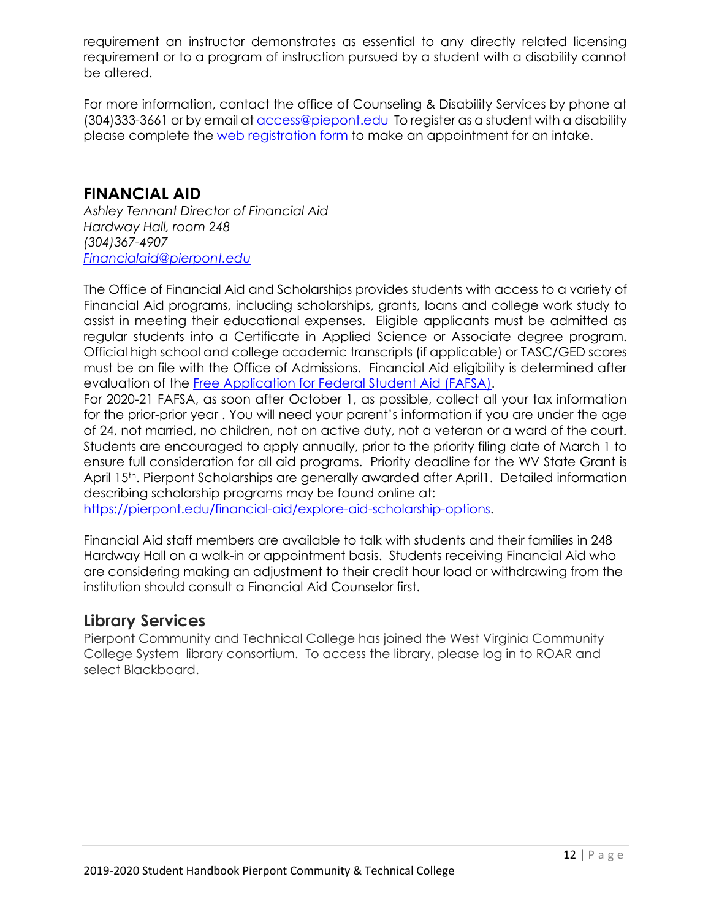requirement an instructor demonstrates as essential to any directly related licensing requirement or to a program of instruction pursued by a student with a disability cannot be altered.

For more information, contact the office of Counseling & Disability Services by phone at (304)333-3661 or by email at access@piepont.edu To register as a student with a disability please complete the web registration form to make an appointment for an intake.

## FINANCIAL AID

*Ashley Tennant Director of Financial Aid*
*Hardway Hall, room 248*
*(304)367-4907*
*Financialaid@pierpont.edu*

The Office of Financial Aid and Scholarships provides students with access to a variety of Financial Aid programs, including scholarships, grants, loans and college work study to assist in meeting their educational expenses. Eligible applicants must be admitted as regular students into a Certificate in Applied Science or Associate degree program. Official high school and college academic transcripts (if applicable) or TASC/GED scores must be on file with the Office of Admissions. Financial Aid eligibility is determined after evaluation of the Free Application for Federal Student Aid (FAFSA).
For 2020-21 FAFSA, as soon after October 1, as possible, collect all your tax information for the prior-prior year . You will need your parent's information if you are under the age of 24, not married, no children, not on active duty, not a veteran or a ward of the court. Students are encouraged to apply annually, prior to the priority filing date of March 1 to ensure full consideration for all aid programs. Priority deadline for the WV State Grant is April 15th. Pierpont Scholarships are generally awarded after April1. Detailed information describing scholarship programs may be found online at:
https://pierpont.edu/financial-aid/explore-aid-scholarship-options.

Financial Aid staff members are available to talk with students and their families in 248 Hardway Hall on a walk-in or appointment basis. Students receiving Financial Aid who are considering making an adjustment to their credit hour load or withdrawing from the institution should consult a Financial Aid Counselor first.

## Library Services

Pierpont Community and Technical College has joined the West Virginia Community College System library consortium. To access the library, please log in to ROAR and select Blackboard.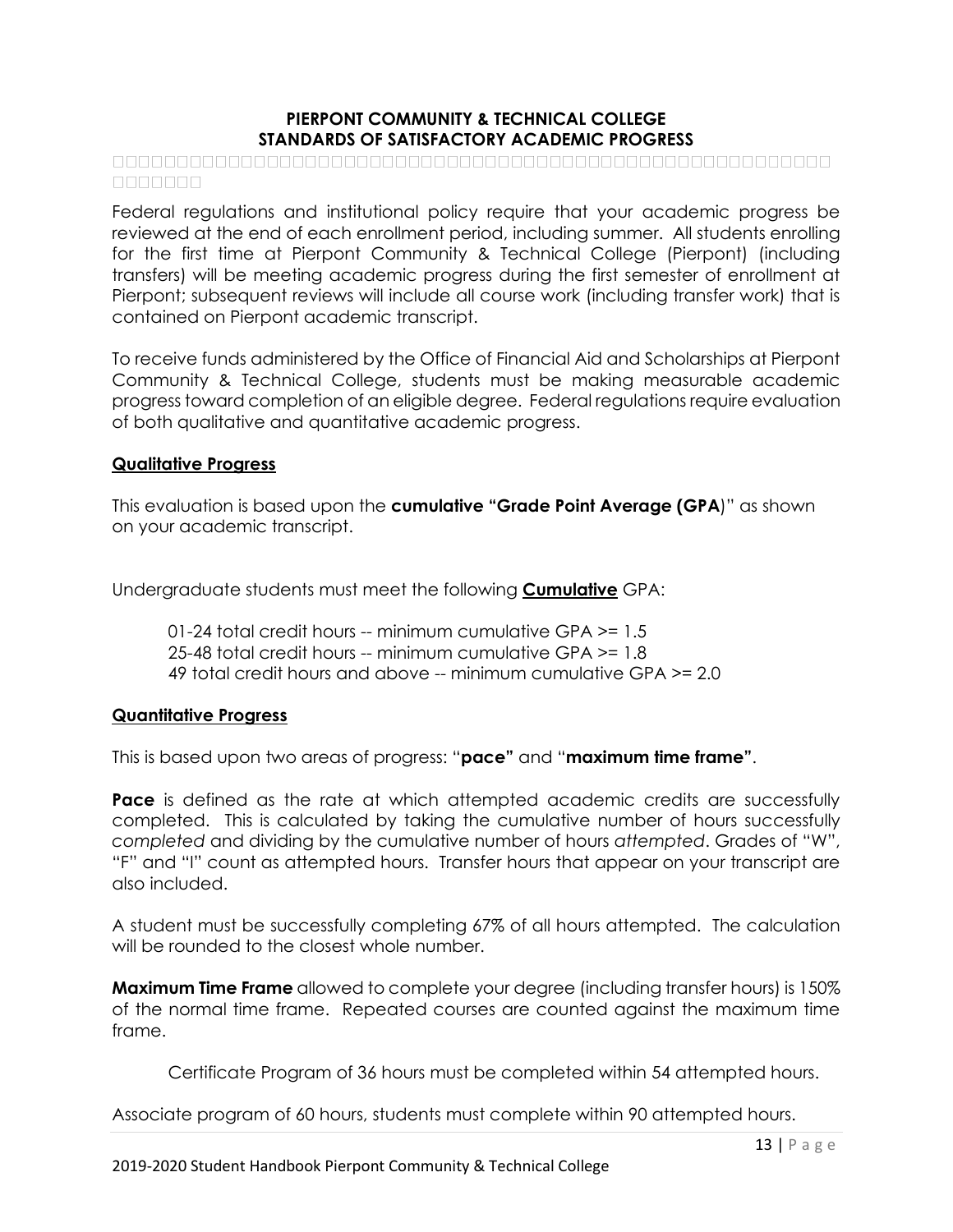# PIERPONT COMMUNITY & TECHNICAL COLLEGE
# STANDARDS OF SATISFACTORY ACADEMIC PROGRESS

Federal regulations and institutional policy require that your academic progress be reviewed at the end of each enrollment period, including summer. All students enrolling for the first time at Pierpont Community & Technical College (Pierpont) (including transfers) will be meeting academic progress during the first semester of enrollment at Pierpont; subsequent reviews will include all course work (including transfer work) that is contained on Pierpont academic transcript.

To receive funds administered by the Office of Financial Aid and Scholarships at Pierpont Community & Technical College, students must be making measurable academic progress toward completion of an eligible degree. Federal regulations require evaluation of both qualitative and quantitative academic progress.

## Qualitative Progress

This evaluation is based upon the **cumulative "Grade Point Average (GPA)"** as shown on your academic transcript.

Undergraduate students must meet the following **Cumulative** GPA:

01-24 total credit hours -- minimum cumulative GPA >= 1.5
25-48 total credit hours -- minimum cumulative GPA >= 1.8
49 total credit hours and above -- minimum cumulative GPA >= 2.0

## Quantitative Progress

This is based upon two areas of progress: "**pace"** and "**maximum time frame"**.

**Pace** is defined as the rate at which attempted academic credits are successfully completed. This is calculated by taking the cumulative number of hours successfully *completed* and dividing by the cumulative number of hours *attempted*. Grades of "W", "F" and "I" count as attempted hours. Transfer hours that appear on your transcript are also included.

A student must be successfully completing 67% of all hours attempted. The calculation will be rounded to the closest whole number.

**Maximum Time Frame** allowed to complete your degree (including transfer hours) is 150% of the normal time frame. Repeated courses are counted against the maximum time frame.

Certificate Program of 36 hours must be completed within 54 attempted hours.

Associate program of 60 hours, students must complete within 90 attempted hours.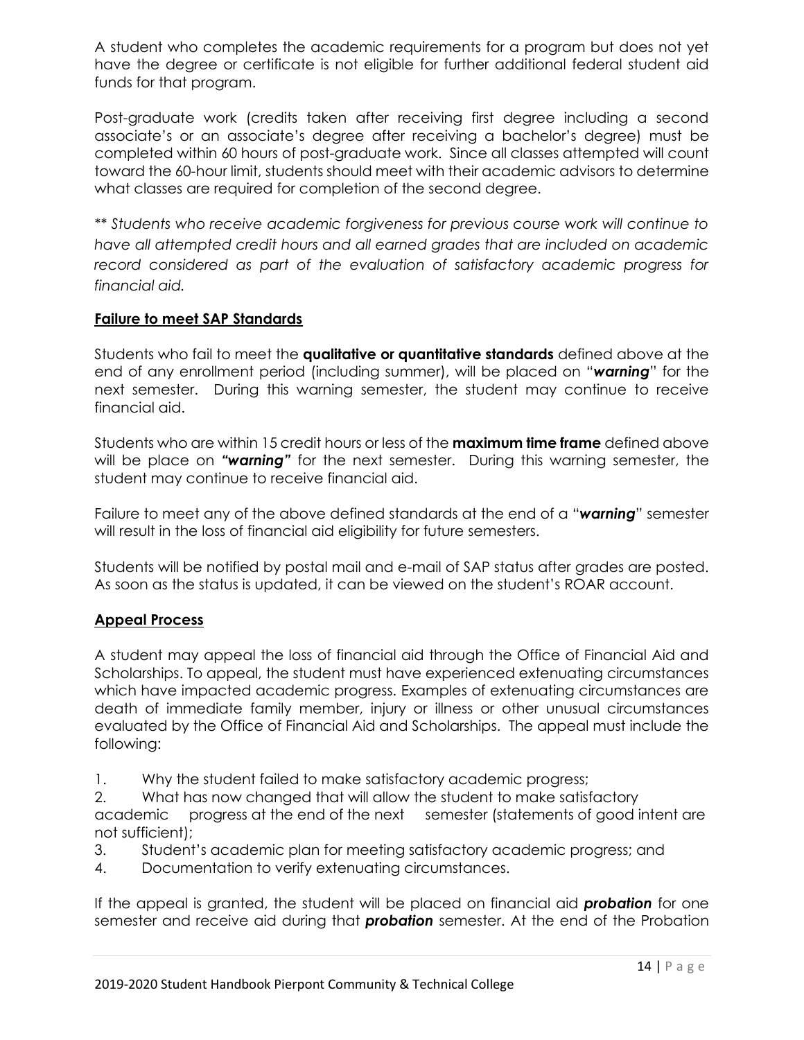A student who completes the academic requirements for a program but does not yet have the degree or certificate is not eligible for further additional federal student aid funds for that program.

Post-graduate work (credits taken after receiving first degree including a second associate's or an associate's degree after receiving a bachelor's degree) must be completed within 60 hours of post-graduate work. Since all classes attempted will count toward the 60-hour limit, students should meet with their academic advisors to determine what classes are required for completion of the second degree.

*** Students who receive academic forgiveness for previous course work will continue to have all attempted credit hours and all earned grades that are included on academic record considered as part of the evaluation of satisfactory academic progress for financial aid.*

## Failure to meet SAP Standards

Students who fail to meet the **qualitative or quantitative standards** defined above at the end of any enrollment period (including summer), will be placed on "***warning***" for the next semester. During this warning semester, the student may continue to receive financial aid.

Students who are within 15 credit hours or less of the **maximum time frame** defined above will be place on ***"warning"*** for the next semester. During this warning semester, the student may continue to receive financial aid.

Failure to meet any of the above defined standards at the end of a "***warning***" semester will result in the loss of financial aid eligibility for future semesters.

Students will be notified by postal mail and e-mail of SAP status after grades are posted. As soon as the status is updated, it can be viewed on the student's ROAR account.

## Appeal Process

A student may appeal the loss of financial aid through the Office of Financial Aid and Scholarships. To appeal, the student must have experienced extenuating circumstances which have impacted academic progress. Examples of extenuating circumstances are death of immediate family member, injury or illness or other unusual circumstances evaluated by the Office of Financial Aid and Scholarships. The appeal must include the following:

1. Why the student failed to make satisfactory academic progress;
2. What has now changed that will allow the student to make satisfactory academic progress at the end of the next semester (statements of good intent are not sufficient);
3. Student's academic plan for meeting satisfactory academic progress; and
4. Documentation to verify extenuating circumstances.

If the appeal is granted, the student will be placed on financial aid ***probation*** for one semester and receive aid during that ***probation*** semester. At the end of the Probation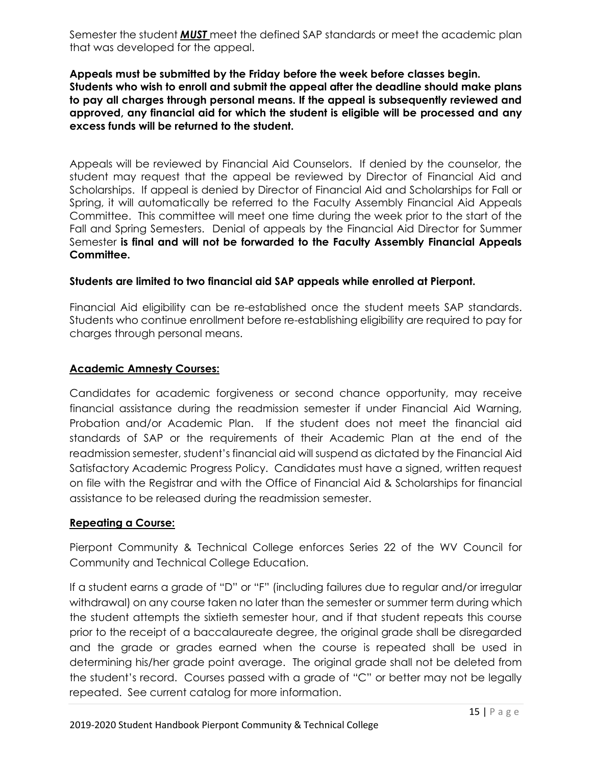Semester the student ***MUST*** meet the defined SAP standards or meet the academic plan that was developed for the appeal.

**Appeals must be submitted by the Friday before the week before classes begin. Students who wish to enroll and submit the appeal after the deadline should make plans to pay all charges through personal means. If the appeal is subsequently reviewed and approved, any financial aid for which the student is eligible will be processed and any excess funds will be returned to the student.**

Appeals will be reviewed by Financial Aid Counselors. If denied by the counselor, the student may request that the appeal be reviewed by Director of Financial Aid and Scholarships. If appeal is denied by Director of Financial Aid and Scholarships for Fall or Spring, it will automatically be referred to the Faculty Assembly Financial Aid Appeals Committee. This committee will meet one time during the week prior to the start of the Fall and Spring Semesters. Denial of appeals by the Financial Aid Director for Summer Semester **is final and will not be forwarded to the Faculty Assembly Financial Appeals Committee.**

**Students are limited to two financial aid SAP appeals while enrolled at Pierpont.**

Financial Aid eligibility can be re-established once the student meets SAP standards. Students who continue enrollment before re-establishing eligibility are required to pay for charges through personal means.

## Academic Amnesty Courses:

Candidates for academic forgiveness or second chance opportunity, may receive financial assistance during the readmission semester if under Financial Aid Warning, Probation and/or Academic Plan. If the student does not meet the financial aid standards of SAP or the requirements of their Academic Plan at the end of the readmission semester, student's financial aid will suspend as dictated by the Financial Aid Satisfactory Academic Progress Policy. Candidates must have a signed, written request on file with the Registrar and with the Office of Financial Aid & Scholarships for financial assistance to be released during the readmission semester.

## Repeating a Course:

Pierpont Community & Technical College enforces Series 22 of the WV Council for Community and Technical College Education.

If a student earns a grade of "D" or "F" (including failures due to regular and/or irregular withdrawal) on any course taken no later than the semester or summer term during which the student attempts the sixtieth semester hour, and if that student repeats this course prior to the receipt of a baccalaureate degree, the original grade shall be disregarded and the grade or grades earned when the course is repeated shall be used in determining his/her grade point average. The original grade shall not be deleted from the student's record. Courses passed with a grade of "C" or better may not be legally repeated. See current catalog for more information.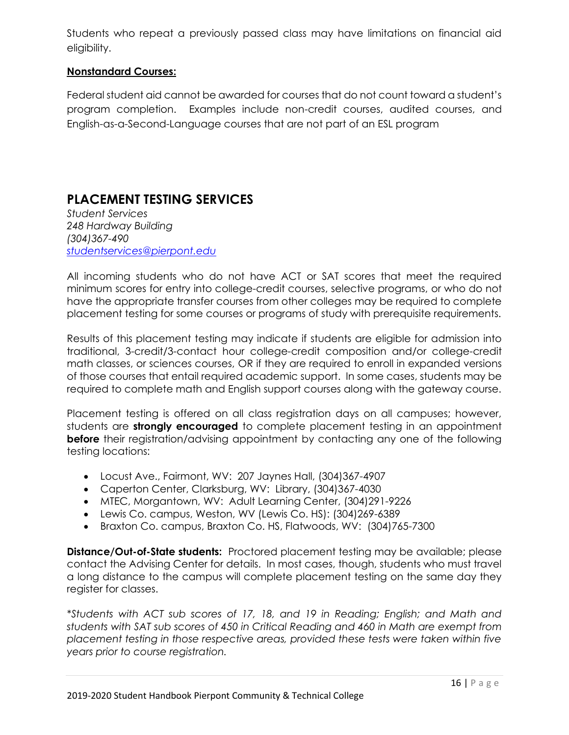Students who repeat a previously passed class may have limitations on financial aid eligibility.

**Nonstandard Courses:**

Federal student aid cannot be awarded for courses that do not count toward a student's program completion. Examples include non-credit courses, audited courses, and English-as-a-Second-Language courses that are not part of an ESL program

## PLACEMENT TESTING SERVICES

*Student Services*
*248 Hardway Building*
*(304)367-490*
*studentservices@pierpont.edu*

All incoming students who do not have ACT or SAT scores that meet the required minimum scores for entry into college-credit courses, selective programs, or who do not have the appropriate transfer courses from other colleges may be required to complete placement testing for some courses or programs of study with prerequisite requirements.

Results of this placement testing may indicate if students are eligible for admission into traditional, 3-credit/3-contact hour college-credit composition and/or college-credit math classes, or sciences courses, OR if they are required to enroll in expanded versions of those courses that entail required academic support. In some cases, students may be required to complete math and English support courses along with the gateway course.

Placement testing is offered on all class registration days on all campuses; however, students are **strongly encouraged** to complete placement testing in an appointment **before** their registration/advising appointment by contacting any one of the following testing locations:

- Locust Ave., Fairmont, WV: 207 Jaynes Hall, (304)367-4907
- Caperton Center, Clarksburg, WV: Library, (304)367-4030
- MTEC, Morgantown, WV: Adult Learning Center, (304)291-9226
- Lewis Co. campus, Weston, WV (Lewis Co. HS): (304)269-6389
- Braxton Co. campus, Braxton Co. HS, Flatwoods, WV: (304)765-7300

**Distance/Out-of-State students:** Proctored placement testing may be available; please contact the Advising Center for details. In most cases, though, students who must travel a long distance to the campus will complete placement testing on the same day they register for classes.

*\*Students with ACT sub scores of 17, 18, and 19 in Reading; English; and Math and students with SAT sub scores of 450 in Critical Reading and 460 in Math are exempt from placement testing in those respective areas, provided these tests were taken within five years prior to course registration.*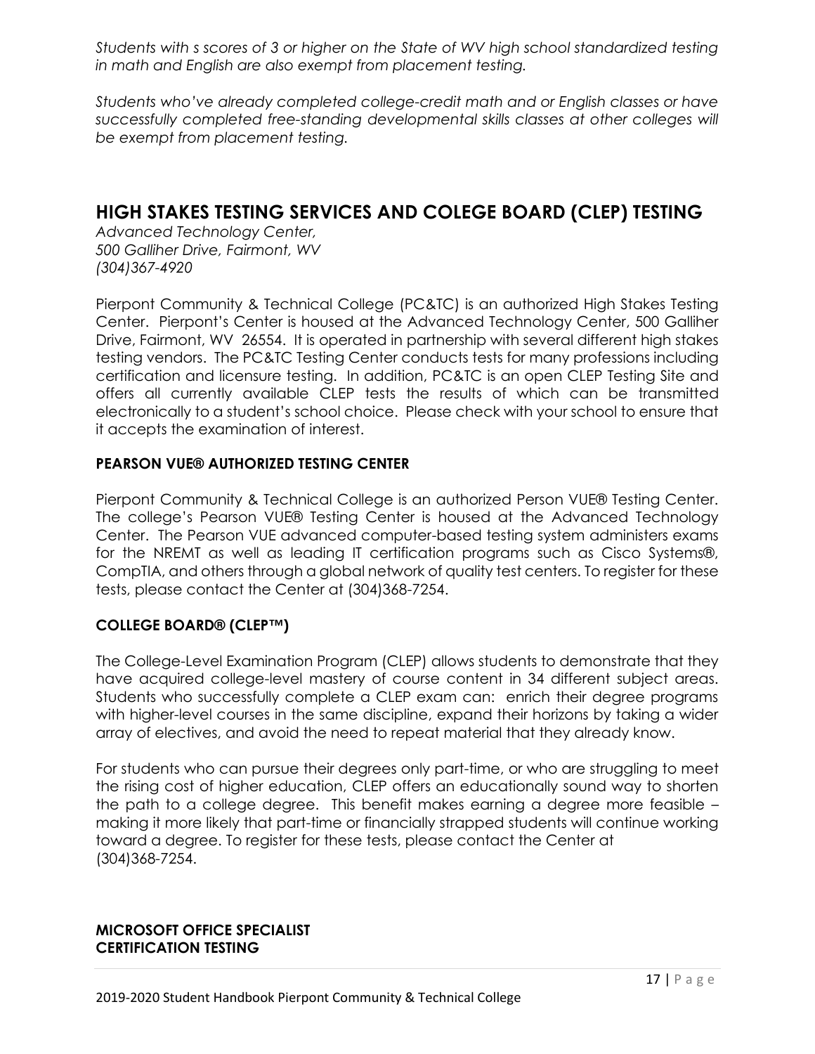*Students with s scores of 3 or higher on the State of WV high school standardized testing in math and English are also exempt from placement testing.*

*Students who've already completed college-credit math and or English classes or have successfully completed free-standing developmental skills classes at other colleges will be exempt from placement testing.*

## HIGH STAKES TESTING SERVICES AND COLEGE BOARD (CLEP) TESTING

*Advanced Technology Center,*
*500 Galliher Drive, Fairmont, WV*
*(304)367-4920*

Pierpont Community & Technical College (PC&TC) is an authorized High Stakes Testing Center. Pierpont's Center is housed at the Advanced Technology Center, 500 Galliher Drive, Fairmont, WV 26554. It is operated in partnership with several different high stakes testing vendors. The PC&TC Testing Center conducts tests for many professions including certification and licensure testing. In addition, PC&TC is an open CLEP Testing Site and offers all currently available CLEP tests the results of which can be transmitted electronically to a student's school choice. Please check with your school to ensure that it accepts the examination of interest.

### PEARSON VUE® AUTHORIZED TESTING CENTER

Pierpont Community & Technical College is an authorized Person VUE® Testing Center. The college's Pearson VUE® Testing Center is housed at the Advanced Technology Center. The Pearson VUE advanced computer-based testing system administers exams for the NREMT as well as leading IT certification programs such as Cisco Systems®, CompTIA, and others through a global network of quality test centers. To register for these tests, please contact the Center at (304)368-7254.

### COLLEGE BOARD® (CLEP™)

The College-Level Examination Program (CLEP) allows students to demonstrate that they have acquired college-level mastery of course content in 34 different subject areas. Students who successfully complete a CLEP exam can: enrich their degree programs with higher-level courses in the same discipline, expand their horizons by taking a wider array of electives, and avoid the need to repeat material that they already know.

For students who can pursue their degrees only part-time, or who are struggling to meet the rising cost of higher education, CLEP offers an educationally sound way to shorten the path to a college degree. This benefit makes earning a degree more feasible – making it more likely that part-time or financially strapped students will continue working toward a degree. To register for these tests, please contact the Center at (304)368-7254.

### MICROSOFT OFFICE SPECIALIST CERTIFICATION TESTING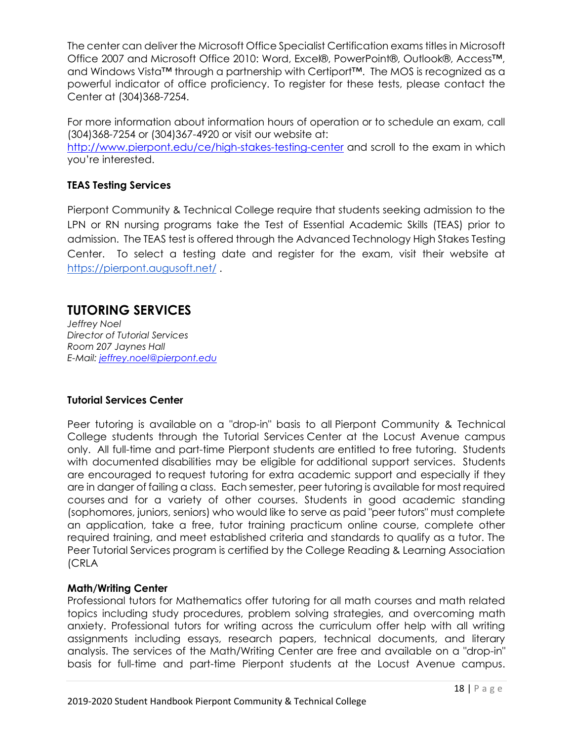The center can deliver the Microsoft Office Specialist Certification exams titles in Microsoft Office 2007 and Microsoft Office 2010: Word, Excel®, PowerPoint®, Outlook®, Access™, and Windows Vista™ through a partnership with Certiport™. The MOS is recognized as a powerful indicator of office proficiency. To register for these tests, please contact the Center at (304)368-7254.

For more information about information hours of operation or to schedule an exam, call (304)368-7254 or (304)367-4920 or visit our website at:
http://www.pierpont.edu/ce/high-stakes-testing-center and scroll to the exam in which you're interested.

### TEAS Testing Services

Pierpont Community & Technical College require that students seeking admission to the LPN or RN nursing programs take the Test of Essential Academic Skills (TEAS) prior to admission. The TEAS test is offered through the Advanced Technology High Stakes Testing Center. To select a testing date and register for the exam, visit their website at https://pierpont.augusoft.net/ .

## TUTORING SERVICES

*Jeffrey Noel*
*Director of Tutorial Services*
*Room 207 Jaynes Hall*
*E-Mail: jeffrey.noel@pierpont.edu*

### Tutorial Services Center

Peer tutoring is available on a "drop-in" basis to all Pierpont Community & Technical College students through the Tutorial Services Center at the Locust Avenue campus only. All full-time and part-time Pierpont students are entitled to free tutoring. Students with documented disabilities may be eligible for additional support services. Students are encouraged to request tutoring for extra academic support and especially if they are in danger of failing a class. Each semester, peer tutoring is available for most required courses and for a variety of other courses. Students in good academic standing (sophomores, juniors, seniors) who would like to serve as paid "peer tutors" must complete an application, take a free, tutor training practicum online course, complete other required training, and meet established criteria and standards to qualify as a tutor. The Peer Tutorial Services program is certified by the College Reading & Learning Association (CRLA

### Math/Writing Center

Professional tutors for Mathematics offer tutoring for all math courses and math related topics including study procedures, problem solving strategies, and overcoming math anxiety. Professional tutors for writing across the curriculum offer help with all writing assignments including essays, research papers, technical documents, and literary analysis. The services of the Math/Writing Center are free and available on a "drop-in" basis for full-time and part-time Pierpont students at the Locust Avenue campus.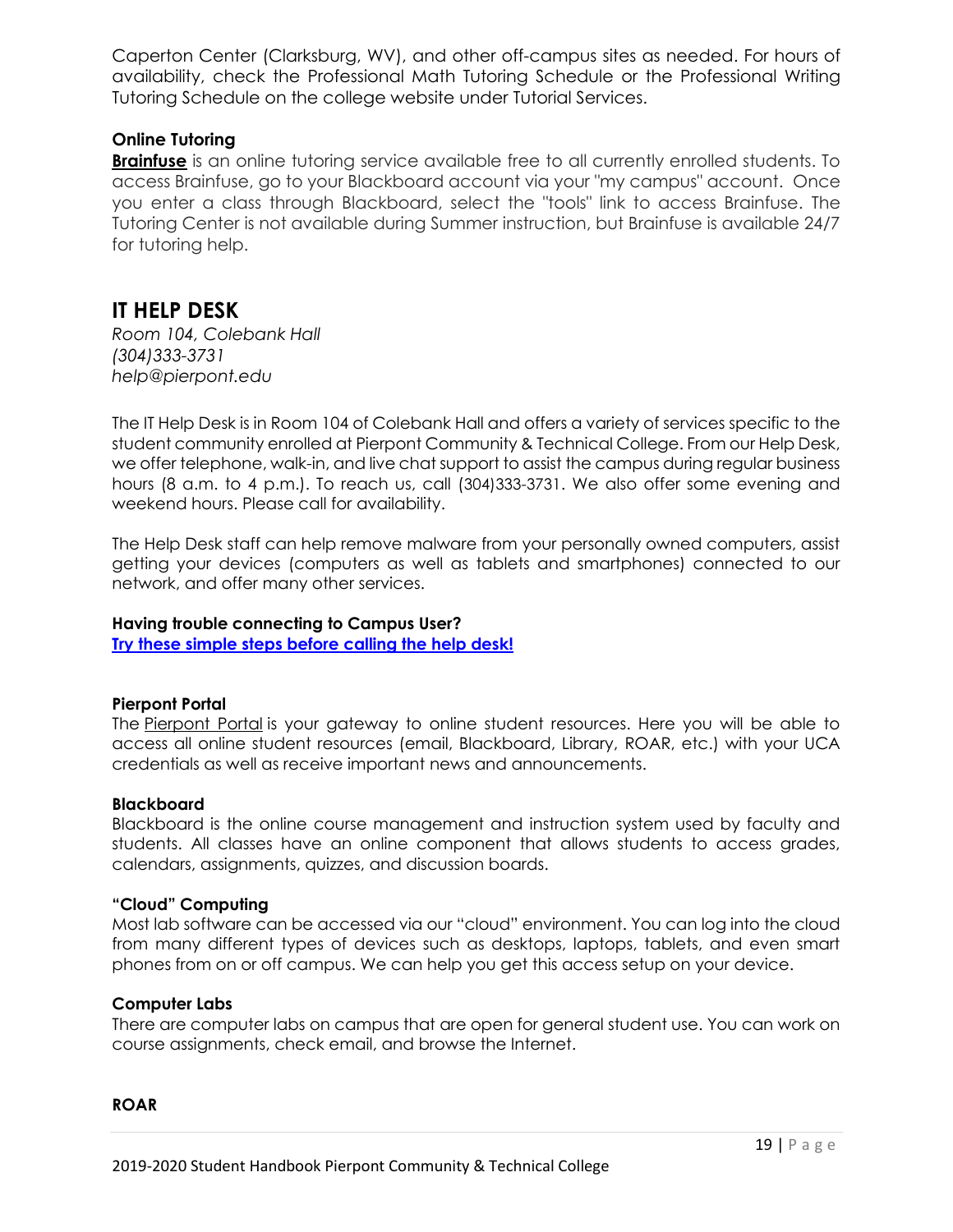Caperton Center (Clarksburg, WV), and other off-campus sites as needed. For hours of availability, check the Professional Math Tutoring Schedule or the Professional Writing Tutoring Schedule on the college website under Tutorial Services.

**Online Tutoring**

**Brainfuse** is an online tutoring service available free to all currently enrolled students. To access Brainfuse, go to your Blackboard account via your "my campus" account. Once you enter a class through Blackboard, select the "tools" link to access Brainfuse. The Tutoring Center is not available during Summer instruction, but Brainfuse is available 24/7 for tutoring help.

## IT HELP DESK

*Room 104, Colebank Hall*
*(304)333-3731*
*help@pierpont.edu*

The IT Help Desk is in Room 104 of Colebank Hall and offers a variety of services specific to the student community enrolled at Pierpont Community & Technical College. From our Help Desk, we offer telephone, walk-in, and live chat support to assist the campus during regular business hours (8 a.m. to 4 p.m.). To reach us, call (304)333-3731. We also offer some evening and weekend hours. Please call for availability.

The Help Desk staff can help remove malware from your personally owned computers, assist getting your devices (computers as well as tablets and smartphones) connected to our network, and offer many other services.

**Having trouble connecting to Campus User?**
**Try these simple steps before calling the help desk!**

**Pierpont Portal**

The Pierpont Portal is your gateway to online student resources. Here you will be able to access all online student resources (email, Blackboard, Library, ROAR, etc.) with your UCA credentials as well as receive important news and announcements.

**Blackboard**

Blackboard is the online course management and instruction system used by faculty and students. All classes have an online component that allows students to access grades, calendars, assignments, quizzes, and discussion boards.

**"Cloud" Computing**

Most lab software can be accessed via our "cloud" environment. You can log into the cloud from many different types of devices such as desktops, laptops, tablets, and even smart phones from on or off campus. We can help you get this access setup on your device.

**Computer Labs**

There are computer labs on campus that are open for general student use. You can work on course assignments, check email, and browse the Internet.

**ROAR**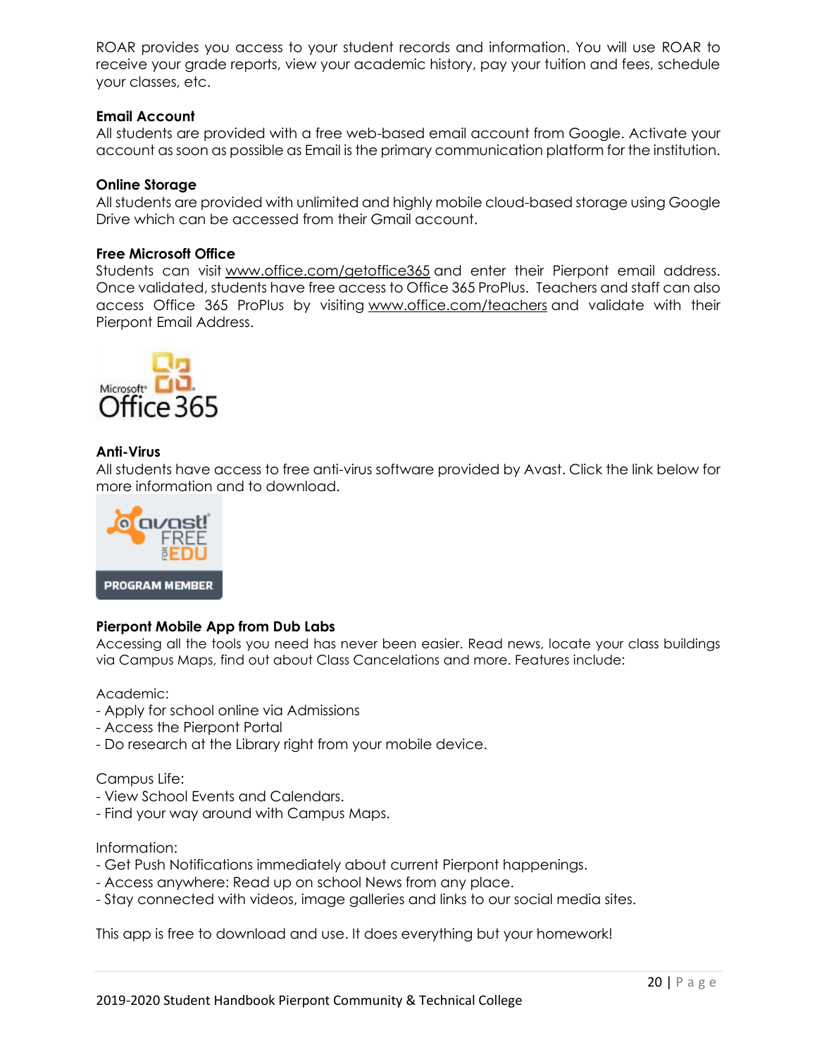ROAR provides you access to your student records and information. You will use ROAR to receive your grade reports, view your academic history, pay your tuition and fees, schedule your classes, etc.

**Email Account**

All students are provided with a free web-based email account from Google. Activate your account as soon as possible as Email is the primary communication platform for the institution.

**Online Storage**

All students are provided with unlimited and highly mobile cloud-based storage using Google Drive which can be accessed from their Gmail account.

**Free Microsoft Office**

Students can visit www.office.com/getoffice365 and enter their Pierpont email address. Once validated, students have free access to Office 365 ProPlus. Teachers and staff can also access Office 365 ProPlus by visiting www.office.com/teachers and validate with their Pierpont Email Address.

**Anti-Virus**

All students have access to free anti-virus software provided by Avast. Click the link below for more information and to download.

**Pierpont Mobile App from Dub Labs**

Accessing all the tools you need has never been easier. Read news, locate your class buildings via Campus Maps, find out about Class Cancelations and more. Features include:

Academic:
- Apply for school online via Admissions
- Access the Pierpont Portal
- Do research at the Library right from your mobile device.

Campus Life:
- View School Events and Calendars.
- Find your way around with Campus Maps.

Information:
- Get Push Notifications immediately about current Pierpont happenings.
- Access anywhere: Read up on school News from any place.
- Stay connected with videos, image galleries and links to our social media sites.

This app is free to download and use. It does everything but your homework!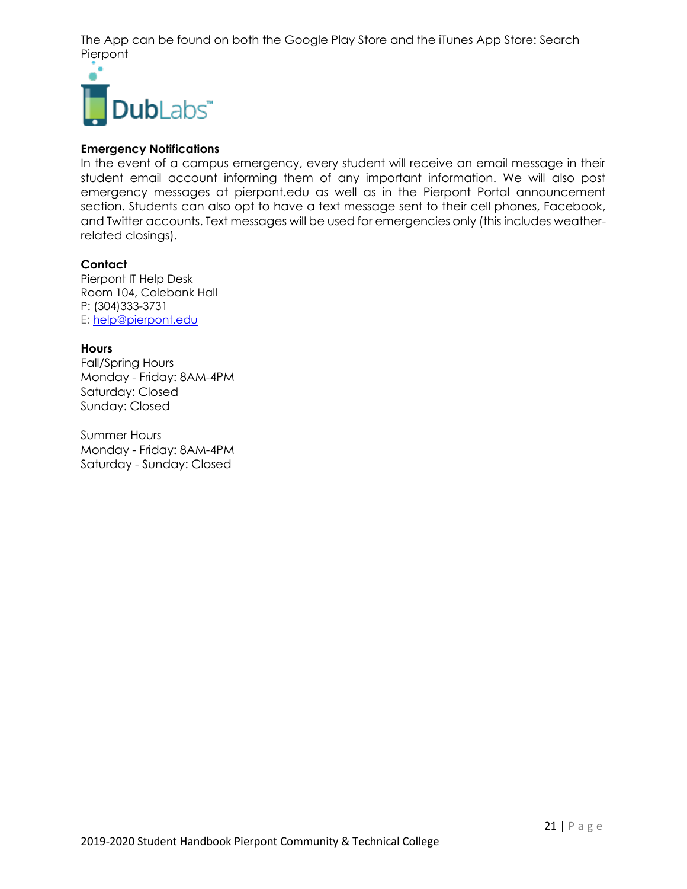The App can be found on both the Google Play Store and the iTunes App Store: Search Pierpont

DubLabs™

**Emergency Notifications**

In the event of a campus emergency, every student will receive an email message in their student email account informing them of any important information. We will also post emergency messages at pierpont.edu as well as in the Pierpont Portal announcement section. Students can also opt to have a text message sent to their cell phones, Facebook, and Twitter accounts. Text messages will be used for emergencies only (this includes weather-related closings).

**Contact**

Pierpont IT Help Desk
Room 104, Colebank Hall
P: (304)333-3731
E: help@pierpont.edu

**Hours**

Fall/Spring Hours
Monday - Friday: 8AM-4PM
Saturday: Closed
Sunday: Closed

Summer Hours
Monday - Friday: 8AM-4PM
Saturday - Sunday: Closed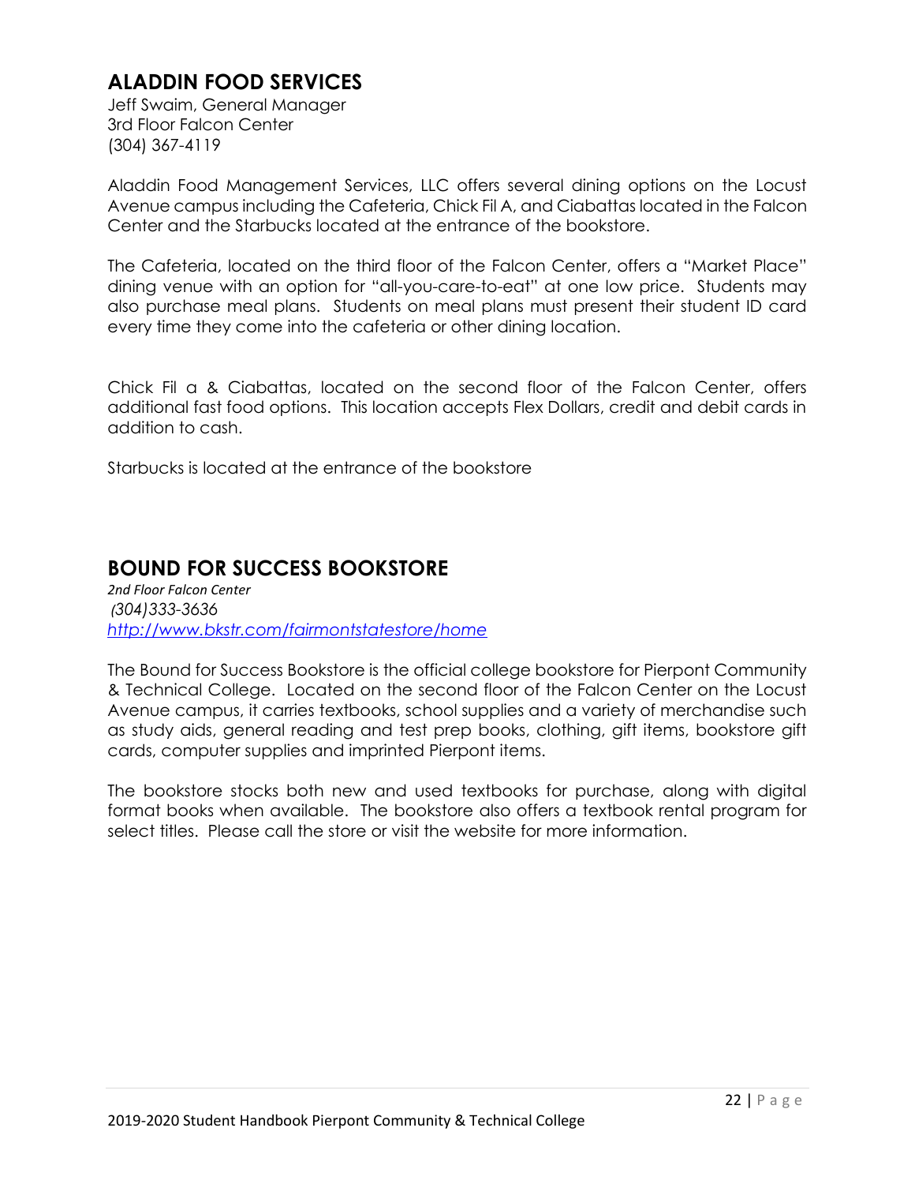## ALADDIN FOOD SERVICES

Jeff Swaim, General Manager
3rd Floor Falcon Center
(304) 367-4119

Aladdin Food Management Services, LLC offers several dining options on the Locust Avenue campus including the Cafeteria, Chick Fil A, and Ciabattas located in the Falcon Center and the Starbucks located at the entrance of the bookstore.

The Cafeteria, located on the third floor of the Falcon Center, offers a "Market Place" dining venue with an option for "all-you-care-to-eat" at one low price. Students may also purchase meal plans. Students on meal plans must present their student ID card every time they come into the cafeteria or other dining location.

Chick Fil a & Ciabattas, located on the second floor of the Falcon Center, offers additional fast food options. This location accepts Flex Dollars, credit and debit cards in addition to cash.

Starbucks is located at the entrance of the bookstore

## BOUND FOR SUCCESS BOOKSTORE

*2nd Floor Falcon Center*
*(304)333-3636*
*[http://www.bkstr.com/fairmontstatestore/home](http://www.bkstr.com/fairmontstatestore/home)*

The Bound for Success Bookstore is the official college bookstore for Pierpont Community & Technical College. Located on the second floor of the Falcon Center on the Locust Avenue campus, it carries textbooks, school supplies and a variety of merchandise such as study aids, general reading and test prep books, clothing, gift items, bookstore gift cards, computer supplies and imprinted Pierpont items.

The bookstore stocks both new and used textbooks for purchase, along with digital format books when available. The bookstore also offers a textbook rental program for select titles. Please call the store or visit the website for more information.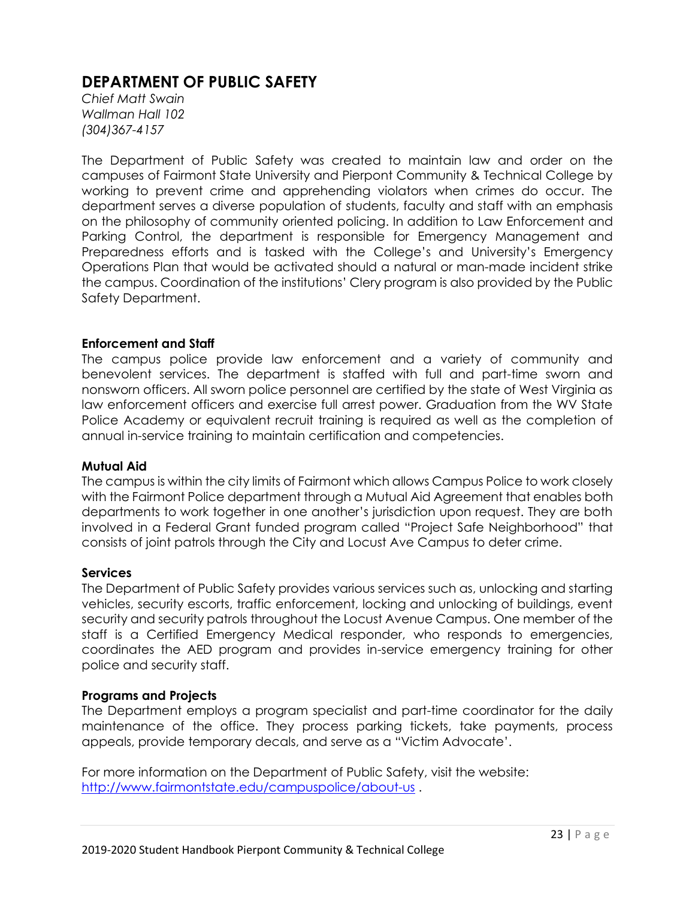## DEPARTMENT OF PUBLIC SAFETY

*Chief Matt Swain*
*Wallman Hall 102*
*(304)367-4157*

The Department of Public Safety was created to maintain law and order on the campuses of Fairmont State University and Pierpont Community & Technical College by working to prevent crime and apprehending violators when crimes do occur. The department serves a diverse population of students, faculty and staff with an emphasis on the philosophy of community oriented policing. In addition to Law Enforcement and Parking Control, the department is responsible for Emergency Management and Preparedness efforts and is tasked with the College's and University's Emergency Operations Plan that would be activated should a natural or man-made incident strike the campus. Coordination of the institutions' Clery program is also provided by the Public Safety Department.

**Enforcement and Staff**

The campus police provide law enforcement and a variety of community and benevolent services. The department is staffed with full and part-time sworn and nonsworn officers. All sworn police personnel are certified by the state of West Virginia as law enforcement officers and exercise full arrest power. Graduation from the WV State Police Academy or equivalent recruit training is required as well as the completion of annual in-service training to maintain certification and competencies.

**Mutual Aid**

The campus is within the city limits of Fairmont which allows Campus Police to work closely with the Fairmont Police department through a Mutual Aid Agreement that enables both departments to work together in one another's jurisdiction upon request. They are both involved in a Federal Grant funded program called "Project Safe Neighborhood" that consists of joint patrols through the City and Locust Ave Campus to deter crime.

**Services**

The Department of Public Safety provides various services such as, unlocking and starting vehicles, security escorts, traffic enforcement, locking and unlocking of buildings, event security and security patrols throughout the Locust Avenue Campus. One member of the staff is a Certified Emergency Medical responder, who responds to emergencies, coordinates the AED program and provides in-service emergency training for other police and security staff.

**Programs and Projects**

The Department employs a program specialist and part-time coordinator for the daily maintenance of the office. They process parking tickets, take payments, process appeals, provide temporary decals, and serve as a "Victim Advocate'.

For more information on the Department of Public Safety, visit the website: [http://www.fairmontstate.edu/campuspolice/about-us](http://www.fairmontstate.edu/campuspolice/about-us) .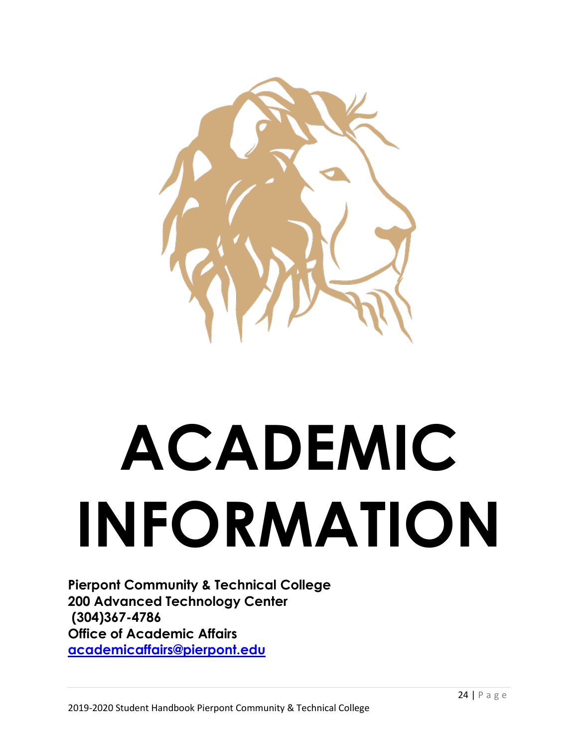# ACADEMIC INFORMATION

**Pierpont Community & Technical College**
**200 Advanced Technology Center**
**(304)367-4786**
**Office of Academic Affairs**
**[academicaffairs@pierpont.edu](mailto:academicaffairs@pierpont.edu)**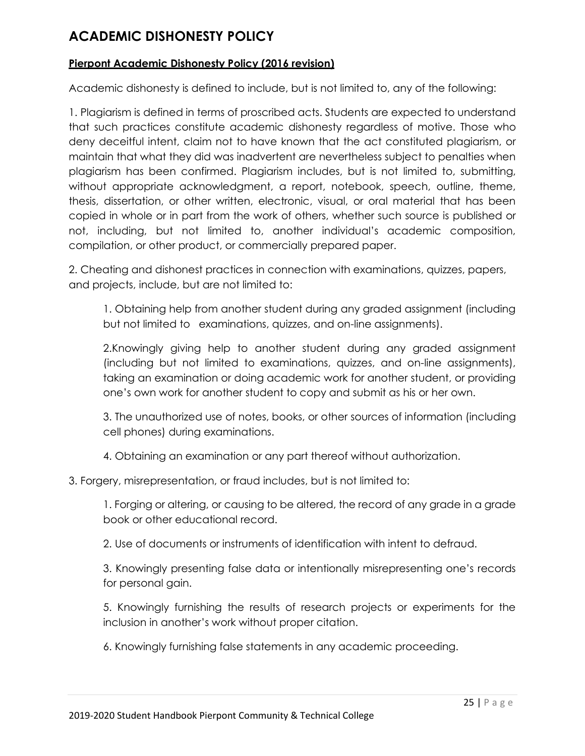# ACADEMIC DISHONESTY POLICY

**Pierpont Academic Dishonesty Policy (2016 revision)**

Academic dishonesty is defined to include, but is not limited to, any of the following:

1. Plagiarism is defined in terms of proscribed acts. Students are expected to understand that such practices constitute academic dishonesty regardless of motive. Those who deny deceitful intent, claim not to have known that the act constituted plagiarism, or maintain that what they did was inadvertent are nevertheless subject to penalties when plagiarism has been confirmed. Plagiarism includes, but is not limited to, submitting, without appropriate acknowledgment, a report, notebook, speech, outline, theme, thesis, dissertation, or other written, electronic, visual, or oral material that has been copied in whole or in part from the work of others, whether such source is published or not, including, but not limited to, another individual's academic composition, compilation, or other product, or commercially prepared paper.

2. Cheating and dishonest practices in connection with examinations, quizzes, papers, and projects, include, but are not limited to:

    1. Obtaining help from another student during any graded assignment (including but not limited to examinations, quizzes, and on-line assignments).

    2. Knowingly giving help to another student during any graded assignment (including but not limited to examinations, quizzes, and on-line assignments), taking an examination or doing academic work for another student, or providing one's own work for another student to copy and submit as his or her own.

    3. The unauthorized use of notes, books, or other sources of information (including cell phones) during examinations.

    4. Obtaining an examination or any part thereof without authorization.

3. Forgery, misrepresentation, or fraud includes, but is not limited to:

    1. Forging or altering, or causing to be altered, the record of any grade in a grade book or other educational record.

    2. Use of documents or instruments of identification with intent to defraud.

    3. Knowingly presenting false data or intentionally misrepresenting one's records for personal gain.

    5. Knowingly furnishing the results of research projects or experiments for the inclusion in another's work without proper citation.

    6. Knowingly furnishing false statements in any academic proceeding.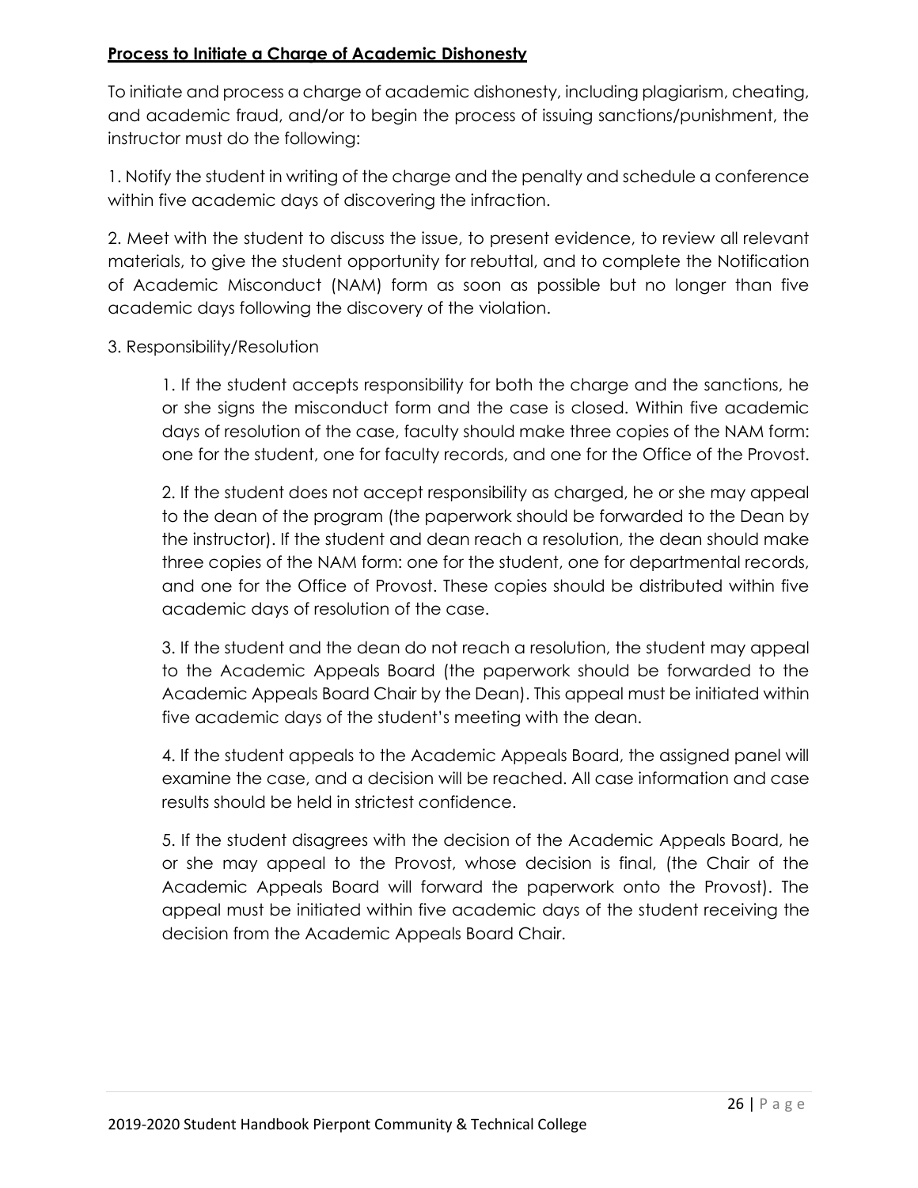**Process to Initiate a Charge of Academic Dishonesty**

To initiate and process a charge of academic dishonesty, including plagiarism, cheating, and academic fraud, and/or to begin the process of issuing sanctions/punishment, the instructor must do the following:

1. Notify the student in writing of the charge and the penalty and schedule a conference within five academic days of discovering the infraction.

2. Meet with the student to discuss the issue, to present evidence, to review all relevant materials, to give the student opportunity for rebuttal, and to complete the Notification of Academic Misconduct (NAM) form as soon as possible but no longer than five academic days following the discovery of the violation.

3. Responsibility/Resolution

    1. If the student accepts responsibility for both the charge and the sanctions, he or she signs the misconduct form and the case is closed. Within five academic days of resolution of the case, faculty should make three copies of the NAM form: one for the student, one for faculty records, and one for the Office of the Provost.

    2. If the student does not accept responsibility as charged, he or she may appeal to the dean of the program (the paperwork should be forwarded to the Dean by the instructor). If the student and dean reach a resolution, the dean should make three copies of the NAM form: one for the student, one for departmental records, and one for the Office of Provost. These copies should be distributed within five academic days of resolution of the case.

    3. If the student and the dean do not reach a resolution, the student may appeal to the Academic Appeals Board (the paperwork should be forwarded to the Academic Appeals Board Chair by the Dean). This appeal must be initiated within five academic days of the student's meeting with the dean.

    4. If the student appeals to the Academic Appeals Board, the assigned panel will examine the case, and a decision will be reached. All case information and case results should be held in strictest confidence.

    5. If the student disagrees with the decision of the Academic Appeals Board, he or she may appeal to the Provost, whose decision is final, (the Chair of the Academic Appeals Board will forward the paperwork onto the Provost). The appeal must be initiated within five academic days of the student receiving the decision from the Academic Appeals Board Chair.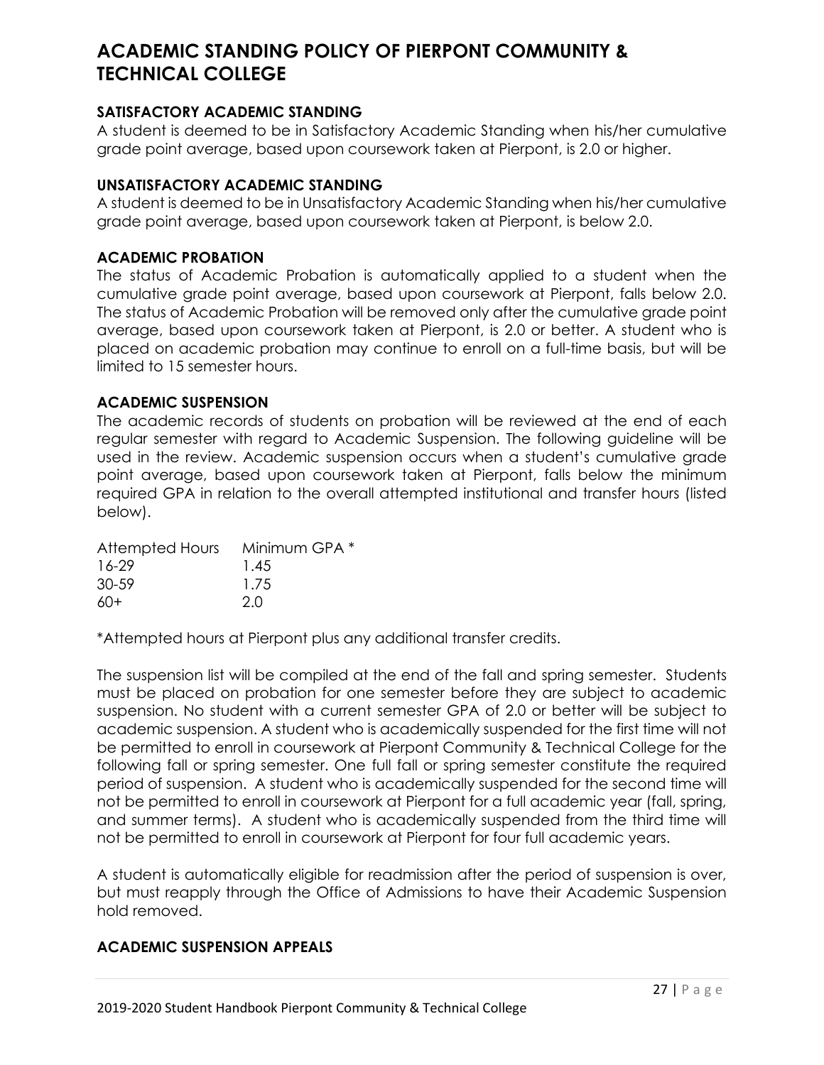# ACADEMIC STANDING POLICY OF PIERPONT COMMUNITY & TECHNICAL COLLEGE

### SATISFACTORY ACADEMIC STANDING

A student is deemed to be in Satisfactory Academic Standing when his/her cumulative grade point average, based upon coursework taken at Pierpont, is 2.0 or higher.

### UNSATISFACTORY ACADEMIC STANDING

A student is deemed to be in Unsatisfactory Academic Standing when his/her cumulative grade point average, based upon coursework taken at Pierpont, is below 2.0.

### ACADEMIC PROBATION

The status of Academic Probation is automatically applied to a student when the cumulative grade point average, based upon coursework at Pierpont, falls below 2.0. The status of Academic Probation will be removed only after the cumulative grade point average, based upon coursework taken at Pierpont, is 2.0 or better. A student who is placed on academic probation may continue to enroll on a full-time basis, but will be limited to 15 semester hours.

### ACADEMIC SUSPENSION

The academic records of students on probation will be reviewed at the end of each regular semester with regard to Academic Suspension. The following guideline will be used in the review. Academic suspension occurs when a student's cumulative grade point average, based upon coursework taken at Pierpont, falls below the minimum required GPA in relation to the overall attempted institutional and transfer hours (listed below).

| Attempted Hours | Minimum GPA * |
|---|---|
| 16-29 | 1.45 |
| 30-59 | 1.75 |
| 60+ | 2.0 |

*Attempted hours at Pierpont plus any additional transfer credits.

The suspension list will be compiled at the end of the fall and spring semester. Students must be placed on probation for one semester before they are subject to academic suspension. No student with a current semester GPA of 2.0 or better will be subject to academic suspension. A student who is academically suspended for the first time will not be permitted to enroll in coursework at Pierpont Community & Technical College for the following fall or spring semester. One full fall or spring semester constitute the required period of suspension. A student who is academically suspended for the second time will not be permitted to enroll in coursework at Pierpont for a full academic year (fall, spring, and summer terms). A student who is academically suspended from the third time will not be permitted to enroll in coursework at Pierpont for four full academic years.

A student is automatically eligible for readmission after the period of suspension is over, but must reapply through the Office of Admissions to have their Academic Suspension hold removed.

### ACADEMIC SUSPENSION APPEALS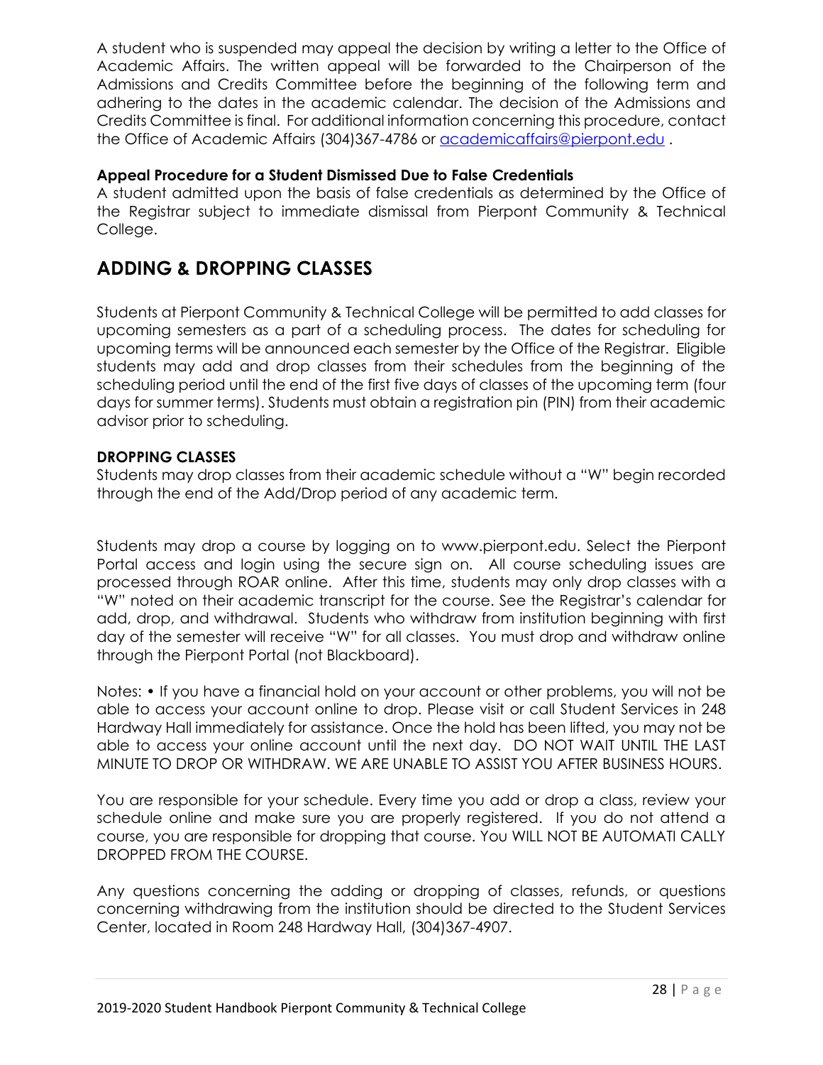A student who is suspended may appeal the decision by writing a letter to the Office of Academic Affairs. The written appeal will be forwarded to the Chairperson of the Admissions and Credits Committee before the beginning of the following term and adhering to the dates in the academic calendar. The decision of the Admissions and Credits Committee is final. For additional information concerning this procedure, contact the Office of Academic Affairs (304)367-4786 or academicaffairs@pierpont.edu .

**Appeal Procedure for a Student Dismissed Due to False Credentials**

A student admitted upon the basis of false credentials as determined by the Office of the Registrar subject to immediate dismissal from Pierpont Community & Technical College.

## ADDING & DROPPING CLASSES

Students at Pierpont Community & Technical College will be permitted to add classes for upcoming semesters as a part of a scheduling process. The dates for scheduling for upcoming terms will be announced each semester by the Office of the Registrar. Eligible students may add and drop classes from their schedules from the beginning of the scheduling period until the end of the first five days of classes of the upcoming term (four days for summer terms). Students must obtain a registration pin (PIN) from their academic advisor prior to scheduling.

**DROPPING CLASSES**

Students may drop classes from their academic schedule without a "W" begin recorded through the end of the Add/Drop period of any academic term.

Students may drop a course by logging on to www.pierpont.edu. Select the Pierpont Portal access and login using the secure sign on. All course scheduling issues are processed through ROAR online. After this time, students may only drop classes with a "W" noted on their academic transcript for the course. See the Registrar's calendar for add, drop, and withdrawal. Students who withdraw from institution beginning with first day of the semester will receive "W" for all classes. You must drop and withdraw online through the Pierpont Portal (not Blackboard).

Notes: • If you have a financial hold on your account or other problems, you will not be able to access your account online to drop. Please visit or call Student Services in 248 Hardway Hall immediately for assistance. Once the hold has been lifted, you may not be able to access your online account until the next day. DO NOT WAIT UNTIL THE LAST MINUTE TO DROP OR WITHDRAW. WE ARE UNABLE TO ASSIST YOU AFTER BUSINESS HOURS.

You are responsible for your schedule. Every time you add or drop a class, review your schedule online and make sure you are properly registered. If you do not attend a course, you are responsible for dropping that course. You WILL NOT BE AUTOMATI CALLY DROPPED FROM THE COURSE.

Any questions concerning the adding or dropping of classes, refunds, or questions concerning withdrawing from the institution should be directed to the Student Services Center, located in Room 248 Hardway Hall, (304)367-4907.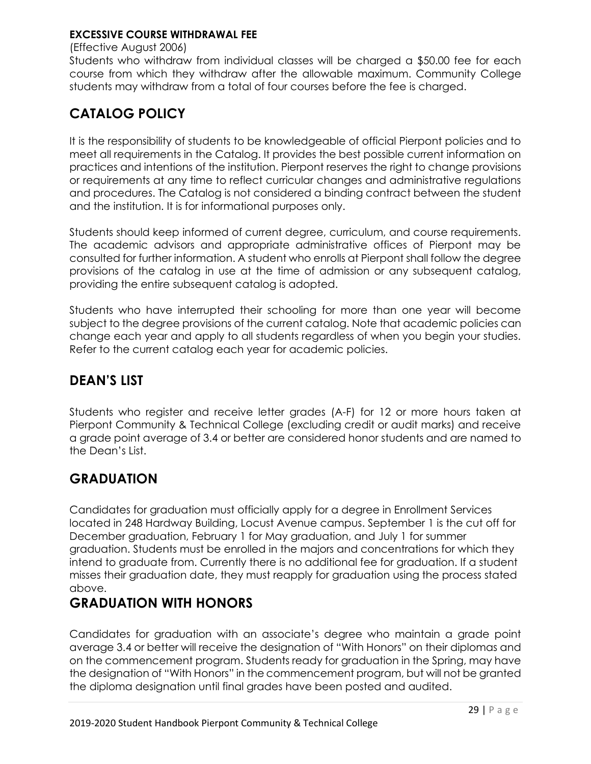**EXCESSIVE COURSE WITHDRAWAL FEE**

(Effective August 2006)

Students who withdraw from individual classes will be charged a $50.00 fee for each course from which they withdraw after the allowable maximum. Community College students may withdraw from a total of four courses before the fee is charged.

## CATALOG POLICY

It is the responsibility of students to be knowledgeable of official Pierpont policies and to meet all requirements in the Catalog. It provides the best possible current information on practices and intentions of the institution. Pierpont reserves the right to change provisions or requirements at any time to reflect curricular changes and administrative regulations and procedures. The Catalog is not considered a binding contract between the student and the institution. It is for informational purposes only.

Students should keep informed of current degree, curriculum, and course requirements. The academic advisors and appropriate administrative offices of Pierpont may be consulted for further information. A student who enrolls at Pierpont shall follow the degree provisions of the catalog in use at the time of admission or any subsequent catalog, providing the entire subsequent catalog is adopted.

Students who have interrupted their schooling for more than one year will become subject to the degree provisions of the current catalog. Note that academic policies can change each year and apply to all students regardless of when you begin your studies. Refer to the current catalog each year for academic policies.

## DEAN'S LIST

Students who register and receive letter grades (A-F) for 12 or more hours taken at Pierpont Community & Technical College (excluding credit or audit marks) and receive a grade point average of 3.4 or better are considered honor students and are named to the Dean's List.

## GRADUATION

Candidates for graduation must officially apply for a degree in Enrollment Services located in 248 Hardway Building, Locust Avenue campus. September 1 is the cut off for December graduation, February 1 for May graduation, and July 1 for summer graduation. Students must be enrolled in the majors and concentrations for which they intend to graduate from. Currently there is no additional fee for graduation. If a student misses their graduation date, they must reapply for graduation using the process stated above.

## GRADUATION WITH HONORS

Candidates for graduation with an associate's degree who maintain a grade point average 3.4 or better will receive the designation of "With Honors" on their diplomas and on the commencement program. Students ready for graduation in the Spring, may have the designation of "With Honors" in the commencement program, but will not be granted the diploma designation until final grades have been posted and audited.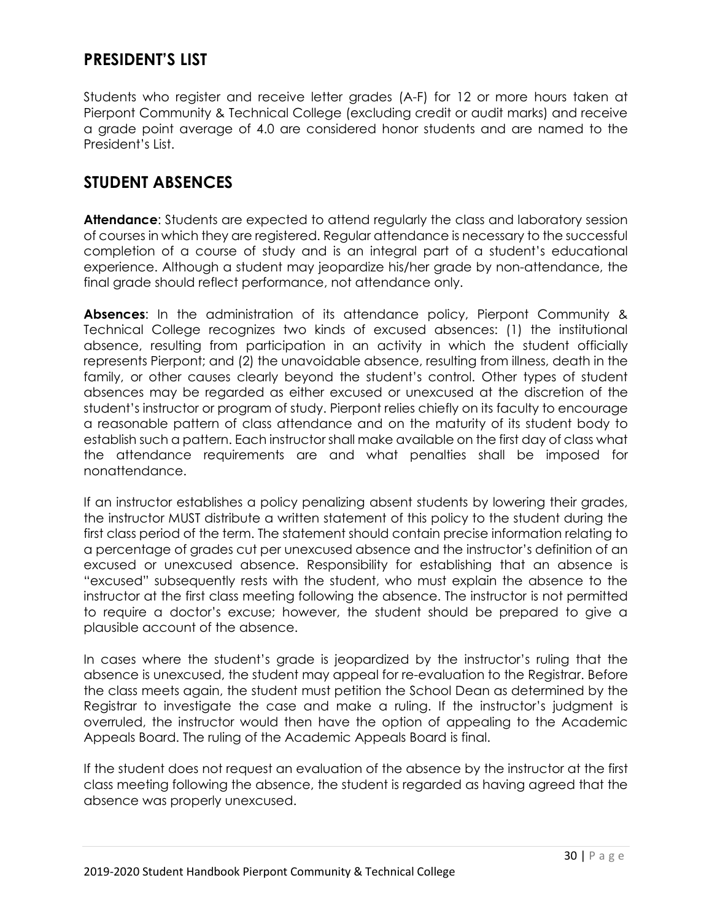## PRESIDENT'S LIST

Students who register and receive letter grades (A-F) for 12 or more hours taken at Pierpont Community & Technical College (excluding credit or audit marks) and receive a grade point average of 4.0 are considered honor students and are named to the President's List.

## STUDENT ABSENCES

**Attendance**: Students are expected to attend regularly the class and laboratory session of courses in which they are registered. Regular attendance is necessary to the successful completion of a course of study and is an integral part of a student's educational experience. Although a student may jeopardize his/her grade by non-attendance, the final grade should reflect performance, not attendance only.

**Absences**: In the administration of its attendance policy, Pierpont Community & Technical College recognizes two kinds of excused absences: (1) the institutional absence, resulting from participation in an activity in which the student officially represents Pierpont; and (2) the unavoidable absence, resulting from illness, death in the family, or other causes clearly beyond the student's control. Other types of student absences may be regarded as either excused or unexcused at the discretion of the student's instructor or program of study. Pierpont relies chiefly on its faculty to encourage a reasonable pattern of class attendance and on the maturity of its student body to establish such a pattern. Each instructor shall make available on the first day of class what the attendance requirements are and what penalties shall be imposed for nonattendance.

If an instructor establishes a policy penalizing absent students by lowering their grades, the instructor MUST distribute a written statement of this policy to the student during the first class period of the term. The statement should contain precise information relating to a percentage of grades cut per unexcused absence and the instructor's definition of an excused or unexcused absence. Responsibility for establishing that an absence is "excused" subsequently rests with the student, who must explain the absence to the instructor at the first class meeting following the absence. The instructor is not permitted to require a doctor's excuse; however, the student should be prepared to give a plausible account of the absence.

In cases where the student's grade is jeopardized by the instructor's ruling that the absence is unexcused, the student may appeal for re-evaluation to the Registrar. Before the class meets again, the student must petition the School Dean as determined by the Registrar to investigate the case and make a ruling. If the instructor's judgment is overruled, the instructor would then have the option of appealing to the Academic Appeals Board. The ruling of the Academic Appeals Board is final.

If the student does not request an evaluation of the absence by the instructor at the first class meeting following the absence, the student is regarded as having agreed that the absence was properly unexcused.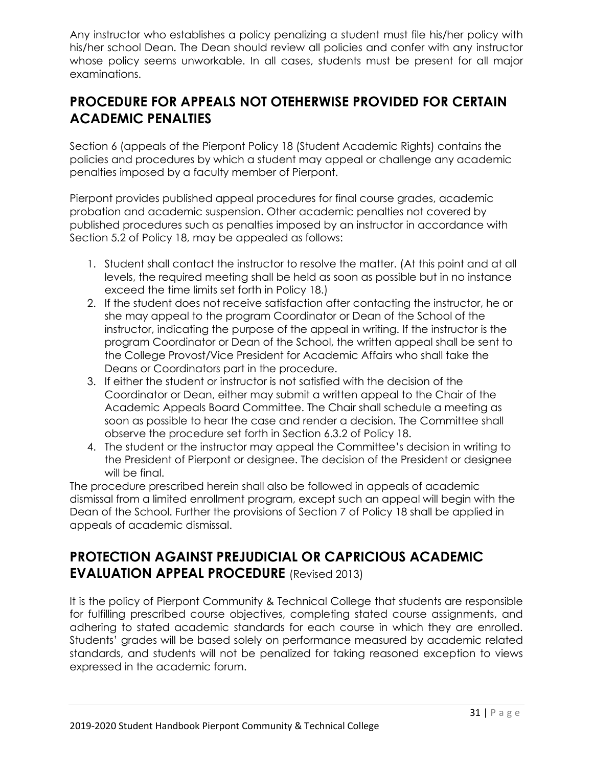Any instructor who establishes a policy penalizing a student must file his/her policy with his/her school Dean. The Dean should review all policies and confer with any instructor whose policy seems unworkable. In all cases, students must be present for all major examinations.

## PROCEDURE FOR APPEALS NOT OTEHERWISE PROVIDED FOR CERTAIN ACADEMIC PENALTIES

Section 6 (appeals of the Pierpont Policy 18 (Student Academic Rights) contains the policies and procedures by which a student may appeal or challenge any academic penalties imposed by a faculty member of Pierpont.

Pierpont provides published appeal procedures for final course grades, academic probation and academic suspension. Other academic penalties not covered by published procedures such as penalties imposed by an instructor in accordance with Section 5.2 of Policy 18, may be appealed as follows:

1. Student shall contact the instructor to resolve the matter. (At this point and at all levels, the required meeting shall be held as soon as possible but in no instance exceed the time limits set forth in Policy 18.)
2. If the student does not receive satisfaction after contacting the instructor, he or she may appeal to the program Coordinator or Dean of the School of the instructor, indicating the purpose of the appeal in writing. If the instructor is the program Coordinator or Dean of the School, the written appeal shall be sent to the College Provost/Vice President for Academic Affairs who shall take the Deans or Coordinators part in the procedure.
3. If either the student or instructor is not satisfied with the decision of the Coordinator or Dean, either may submit a written appeal to the Chair of the Academic Appeals Board Committee. The Chair shall schedule a meeting as soon as possible to hear the case and render a decision. The Committee shall observe the procedure set forth in Section 6.3.2 of Policy 18.
4. The student or the instructor may appeal the Committee's decision in writing to the President of Pierpont or designee. The decision of the President or designee will be final.

The procedure prescribed herein shall also be followed in appeals of academic dismissal from a limited enrollment program, except such an appeal will begin with the Dean of the School. Further the provisions of Section 7 of Policy 18 shall be applied in appeals of academic dismissal.

## PROTECTION AGAINST PREJUDICIAL OR CAPRICIOUS ACADEMIC EVALUATION APPEAL PROCEDURE (Revised 2013)

It is the policy of Pierpont Community & Technical College that students are responsible for fulfilling prescribed course objectives, completing stated course assignments, and adhering to stated academic standards for each course in which they are enrolled. Students' grades will be based solely on performance measured by academic related standards, and students will not be penalized for taking reasoned exception to views expressed in the academic forum.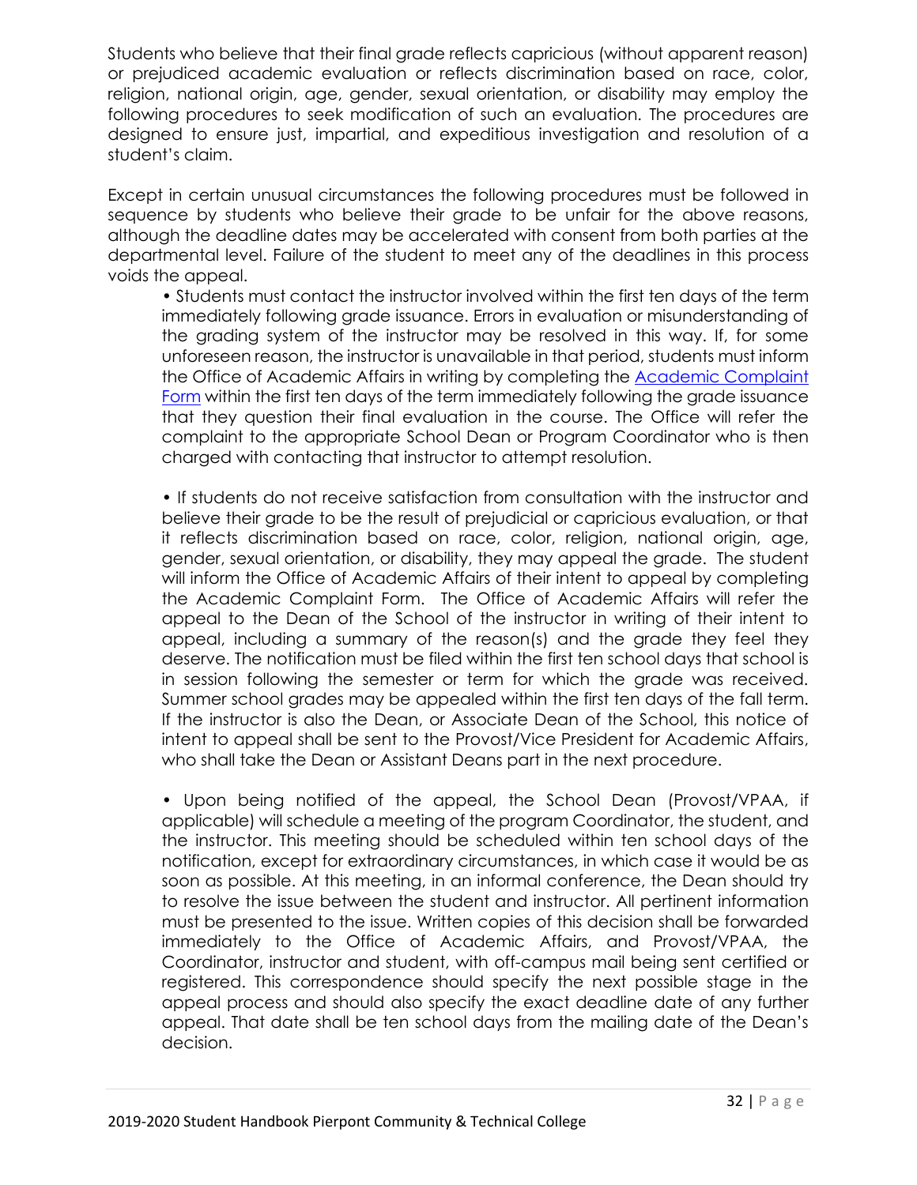Students who believe that their final grade reflects capricious (without apparent reason) or prejudiced academic evaluation or reflects discrimination based on race, color, religion, national origin, age, gender, sexual orientation, or disability may employ the following procedures to seek modification of such an evaluation. The procedures are designed to ensure just, impartial, and expeditious investigation and resolution of a student's claim.

Except in certain unusual circumstances the following procedures must be followed in sequence by students who believe their grade to be unfair for the above reasons, although the deadline dates may be accelerated with consent from both parties at the departmental level. Failure of the student to meet any of the deadlines in this process voids the appeal.

- Students must contact the instructor involved within the first ten days of the term immediately following grade issuance. Errors in evaluation or misunderstanding of the grading system of the instructor may be resolved in this way. If, for some unforeseen reason, the instructor is unavailable in that period, students must inform the Office of Academic Affairs in writing by completing the Academic Complaint Form within the first ten days of the term immediately following the grade issuance that they question their final evaluation in the course. The Office will refer the complaint to the appropriate School Dean or Program Coordinator who is then charged with contacting that instructor to attempt resolution.

- If students do not receive satisfaction from consultation with the instructor and believe their grade to be the result of prejudicial or capricious evaluation, or that it reflects discrimination based on race, color, religion, national origin, age, gender, sexual orientation, or disability, they may appeal the grade. The student will inform the Office of Academic Affairs of their intent to appeal by completing the Academic Complaint Form. The Office of Academic Affairs will refer the appeal to the Dean of the School of the instructor in writing of their intent to appeal, including a summary of the reason(s) and the grade they feel they deserve. The notification must be filed within the first ten school days that school is in session following the semester or term for which the grade was received. Summer school grades may be appealed within the first ten days of the fall term. If the instructor is also the Dean, or Associate Dean of the School, this notice of intent to appeal shall be sent to the Provost/Vice President for Academic Affairs, who shall take the Dean or Assistant Deans part in the next procedure.

- Upon being notified of the appeal, the School Dean (Provost/VPAA, if applicable) will schedule a meeting of the program Coordinator, the student, and the instructor. This meeting should be scheduled within ten school days of the notification, except for extraordinary circumstances, in which case it would be as soon as possible. At this meeting, in an informal conference, the Dean should try to resolve the issue between the student and instructor. All pertinent information must be presented to the issue. Written copies of this decision shall be forwarded immediately to the Office of Academic Affairs, and Provost/VPAA, the Coordinator, instructor and student, with off-campus mail being sent certified or registered. This correspondence should specify the next possible stage in the appeal process and should also specify the exact deadline date of any further appeal. That date shall be ten school days from the mailing date of the Dean's decision.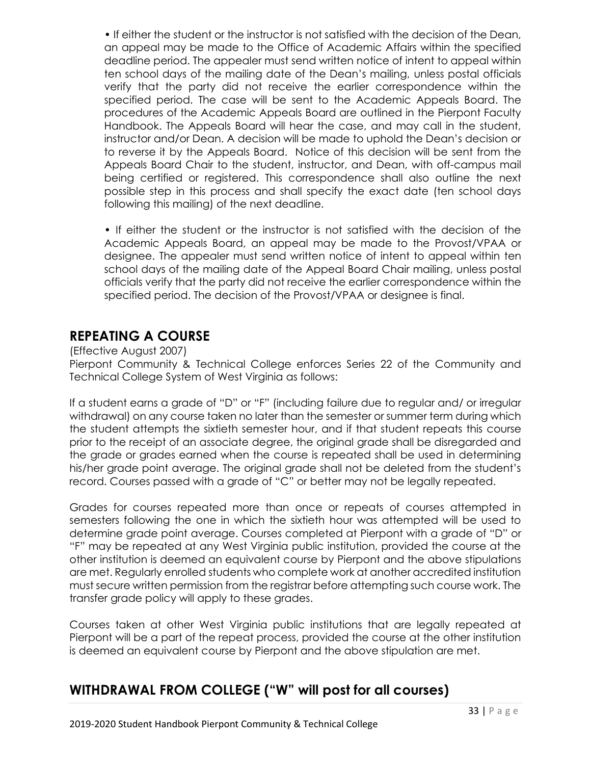- If either the student or the instructor is not satisfied with the decision of the Dean, an appeal may be made to the Office of Academic Affairs within the specified deadline period. The appealer must send written notice of intent to appeal within ten school days of the mailing date of the Dean's mailing, unless postal officials verify that the party did not receive the earlier correspondence within the specified period. The case will be sent to the Academic Appeals Board. The procedures of the Academic Appeals Board are outlined in the Pierpont Faculty Handbook. The Appeals Board will hear the case, and may call in the student, instructor and/or Dean. A decision will be made to uphold the Dean's decision or to reverse it by the Appeals Board. Notice of this decision will be sent from the Appeals Board Chair to the student, instructor, and Dean, with off-campus mail being certified or registered. This correspondence shall also outline the next possible step in this process and shall specify the exact date (ten school days following this mailing) of the next deadline.

- If either the student or the instructor is not satisfied with the decision of the Academic Appeals Board, an appeal may be made to the Provost/VPAA or designee. The appealer must send written notice of intent to appeal within ten school days of the mailing date of the Appeal Board Chair mailing, unless postal officials verify that the party did not receive the earlier correspondence within the specified period. The decision of the Provost/VPAA or designee is final.

## REPEATING A COURSE

(Effective August 2007)
Pierpont Community & Technical College enforces Series 22 of the Community and Technical College System of West Virginia as follows:

If a student earns a grade of "D" or "F" (including failure due to regular and/ or irregular withdrawal) on any course taken no later than the semester or summer term during which the student attempts the sixtieth semester hour, and if that student repeats this course prior to the receipt of an associate degree, the original grade shall be disregarded and the grade or grades earned when the course is repeated shall be used in determining his/her grade point average. The original grade shall not be deleted from the student's record. Courses passed with a grade of "C" or better may not be legally repeated.

Grades for courses repeated more than once or repeats of courses attempted in semesters following the one in which the sixtieth hour was attempted will be used to determine grade point average. Courses completed at Pierpont with a grade of "D" or "F" may be repeated at any West Virginia public institution, provided the course at the other institution is deemed an equivalent course by Pierpont and the above stipulations are met. Regularly enrolled students who complete work at another accredited institution must secure written permission from the registrar before attempting such course work. The transfer grade policy will apply to these grades.

Courses taken at other West Virginia public institutions that are legally repeated at Pierpont will be a part of the repeat process, provided the course at the other institution is deemed an equivalent course by Pierpont and the above stipulation are met.

## WITHDRAWAL FROM COLLEGE ("W" will post for all courses)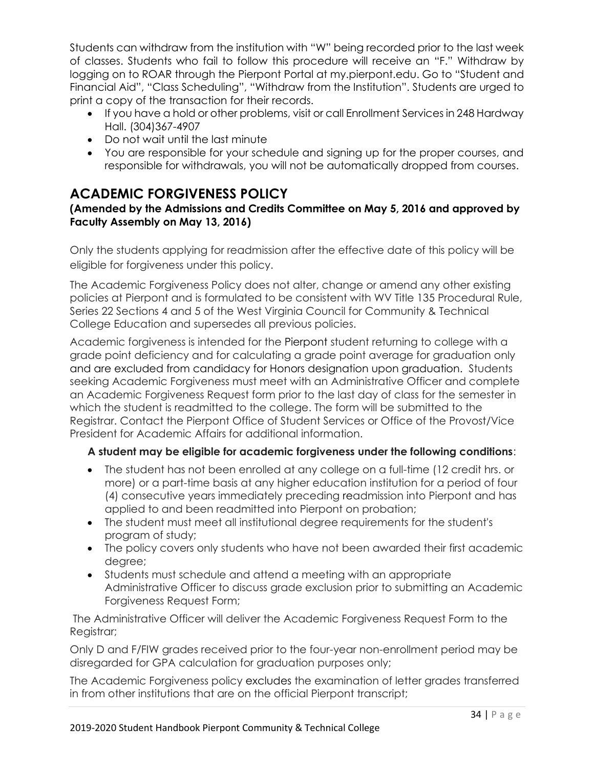Students can withdraw from the institution with "W" being recorded prior to the last week of classes. Students who fail to follow this procedure will receive an "F." Withdraw by logging on to ROAR through the Pierpont Portal at my.pierpont.edu. Go to "Student and Financial Aid", "Class Scheduling", "Withdraw from the Institution". Students are urged to print a copy of the transaction for their records.

- If you have a hold or other problems, visit or call Enrollment Services in 248 Hardway Hall. (304)367-4907
- Do not wait until the last minute
- You are responsible for your schedule and signing up for the proper courses, and responsible for withdrawals, you will not be automatically dropped from courses.

## ACADEMIC FORGIVENESS POLICY

**(Amended by the Admissions and Credits Committee on May 5, 2016 and approved by Faculty Assembly on May 13, 2016)**

Only the students applying for readmission after the effective date of this policy will be eligible for forgiveness under this policy.

The Academic Forgiveness Policy does not alter, change or amend any other existing policies at Pierpont and is formulated to be consistent with WV Title 135 Procedural Rule, Series 22 Sections 4 and 5 of the West Virginia Council for Community & Technical College Education and supersedes all previous policies.

Academic forgiveness is intended for the Pierpont student returning to college with a grade point deficiency and for calculating a grade point average for graduation only and are excluded from candidacy for Honors designation upon graduation. Students seeking Academic Forgiveness must meet with an Administrative Officer and complete an Academic Forgiveness Request form prior to the last day of class for the semester in which the student is readmitted to the college. The form will be submitted to the Registrar. Contact the Pierpont Office of Student Services or Office of the Provost/Vice President for Academic Affairs for additional information.

**A student may be eligible for academic forgiveness under the following conditions**:

- The student has not been enrolled at any college on a full-time (12 credit hrs. or more) or a part-time basis at any higher education institution for a period of four (4) consecutive years immediately preceding readmission into Pierpont and has applied to and been readmitted into Pierpont on probation;
- The student must meet all institutional degree requirements for the student's program of study;
- The policy covers only students who have not been awarded their first academic degree;
- Students must schedule and attend a meeting with an appropriate Administrative Officer to discuss grade exclusion prior to submitting an Academic Forgiveness Request Form;

The Administrative Officer will deliver the Academic Forgiveness Request Form to the Registrar;

Only D and F/FIW grades received prior to the four-year non-enrollment period may be disregarded for GPA calculation for graduation purposes only;

The Academic Forgiveness policy excludes the examination of letter grades transferred in from other institutions that are on the official Pierpont transcript;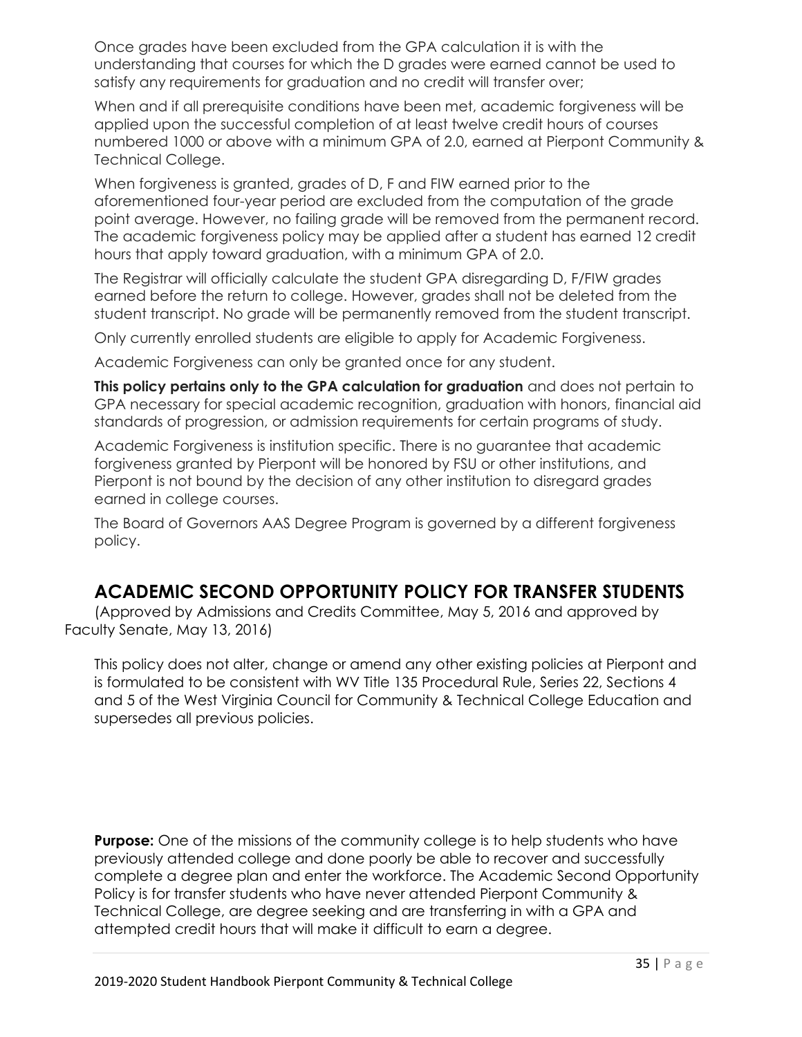Once grades have been excluded from the GPA calculation it is with the understanding that courses for which the D grades were earned cannot be used to satisfy any requirements for graduation and no credit will transfer over;

When and if all prerequisite conditions have been met, academic forgiveness will be applied upon the successful completion of at least twelve credit hours of courses numbered 1000 or above with a minimum GPA of 2.0, earned at Pierpont Community & Technical College.

When forgiveness is granted, grades of D, F and FIW earned prior to the aforementioned four-year period are excluded from the computation of the grade point average. However, no failing grade will be removed from the permanent record. The academic forgiveness policy may be applied after a student has earned 12 credit hours that apply toward graduation, with a minimum GPA of 2.0.

The Registrar will officially calculate the student GPA disregarding D, F/FIW grades earned before the return to college. However, grades shall not be deleted from the student transcript. No grade will be permanently removed from the student transcript.

Only currently enrolled students are eligible to apply for Academic Forgiveness.

Academic Forgiveness can only be granted once for any student.

**This policy pertains only to the GPA calculation for graduation** and does not pertain to GPA necessary for special academic recognition, graduation with honors, financial aid standards of progression, or admission requirements for certain programs of study.

Academic Forgiveness is institution specific. There is no guarantee that academic forgiveness granted by Pierpont will be honored by FSU or other institutions, and Pierpont is not bound by the decision of any other institution to disregard grades earned in college courses.

The Board of Governors AAS Degree Program is governed by a different forgiveness policy.

## ACADEMIC SECOND OPPORTUNITY POLICY FOR TRANSFER STUDENTS

(Approved by Admissions and Credits Committee, May 5, 2016 and approved by Faculty Senate, May 13, 2016)

This policy does not alter, change or amend any other existing policies at Pierpont and is formulated to be consistent with WV Title 135 Procedural Rule, Series 22, Sections 4 and 5 of the West Virginia Council for Community & Technical College Education and supersedes all previous policies.

**Purpose:** One of the missions of the community college is to help students who have previously attended college and done poorly be able to recover and successfully complete a degree plan and enter the workforce. The Academic Second Opportunity Policy is for transfer students who have never attended Pierpont Community & Technical College, are degree seeking and are transferring in with a GPA and attempted credit hours that will make it difficult to earn a degree.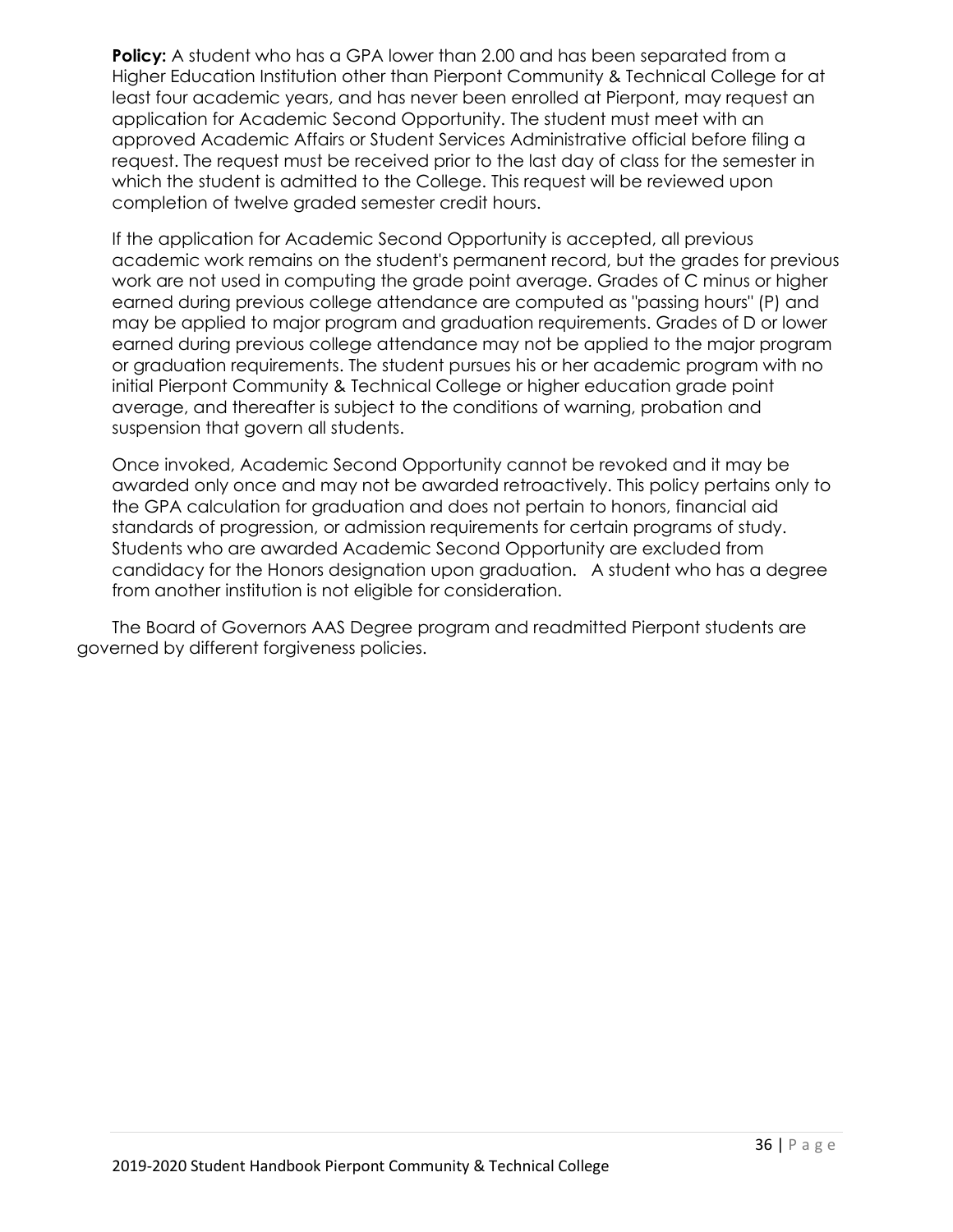**Policy:** A student who has a GPA lower than 2.00 and has been separated from a Higher Education Institution other than Pierpont Community & Technical College for at least four academic years, and has never been enrolled at Pierpont, may request an application for Academic Second Opportunity. The student must meet with an approved Academic Affairs or Student Services Administrative official before filing a request. The request must be received prior to the last day of class for the semester in which the student is admitted to the College. This request will be reviewed upon completion of twelve graded semester credit hours.

If the application for Academic Second Opportunity is accepted, all previous academic work remains on the student's permanent record, but the grades for previous work are not used in computing the grade point average. Grades of C minus or higher earned during previous college attendance are computed as "passing hours" (P) and may be applied to major program and graduation requirements. Grades of D or lower earned during previous college attendance may not be applied to the major program or graduation requirements. The student pursues his or her academic program with no initial Pierpont Community & Technical College or higher education grade point average, and thereafter is subject to the conditions of warning, probation and suspension that govern all students.

Once invoked, Academic Second Opportunity cannot be revoked and it may be awarded only once and may not be awarded retroactively. This policy pertains only to the GPA calculation for graduation and does not pertain to honors, financial aid standards of progression, or admission requirements for certain programs of study. Students who are awarded Academic Second Opportunity are excluded from candidacy for the Honors designation upon graduation. A student who has a degree from another institution is not eligible for consideration.

The Board of Governors AAS Degree program and readmitted Pierpont students are governed by different forgiveness policies.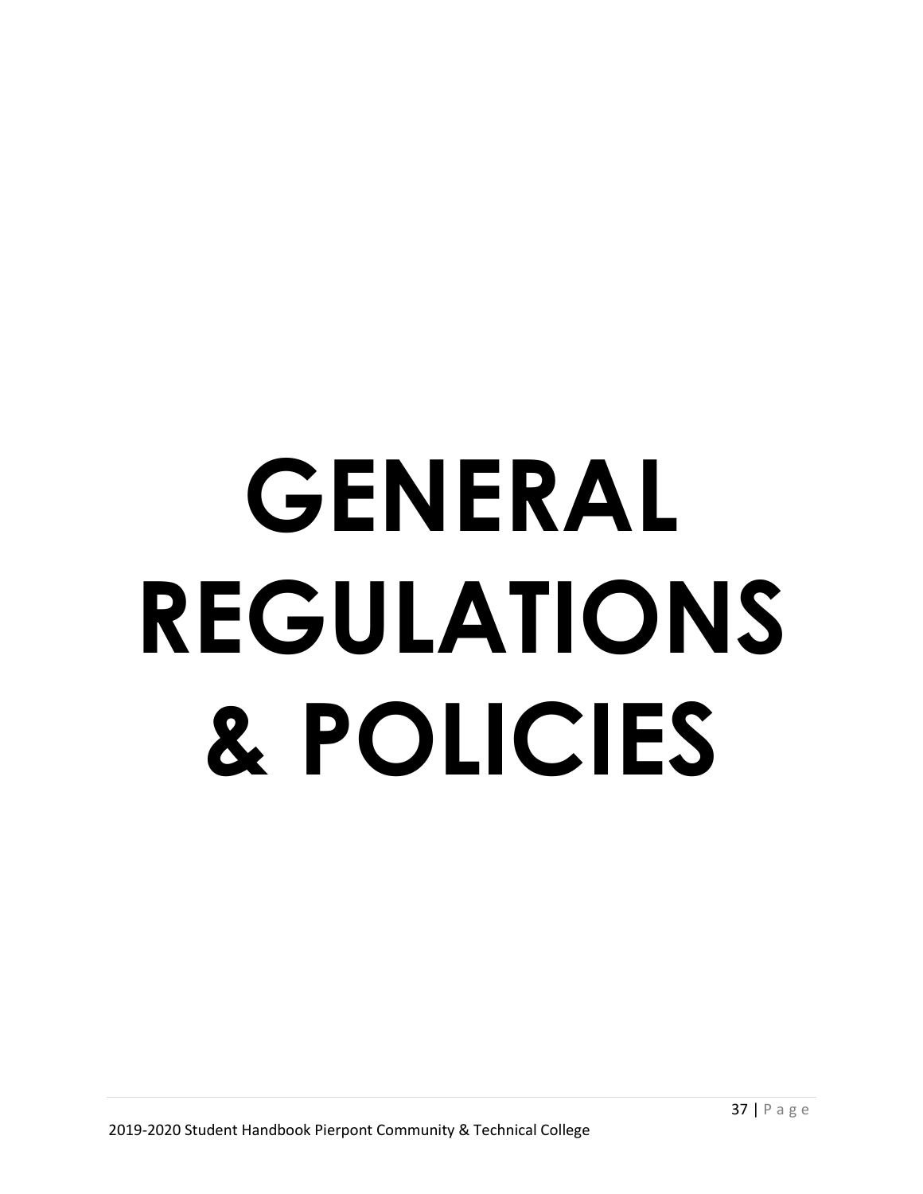# GENERAL REGULATIONS & POLICIES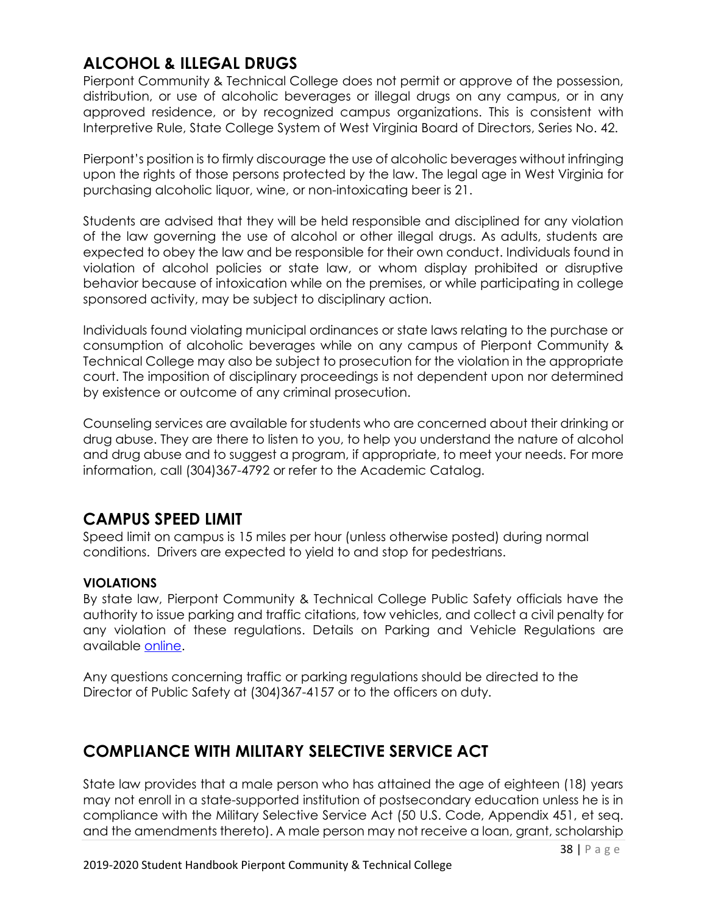## ALCOHOL & ILLEGAL DRUGS

Pierpont Community & Technical College does not permit or approve of the possession, distribution, or use of alcoholic beverages or illegal drugs on any campus, or in any approved residence, or by recognized campus organizations. This is consistent with Interpretive Rule, State College System of West Virginia Board of Directors, Series No. 42.

Pierpont's position is to firmly discourage the use of alcoholic beverages without infringing upon the rights of those persons protected by the law. The legal age in West Virginia for purchasing alcoholic liquor, wine, or non-intoxicating beer is 21.

Students are advised that they will be held responsible and disciplined for any violation of the law governing the use of alcohol or other illegal drugs. As adults, students are expected to obey the law and be responsible for their own conduct. Individuals found in violation of alcohol policies or state law, or whom display prohibited or disruptive behavior because of intoxication while on the premises, or while participating in college sponsored activity, may be subject to disciplinary action.

Individuals found violating municipal ordinances or state laws relating to the purchase or consumption of alcoholic beverages while on any campus of Pierpont Community & Technical College may also be subject to prosecution for the violation in the appropriate court. The imposition of disciplinary proceedings is not dependent upon nor determined by existence or outcome of any criminal prosecution.

Counseling services are available for students who are concerned about their drinking or drug abuse. They are there to listen to you, to help you understand the nature of alcohol and drug abuse and to suggest a program, if appropriate, to meet your needs. For more information, call (304)367-4792 or refer to the Academic Catalog.

## CAMPUS SPEED LIMIT

Speed limit on campus is 15 miles per hour (unless otherwise posted) during normal conditions. Drivers are expected to yield to and stop for pedestrians.

### VIOLATIONS

By state law, Pierpont Community & Technical College Public Safety officials have the authority to issue parking and traffic citations, tow vehicles, and collect a civil penalty for any violation of these regulations. Details on Parking and Vehicle Regulations are available online.

Any questions concerning traffic or parking regulations should be directed to the Director of Public Safety at (304)367-4157 or to the officers on duty.

## COMPLIANCE WITH MILITARY SELECTIVE SERVICE ACT

State law provides that a male person who has attained the age of eighteen (18) years may not enroll in a state-supported institution of postsecondary education unless he is in compliance with the Military Selective Service Act (50 U.S. Code, Appendix 451, et seq. and the amendments thereto). A male person may not receive a loan, grant, scholarship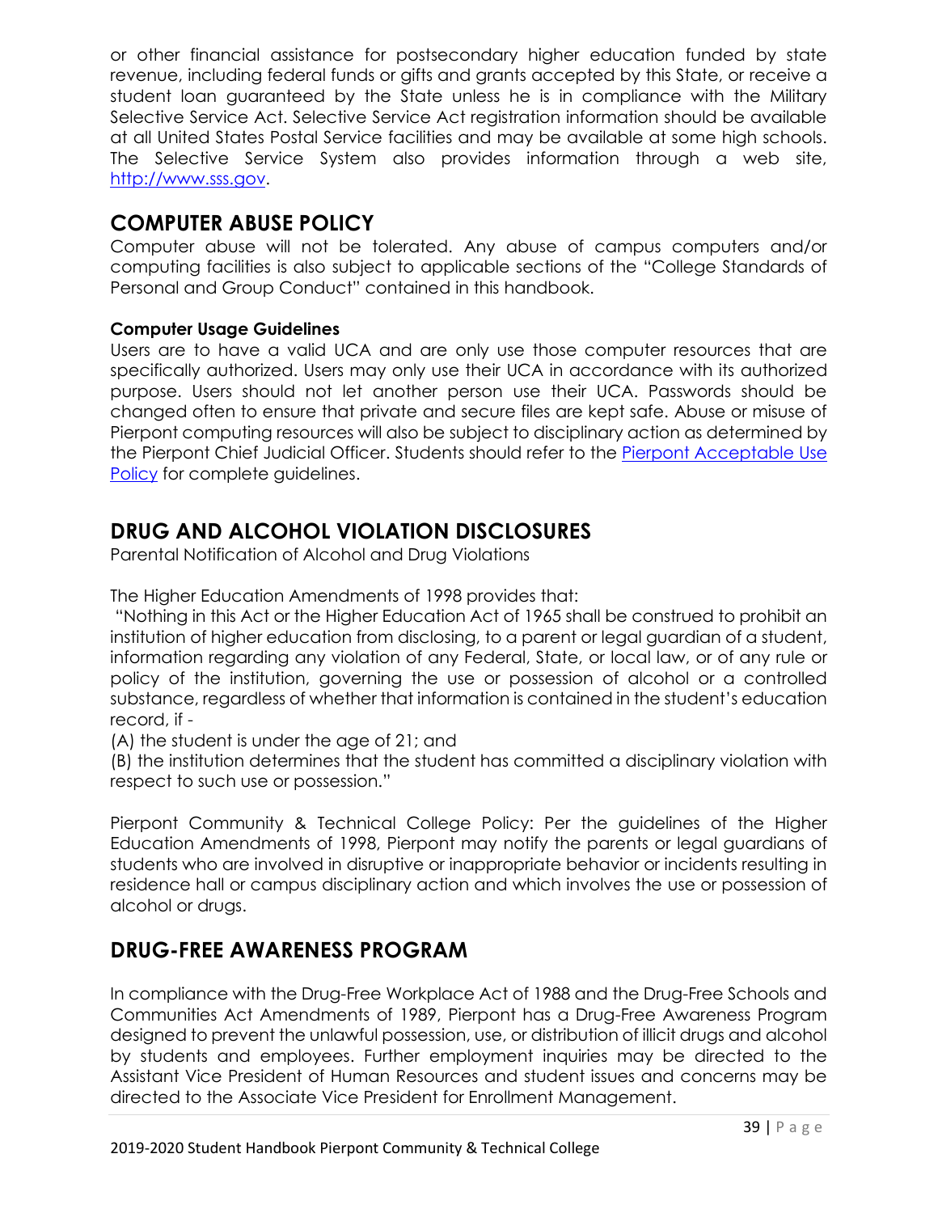or other financial assistance for postsecondary higher education funded by state revenue, including federal funds or gifts and grants accepted by this State, or receive a student loan guaranteed by the State unless he is in compliance with the Military Selective Service Act. Selective Service Act registration information should be available at all United States Postal Service facilities and may be available at some high schools. The Selective Service System also provides information through a web site, [http://www.sss.gov](http://www.sss.gov).

## COMPUTER ABUSE POLICY

Computer abuse will not be tolerated. Any abuse of campus computers and/or computing facilities is also subject to applicable sections of the "College Standards of Personal and Group Conduct" contained in this handbook.

**Computer Usage Guidelines**

Users are to have a valid UCA and are only use those computer resources that are specifically authorized. Users may only use their UCA in accordance with its authorized purpose. Users should not let another person use their UCA. Passwords should be changed often to ensure that private and secure files are kept safe. Abuse or misuse of Pierpont computing resources will also be subject to disciplinary action as determined by the Pierpont Chief Judicial Officer. Students should refer to the Pierpont Acceptable Use Policy for complete guidelines.

## DRUG AND ALCOHOL VIOLATION DISCLOSURES

Parental Notification of Alcohol and Drug Violations

The Higher Education Amendments of 1998 provides that:

"Nothing in this Act or the Higher Education Act of 1965 shall be construed to prohibit an institution of higher education from disclosing, to a parent or legal guardian of a student, information regarding any violation of any Federal, State, or local law, or of any rule or policy of the institution, governing the use or possession of alcohol or a controlled substance, regardless of whether that information is contained in the student's education record, if -

(A) the student is under the age of 21; and

(B) the institution determines that the student has committed a disciplinary violation with respect to such use or possession."

Pierpont Community & Technical College Policy: Per the guidelines of the Higher Education Amendments of 1998, Pierpont may notify the parents or legal guardians of students who are involved in disruptive or inappropriate behavior or incidents resulting in residence hall or campus disciplinary action and which involves the use or possession of alcohol or drugs.

## DRUG-FREE AWARENESS PROGRAM

In compliance with the Drug-Free Workplace Act of 1988 and the Drug-Free Schools and Communities Act Amendments of 1989, Pierpont has a Drug-Free Awareness Program designed to prevent the unlawful possession, use, or distribution of illicit drugs and alcohol by students and employees. Further employment inquiries may be directed to the Assistant Vice President of Human Resources and student issues and concerns may be directed to the Associate Vice President for Enrollment Management.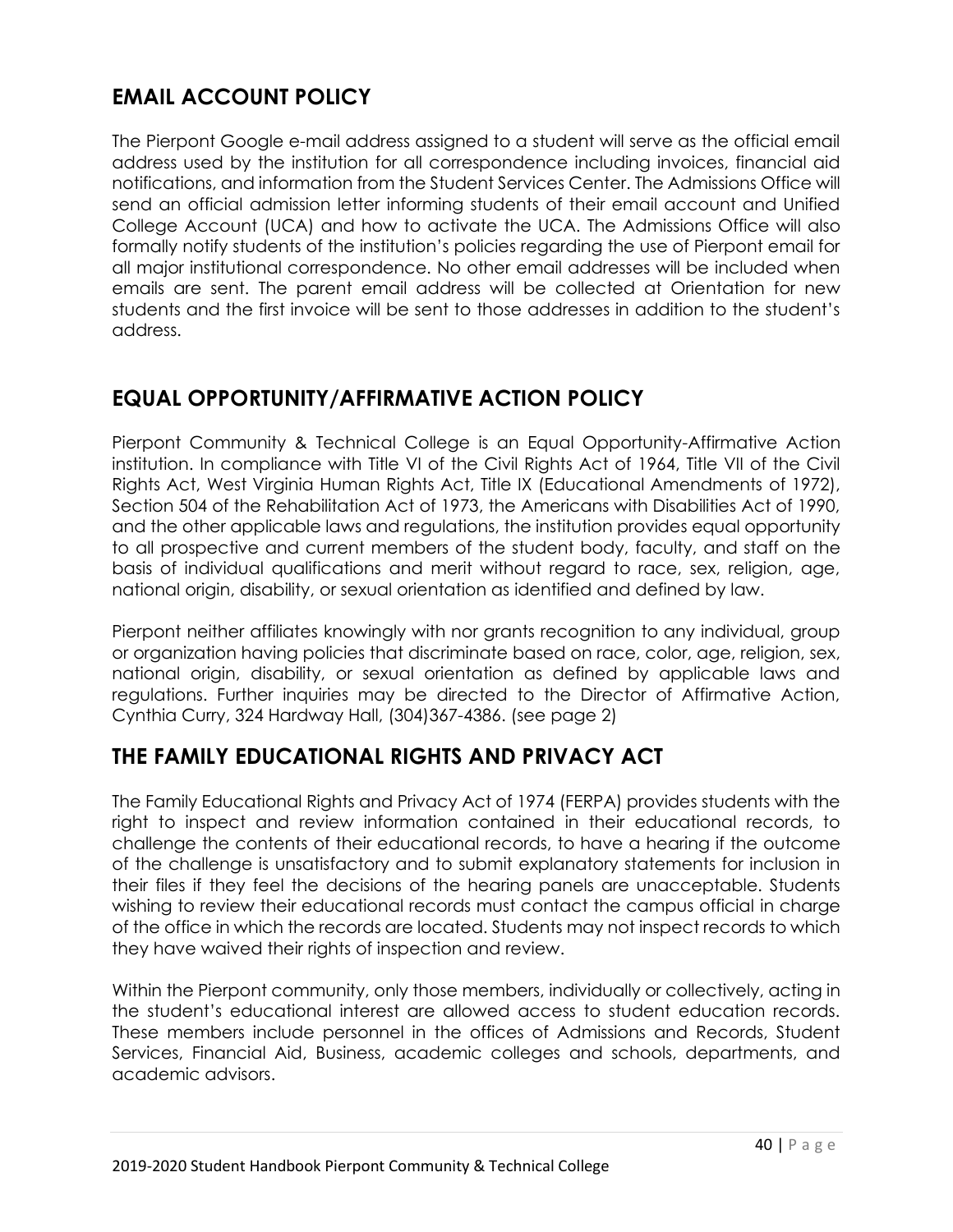## EMAIL ACCOUNT POLICY

The Pierpont Google e-mail address assigned to a student will serve as the official email address used by the institution for all correspondence including invoices, financial aid notifications, and information from the Student Services Center. The Admissions Office will send an official admission letter informing students of their email account and Unified College Account (UCA) and how to activate the UCA. The Admissions Office will also formally notify students of the institution's policies regarding the use of Pierpont email for all major institutional correspondence. No other email addresses will be included when emails are sent. The parent email address will be collected at Orientation for new students and the first invoice will be sent to those addresses in addition to the student's address.

## EQUAL OPPORTUNITY/AFFIRMATIVE ACTION POLICY

Pierpont Community & Technical College is an Equal Opportunity-Affirmative Action institution. In compliance with Title VI of the Civil Rights Act of 1964, Title VII of the Civil Rights Act, West Virginia Human Rights Act, Title IX (Educational Amendments of 1972), Section 504 of the Rehabilitation Act of 1973, the Americans with Disabilities Act of 1990, and the other applicable laws and regulations, the institution provides equal opportunity to all prospective and current members of the student body, faculty, and staff on the basis of individual qualifications and merit without regard to race, sex, religion, age, national origin, disability, or sexual orientation as identified and defined by law.

Pierpont neither affiliates knowingly with nor grants recognition to any individual, group or organization having policies that discriminate based on race, color, age, religion, sex, national origin, disability, or sexual orientation as defined by applicable laws and regulations. Further inquiries may be directed to the Director of Affirmative Action, Cynthia Curry, 324 Hardway Hall, (304)367-4386. (see page 2)

## THE FAMILY EDUCATIONAL RIGHTS AND PRIVACY ACT

The Family Educational Rights and Privacy Act of 1974 (FERPA) provides students with the right to inspect and review information contained in their educational records, to challenge the contents of their educational records, to have a hearing if the outcome of the challenge is unsatisfactory and to submit explanatory statements for inclusion in their files if they feel the decisions of the hearing panels are unacceptable. Students wishing to review their educational records must contact the campus official in charge of the office in which the records are located. Students may not inspect records to which they have waived their rights of inspection and review.

Within the Pierpont community, only those members, individually or collectively, acting in the student's educational interest are allowed access to student education records. These members include personnel in the offices of Admissions and Records, Student Services, Financial Aid, Business, academic colleges and schools, departments, and academic advisors.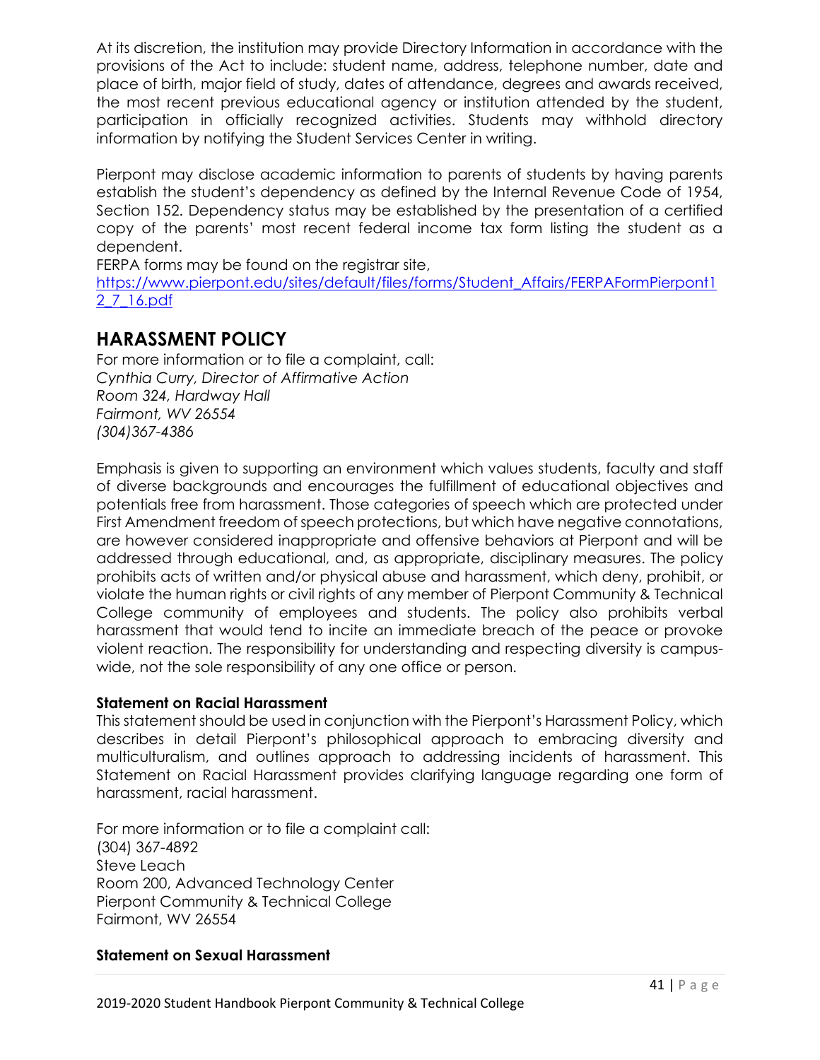At its discretion, the institution may provide Directory Information in accordance with the provisions of the Act to include: student name, address, telephone number, date and place of birth, major field of study, dates of attendance, degrees and awards received, the most recent previous educational agency or institution attended by the student, participation in officially recognized activities. Students may withhold directory information by notifying the Student Services Center in writing.

Pierpont may disclose academic information to parents of students by having parents establish the student's dependency as defined by the Internal Revenue Code of 1954, Section 152. Dependency status may be established by the presentation of a certified copy of the parents' most recent federal income tax form listing the student as a dependent.

FERPA forms may be found on the registrar site, [https://www.pierpont.edu/sites/default/files/forms/Student_Affairs/FERPAFormPierpont12_7_16.pdf](https://www.pierpont.edu/sites/default/files/forms/Student_Affairs/FERPAFormPierpont12_7_16.pdf)

## HARASSMENT POLICY

For more information or to file a complaint, call:
*Cynthia Curry, Director of Affirmative Action*
*Room 324, Hardway Hall*
*Fairmont, WV 26554*
*(304)367-4386*

Emphasis is given to supporting an environment which values students, faculty and staff of diverse backgrounds and encourages the fulfillment of educational objectives and potentials free from harassment. Those categories of speech which are protected under First Amendment freedom of speech protections, but which have negative connotations, are however considered inappropriate and offensive behaviors at Pierpont and will be addressed through educational, and, as appropriate, disciplinary measures. The policy prohibits acts of written and/or physical abuse and harassment, which deny, prohibit, or violate the human rights or civil rights of any member of Pierpont Community & Technical College community of employees and students. The policy also prohibits verbal harassment that would tend to incite an immediate breach of the peace or provoke violent reaction. The responsibility for understanding and respecting diversity is campus-wide, not the sole responsibility of any one office or person.

### Statement on Racial Harassment

This statement should be used in conjunction with the Pierpont's Harassment Policy, which describes in detail Pierpont's philosophical approach to embracing diversity and multiculturalism, and outlines approach to addressing incidents of harassment. This Statement on Racial Harassment provides clarifying language regarding one form of harassment, racial harassment.

For more information or to file a complaint call:
(304) 367-4892
Steve Leach
Room 200, Advanced Technology Center
Pierpont Community & Technical College
Fairmont, WV 26554

### Statement on Sexual Harassment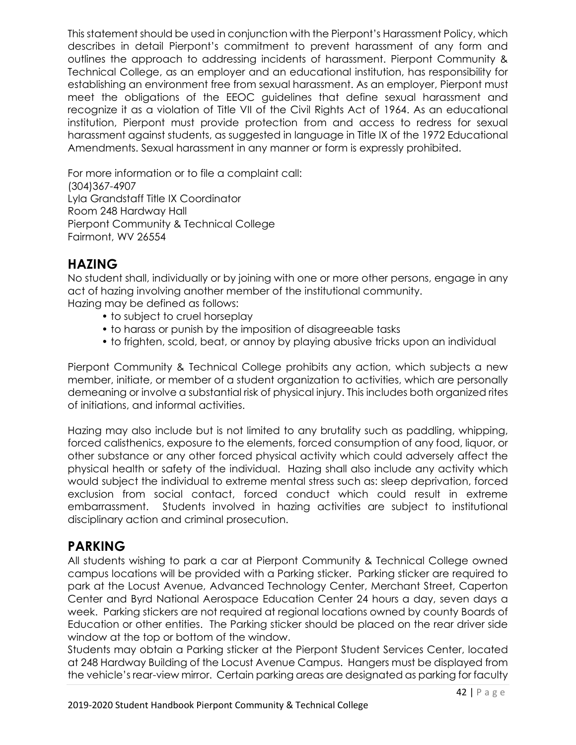This statement should be used in conjunction with the Pierpont's Harassment Policy, which describes in detail Pierpont's commitment to prevent harassment of any form and outlines the approach to addressing incidents of harassment. Pierpont Community & Technical College, as an employer and an educational institution, has responsibility for establishing an environment free from sexual harassment. As an employer, Pierpont must meet the obligations of the EEOC guidelines that define sexual harassment and recognize it as a violation of Title VII of the Civil Rights Act of 1964. As an educational institution, Pierpont must provide protection from and access to redress for sexual harassment against students, as suggested in language in Title IX of the 1972 Educational Amendments. Sexual harassment in any manner or form is expressly prohibited.

For more information or to file a complaint call:
(304)367-4907
Lyla Grandstaff Title IX Coordinator
Room 248 Hardway Hall
Pierpont Community & Technical College
Fairmont, WV 26554

## HAZING

No student shall, individually or by joining with one or more other persons, engage in any act of hazing involving another member of the institutional community.
Hazing may be defined as follows:

- to subject to cruel horseplay
- to harass or punish by the imposition of disagreeable tasks
- to frighten, scold, beat, or annoy by playing abusive tricks upon an individual

Pierpont Community & Technical College prohibits any action, which subjects a new member, initiate, or member of a student organization to activities, which are personally demeaning or involve a substantial risk of physical injury. This includes both organized rites of initiations, and informal activities.

Hazing may also include but is not limited to any brutality such as paddling, whipping, forced calisthenics, exposure to the elements, forced consumption of any food, liquor, or other substance or any other forced physical activity which could adversely affect the physical health or safety of the individual. Hazing shall also include any activity which would subject the individual to extreme mental stress such as: sleep deprivation, forced exclusion from social contact, forced conduct which could result in extreme embarrassment. Students involved in hazing activities are subject to institutional disciplinary action and criminal prosecution.

## PARKING

All students wishing to park a car at Pierpont Community & Technical College owned campus locations will be provided with a Parking sticker. Parking sticker are required to park at the Locust Avenue, Advanced Technology Center, Merchant Street, Caperton Center and Byrd National Aerospace Education Center 24 hours a day, seven days a week. Parking stickers are not required at regional locations owned by county Boards of Education or other entities. The Parking sticker should be placed on the rear driver side window at the top or bottom of the window.
Students may obtain a Parking sticker at the Pierpont Student Services Center, located at 248 Hardway Building of the Locust Avenue Campus. Hangers must be displayed from the vehicle's rear-view mirror. Certain parking areas are designated as parking for faculty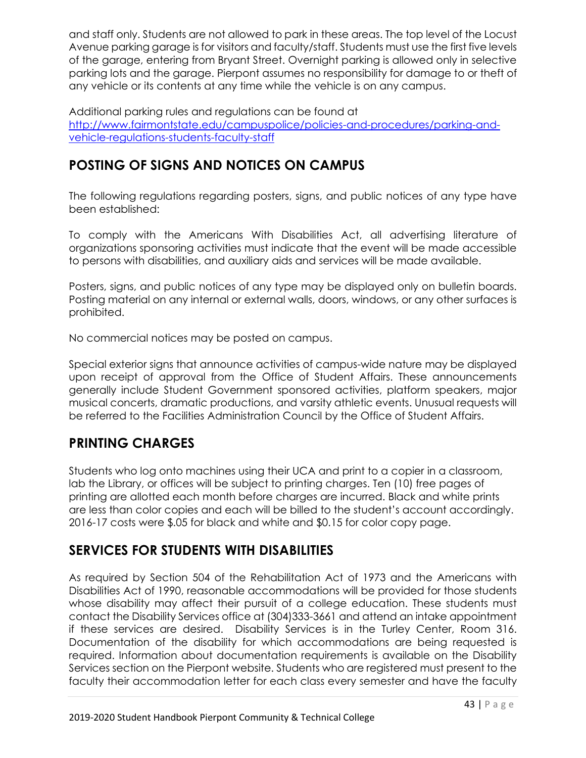and staff only. Students are not allowed to park in these areas. The top level of the Locust Avenue parking garage is for visitors and faculty/staff. Students must use the first five levels of the garage, entering from Bryant Street. Overnight parking is allowed only in selective parking lots and the garage. Pierpont assumes no responsibility for damage to or theft of any vehicle or its contents at any time while the vehicle is on any campus.

Additional parking rules and regulations can be found at [http://www.fairmontstate.edu/campuspolice/policies-and-procedures/parking-and-vehicle-regulations-students-faculty-staff](http://www.fairmontstate.edu/campuspolice/policies-and-procedures/parking-and-vehicle-regulations-students-faculty-staff)

## POSTING OF SIGNS AND NOTICES ON CAMPUS

The following regulations regarding posters, signs, and public notices of any type have been established:

To comply with the Americans With Disabilities Act, all advertising literature of organizations sponsoring activities must indicate that the event will be made accessible to persons with disabilities, and auxiliary aids and services will be made available.

Posters, signs, and public notices of any type may be displayed only on bulletin boards. Posting material on any internal or external walls, doors, windows, or any other surfaces is prohibited.

No commercial notices may be posted on campus.

Special exterior signs that announce activities of campus-wide nature may be displayed upon receipt of approval from the Office of Student Affairs. These announcements generally include Student Government sponsored activities, platform speakers, major musical concerts, dramatic productions, and varsity athletic events. Unusual requests will be referred to the Facilities Administration Council by the Office of Student Affairs.

## PRINTING CHARGES

Students who log onto machines using their UCA and print to a copier in a classroom, lab the Library, or offices will be subject to printing charges. Ten (10) free pages of printing are allotted each month before charges are incurred. Black and white prints are less than color copies and each will be billed to the student's account accordingly. 2016-17 costs were $.05 for black and white and $0.15 for color copy page.

## SERVICES FOR STUDENTS WITH DISABILITIES

As required by Section 504 of the Rehabilitation Act of 1973 and the Americans with Disabilities Act of 1990, reasonable accommodations will be provided for those students whose disability may affect their pursuit of a college education. These students must contact the Disability Services office at (304)333-3661 and attend an intake appointment if these services are desired. Disability Services is in the Turley Center, Room 316. Documentation of the disability for which accommodations are being requested is required. Information about documentation requirements is available on the Disability Services section on the Pierpont website. Students who are registered must present to the faculty their accommodation letter for each class every semester and have the faculty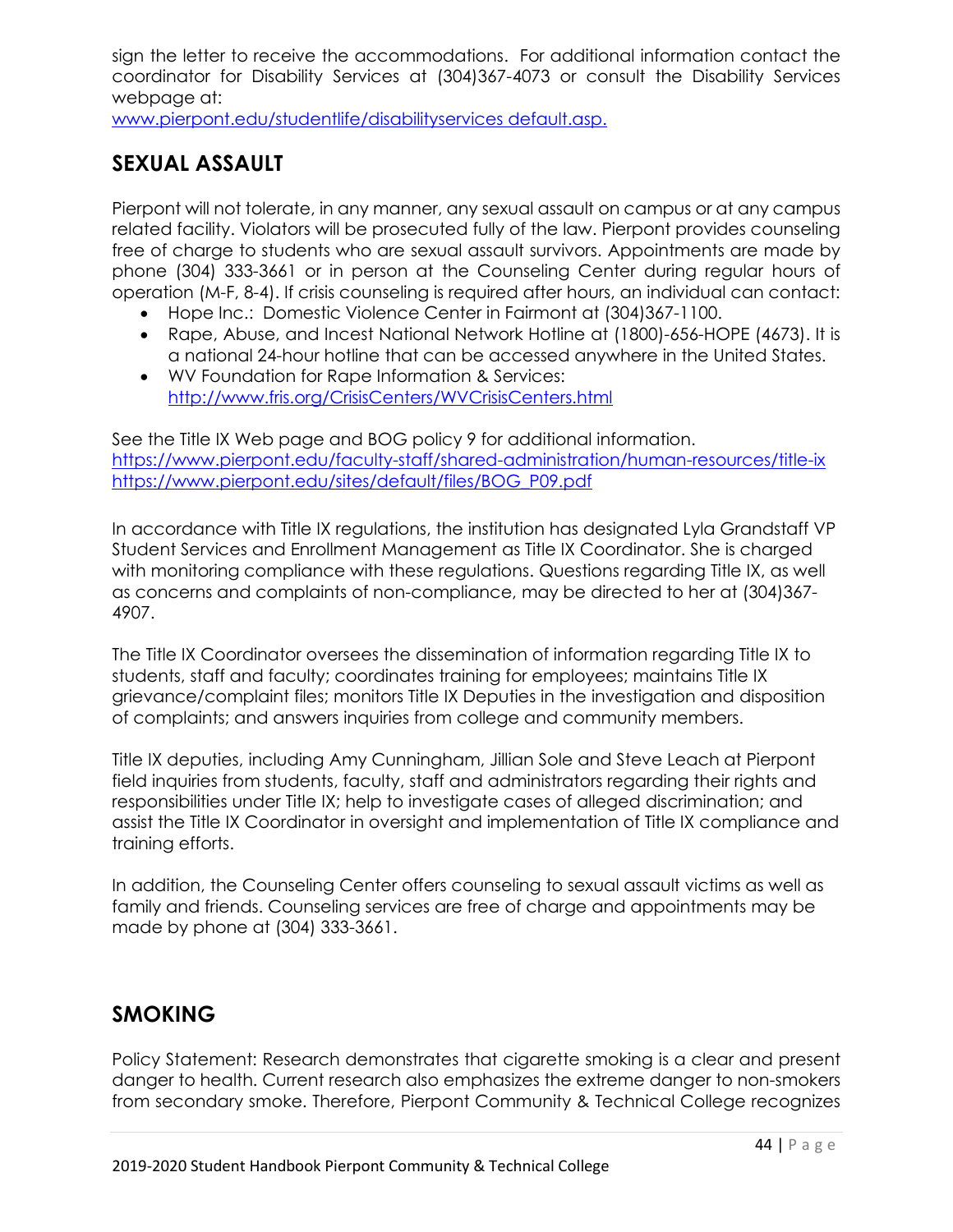sign the letter to receive the accommodations. For additional information contact the coordinator for Disability Services at (304)367-4073 or consult the Disability Services webpage at:
www.pierpont.edu/studentlife/disabilityservices default.asp.

## SEXUAL ASSAULT

Pierpont will not tolerate, in any manner, any sexual assault on campus or at any campus related facility. Violators will be prosecuted fully of the law. Pierpont provides counseling free of charge to students who are sexual assault survivors. Appointments are made by phone (304) 333-3661 or in person at the Counseling Center during regular hours of operation (M-F, 8-4). If crisis counseling is required after hours, an individual can contact:

- Hope Inc.: Domestic Violence Center in Fairmont at (304)367-1100.
- Rape, Abuse, and Incest National Network Hotline at (1800)-656-HOPE (4673). It is a national 24-hour hotline that can be accessed anywhere in the United States.
- WV Foundation for Rape Information & Services: http://www.fris.org/CrisisCenters/WVCrisisCenters.html

See the Title IX Web page and BOG policy 9 for additional information.
https://www.pierpont.edu/faculty-staff/shared-administration/human-resources/title-ix
https://www.pierpont.edu/sites/default/files/BOG_P09.pdf

In accordance with Title IX regulations, the institution has designated Lyla Grandstaff VP Student Services and Enrollment Management as Title IX Coordinator. She is charged with monitoring compliance with these regulations. Questions regarding Title IX, as well as concerns and complaints of non-compliance, may be directed to her at (304)367-4907.

The Title IX Coordinator oversees the dissemination of information regarding Title IX to students, staff and faculty; coordinates training for employees; maintains Title IX grievance/complaint files; monitors Title IX Deputies in the investigation and disposition of complaints; and answers inquiries from college and community members.

Title IX deputies, including Amy Cunningham, Jillian Sole and Steve Leach at Pierpont field inquiries from students, faculty, staff and administrators regarding their rights and responsibilities under Title IX; help to investigate cases of alleged discrimination; and assist the Title IX Coordinator in oversight and implementation of Title IX compliance and training efforts.

In addition, the Counseling Center offers counseling to sexual assault victims as well as family and friends. Counseling services are free of charge and appointments may be made by phone at (304) 333-3661.

## SMOKING

Policy Statement: Research demonstrates that cigarette smoking is a clear and present danger to health. Current research also emphasizes the extreme danger to non-smokers from secondary smoke. Therefore, Pierpont Community & Technical College recognizes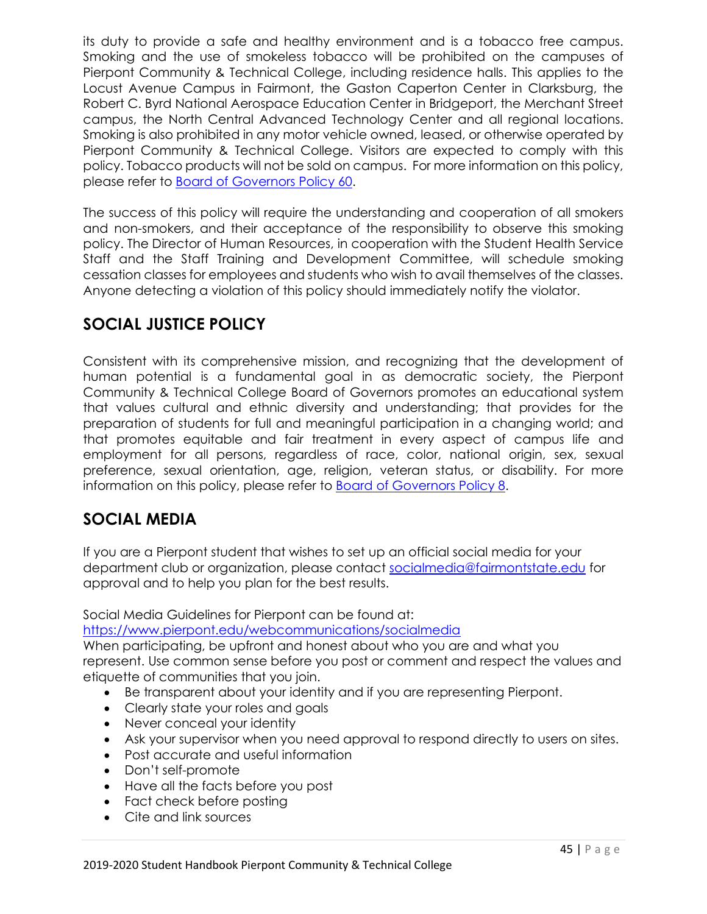its duty to provide a safe and healthy environment and is a tobacco free campus. Smoking and the use of smokeless tobacco will be prohibited on the campuses of Pierpont Community & Technical College, including residence halls. This applies to the Locust Avenue Campus in Fairmont, the Gaston Caperton Center in Clarksburg, the Robert C. Byrd National Aerospace Education Center in Bridgeport, the Merchant Street campus, the North Central Advanced Technology Center and all regional locations. Smoking is also prohibited in any motor vehicle owned, leased, or otherwise operated by Pierpont Community & Technical College. Visitors are expected to comply with this policy. Tobacco products will not be sold on campus. For more information on this policy, please refer to [Board of Governors Policy 60](#).

The success of this policy will require the understanding and cooperation of all smokers and non-smokers, and their acceptance of the responsibility to observe this smoking policy. The Director of Human Resources, in cooperation with the Student Health Service Staff and the Staff Training and Development Committee, will schedule smoking cessation classes for employees and students who wish to avail themselves of the classes. Anyone detecting a violation of this policy should immediately notify the violator.

## SOCIAL JUSTICE POLICY

Consistent with its comprehensive mission, and recognizing that the development of human potential is a fundamental goal in as democratic society, the Pierpont Community & Technical College Board of Governors promotes an educational system that values cultural and ethnic diversity and understanding; that provides for the preparation of students for full and meaningful participation in a changing world; and that promotes equitable and fair treatment in every aspect of campus life and employment for all persons, regardless of race, color, national origin, sex, sexual preference, sexual orientation, age, religion, veteran status, or disability. For more information on this policy, please refer to [Board of Governors Policy 8](#).

## SOCIAL MEDIA

If you are a Pierpont student that wishes to set up an official social media for your department club or organization, please contact [socialmedia@fairmontstate.edu](mailto:socialmedia@fairmontstate.edu) for approval and to help you plan for the best results.

Social Media Guidelines for Pierpont can be found at:
[https://www.pierpont.edu/webcommunications/socialmedia](https://www.pierpont.edu/webcommunications/socialmedia)
When participating, be upfront and honest about who you are and what you represent. Use common sense before you post or comment and respect the values and etiquette of communities that you join.

- Be transparent about your identity and if you are representing Pierpont.
- Clearly state your roles and goals
- Never conceal your identity
- Ask your supervisor when you need approval to respond directly to users on sites.
- Post accurate and useful information
- Don't self-promote
- Have all the facts before you post
- Fact check before posting
- Cite and link sources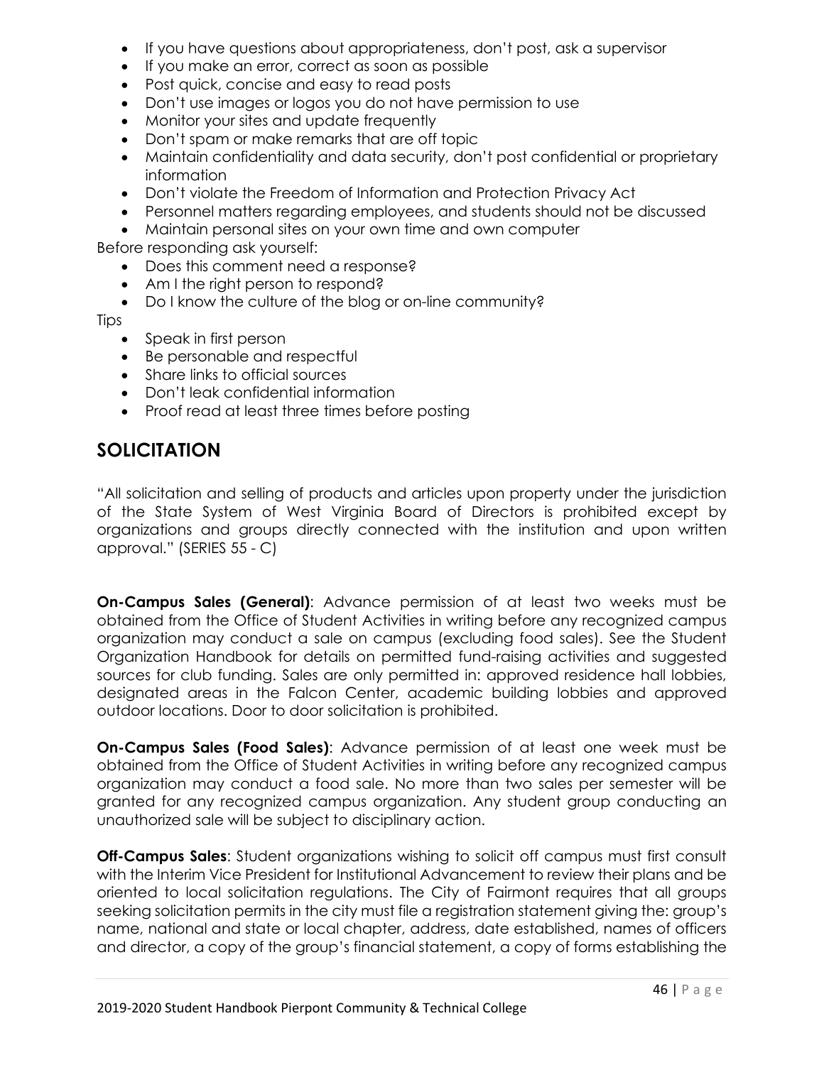- If you have questions about appropriateness, don't post, ask a supervisor
- If you make an error, correct as soon as possible
- Post quick, concise and easy to read posts
- Don't use images or logos you do not have permission to use
- Monitor your sites and update frequently
- Don't spam or make remarks that are off topic
- Maintain confidentiality and data security, don't post confidential or proprietary information
- Don't violate the Freedom of Information and Protection Privacy Act
- Personnel matters regarding employees, and students should not be discussed
- Maintain personal sites on your own time and own computer

Before responding ask yourself:

- Does this comment need a response?
- Am I the right person to respond?
- Do I know the culture of the blog or on-line community?

Tips

- Speak in first person
- Be personable and respectful
- Share links to official sources
- Don't leak confidential information
- Proof read at least three times before posting

## SOLICITATION

"All solicitation and selling of products and articles upon property under the jurisdiction of the State System of West Virginia Board of Directors is prohibited except by organizations and groups directly connected with the institution and upon written approval." (SERIES 55 - C)

**On-Campus Sales (General)**: Advance permission of at least two weeks must be obtained from the Office of Student Activities in writing before any recognized campus organization may conduct a sale on campus (excluding food sales). See the Student Organization Handbook for details on permitted fund-raising activities and suggested sources for club funding. Sales are only permitted in: approved residence hall lobbies, designated areas in the Falcon Center, academic building lobbies and approved outdoor locations. Door to door solicitation is prohibited.

**On-Campus Sales (Food Sales)**: Advance permission of at least one week must be obtained from the Office of Student Activities in writing before any recognized campus organization may conduct a food sale. No more than two sales per semester will be granted for any recognized campus organization. Any student group conducting an unauthorized sale will be subject to disciplinary action.

**Off-Campus Sales**: Student organizations wishing to solicit off campus must first consult with the Interim Vice President for Institutional Advancement to review their plans and be oriented to local solicitation regulations. The City of Fairmont requires that all groups seeking solicitation permits in the city must file a registration statement giving the: group's name, national and state or local chapter, address, date established, names of officers and director, a copy of the group's financial statement, a copy of forms establishing the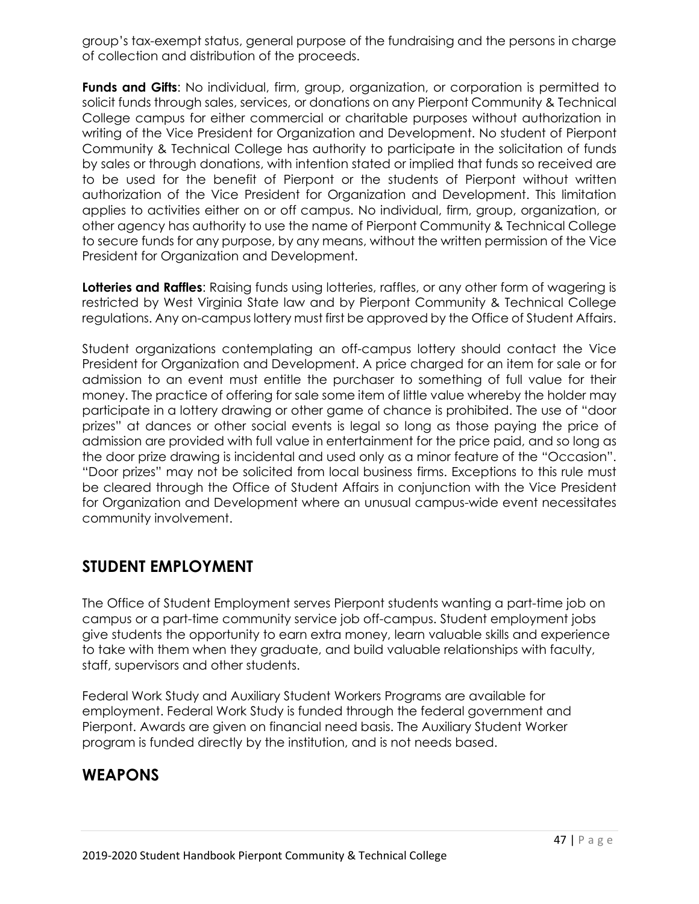group's tax-exempt status, general purpose of the fundraising and the persons in charge of collection and distribution of the proceeds.

**Funds and Gifts**: No individual, firm, group, organization, or corporation is permitted to solicit funds through sales, services, or donations on any Pierpont Community & Technical College campus for either commercial or charitable purposes without authorization in writing of the Vice President for Organization and Development. No student of Pierpont Community & Technical College has authority to participate in the solicitation of funds by sales or through donations, with intention stated or implied that funds so received are to be used for the benefit of Pierpont or the students of Pierpont without written authorization of the Vice President for Organization and Development. This limitation applies to activities either on or off campus. No individual, firm, group, organization, or other agency has authority to use the name of Pierpont Community & Technical College to secure funds for any purpose, by any means, without the written permission of the Vice President for Organization and Development.

**Lotteries and Raffles**: Raising funds using lotteries, raffles, or any other form of wagering is restricted by West Virginia State law and by Pierpont Community & Technical College regulations. Any on-campus lottery must first be approved by the Office of Student Affairs.

Student organizations contemplating an off-campus lottery should contact the Vice President for Organization and Development. A price charged for an item for sale or for admission to an event must entitle the purchaser to something of full value for their money. The practice of offering for sale some item of little value whereby the holder may participate in a lottery drawing or other game of chance is prohibited. The use of "door prizes" at dances or other social events is legal so long as those paying the price of admission are provided with full value in entertainment for the price paid, and so long as the door prize drawing is incidental and used only as a minor feature of the "Occasion". "Door prizes" may not be solicited from local business firms. Exceptions to this rule must be cleared through the Office of Student Affairs in conjunction with the Vice President for Organization and Development where an unusual campus-wide event necessitates community involvement.

## STUDENT EMPLOYMENT

The Office of Student Employment serves Pierpont students wanting a part-time job on campus or a part-time community service job off-campus. Student employment jobs give students the opportunity to earn extra money, learn valuable skills and experience to take with them when they graduate, and build valuable relationships with faculty, staff, supervisors and other students.

Federal Work Study and Auxiliary Student Workers Programs are available for employment. Federal Work Study is funded through the federal government and Pierpont. Awards are given on financial need basis. The Auxiliary Student Worker program is funded directly by the institution, and is not needs based.

## WEAPONS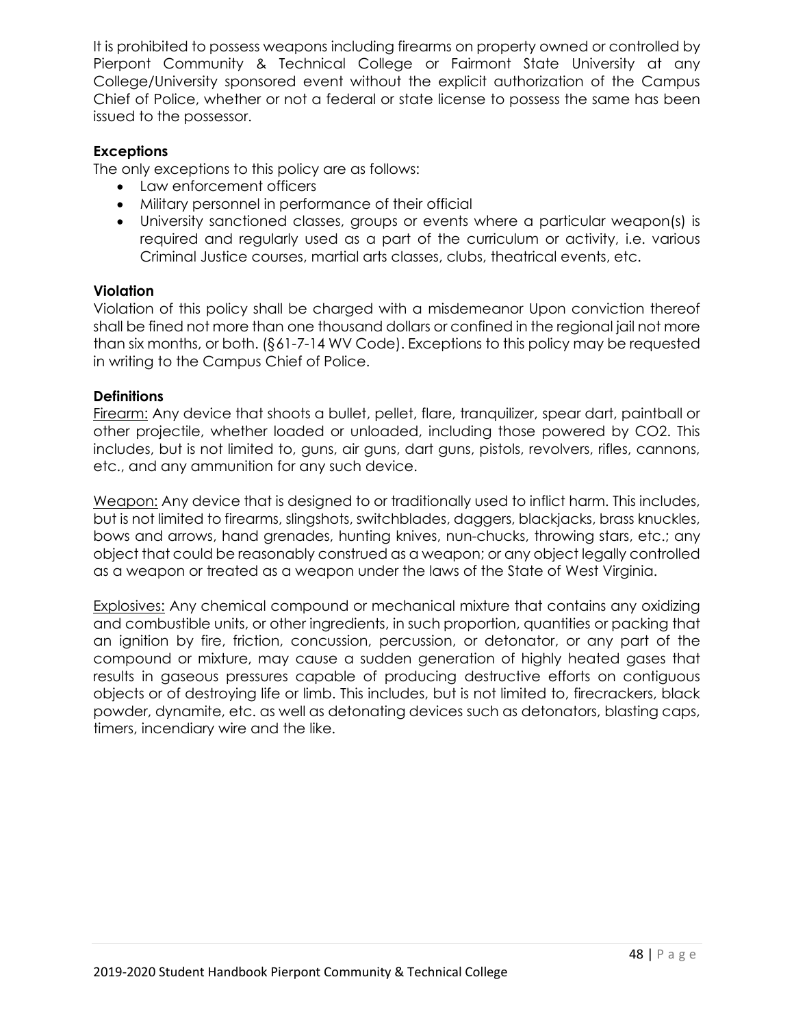It is prohibited to possess weapons including firearms on property owned or controlled by Pierpont Community & Technical College or Fairmont State University at any College/University sponsored event without the explicit authorization of the Campus Chief of Police, whether or not a federal or state license to possess the same has been issued to the possessor.

**Exceptions**

The only exceptions to this policy are as follows:

- Law enforcement officers
- Military personnel in performance of their official
- University sanctioned classes, groups or events where a particular weapon(s) is required and regularly used as a part of the curriculum or activity, i.e. various Criminal Justice courses, martial arts classes, clubs, theatrical events, etc.

**Violation**

Violation of this policy shall be charged with a misdemeanor Upon conviction thereof shall be fined not more than one thousand dollars or confined in the regional jail not more than six months, or both. (§61-7-14 WV Code). Exceptions to this policy may be requested in writing to the Campus Chief of Police.

**Definitions**

Firearm: Any device that shoots a bullet, pellet, flare, tranquilizer, spear dart, paintball or other projectile, whether loaded or unloaded, including those powered by CO2. This includes, but is not limited to, guns, air guns, dart guns, pistols, revolvers, rifles, cannons, etc., and any ammunition for any such device.

Weapon: Any device that is designed to or traditionally used to inflict harm. This includes, but is not limited to firearms, slingshots, switchblades, daggers, blackjacks, brass knuckles, bows and arrows, hand grenades, hunting knives, nun-chucks, throwing stars, etc.; any object that could be reasonably construed as a weapon; or any object legally controlled as a weapon or treated as a weapon under the laws of the State of West Virginia.

Explosives: Any chemical compound or mechanical mixture that contains any oxidizing and combustible units, or other ingredients, in such proportion, quantities or packing that an ignition by fire, friction, concussion, percussion, or detonator, or any part of the compound or mixture, may cause a sudden generation of highly heated gases that results in gaseous pressures capable of producing destructive efforts on contiguous objects or of destroying life or limb. This includes, but is not limited to, firecrackers, black powder, dynamite, etc. as well as detonating devices such as detonators, blasting caps, timers, incendiary wire and the like.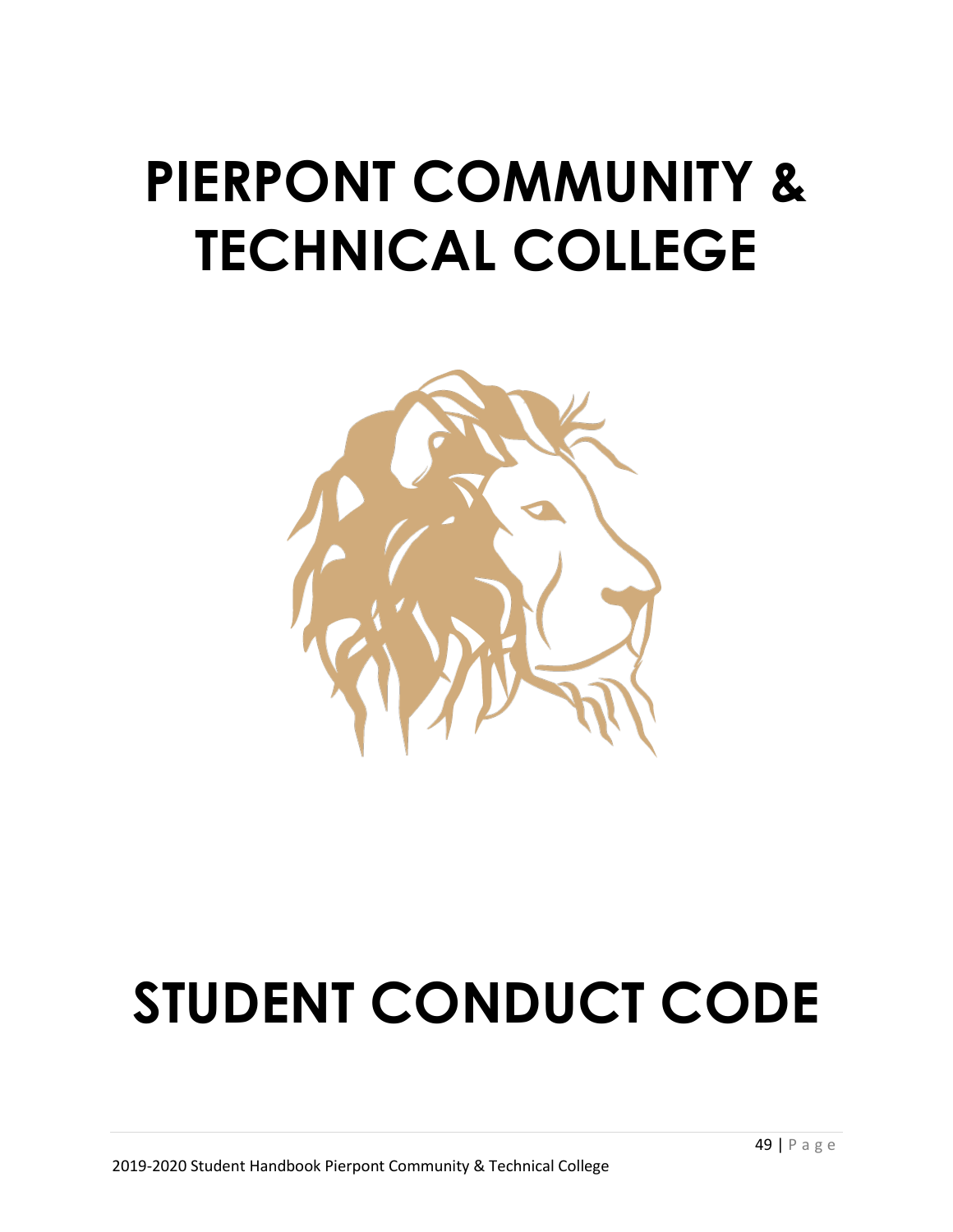# PIERPONT COMMUNITY & TECHNICAL COLLEGE

# STUDENT CONDUCT CODE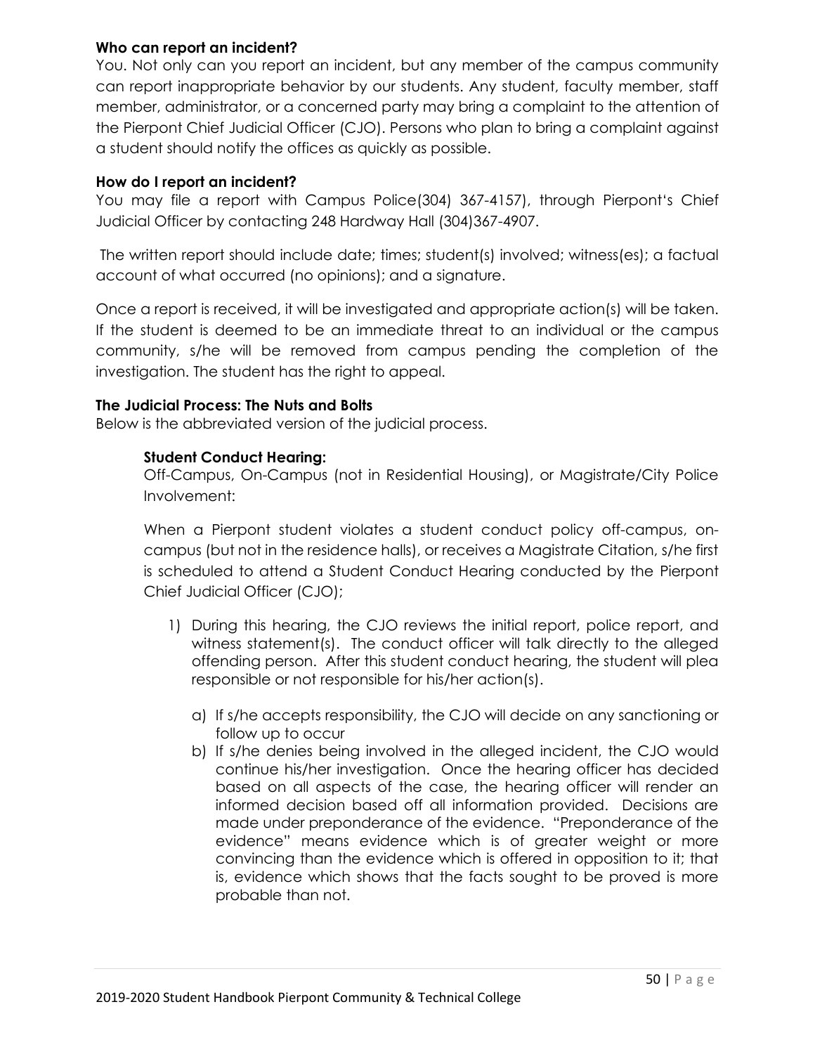**Who can report an incident?**

You. Not only can you report an incident, but any member of the campus community can report inappropriate behavior by our students. Any student, faculty member, staff member, administrator, or a concerned party may bring a complaint to the attention of the Pierpont Chief Judicial Officer (CJO). Persons who plan to bring a complaint against a student should notify the offices as quickly as possible.

**How do I report an incident?**

You may file a report with Campus Police(304) 367-4157), through Pierpont's Chief Judicial Officer by contacting 248 Hardway Hall (304)367-4907.

The written report should include date; times; student(s) involved; witness(es); a factual account of what occurred (no opinions); and a signature.

Once a report is received, it will be investigated and appropriate action(s) will be taken. If the student is deemed to be an immediate threat to an individual or the campus community, s/he will be removed from campus pending the completion of the investigation. The student has the right to appeal.

**The Judicial Process: The Nuts and Bolts**

Below is the abbreviated version of the judicial process.

**Student Conduct Hearing:**

Off-Campus, On-Campus (not in Residential Housing), or Magistrate/City Police Involvement:

When a Pierpont student violates a student conduct policy off-campus, on-campus (but not in the residence halls), or receives a Magistrate Citation, s/he first is scheduled to attend a Student Conduct Hearing conducted by the Pierpont Chief Judicial Officer (CJO);

1) During this hearing, the CJO reviews the initial report, police report, and witness statement(s). The conduct officer will talk directly to the alleged offending person. After this student conduct hearing, the student will plea responsible or not responsible for his/her action(s).

    a) If s/he accepts responsibility, the CJO will decide on any sanctioning or follow up to occur
    b) If s/he denies being involved in the alleged incident, the CJO would continue his/her investigation. Once the hearing officer has decided based on all aspects of the case, the hearing officer will render an informed decision based off all information provided. Decisions are made under preponderance of the evidence. "Preponderance of the evidence" means evidence which is of greater weight or more convincing than the evidence which is offered in opposition to it; that is, evidence which shows that the facts sought to be proved is more probable than not.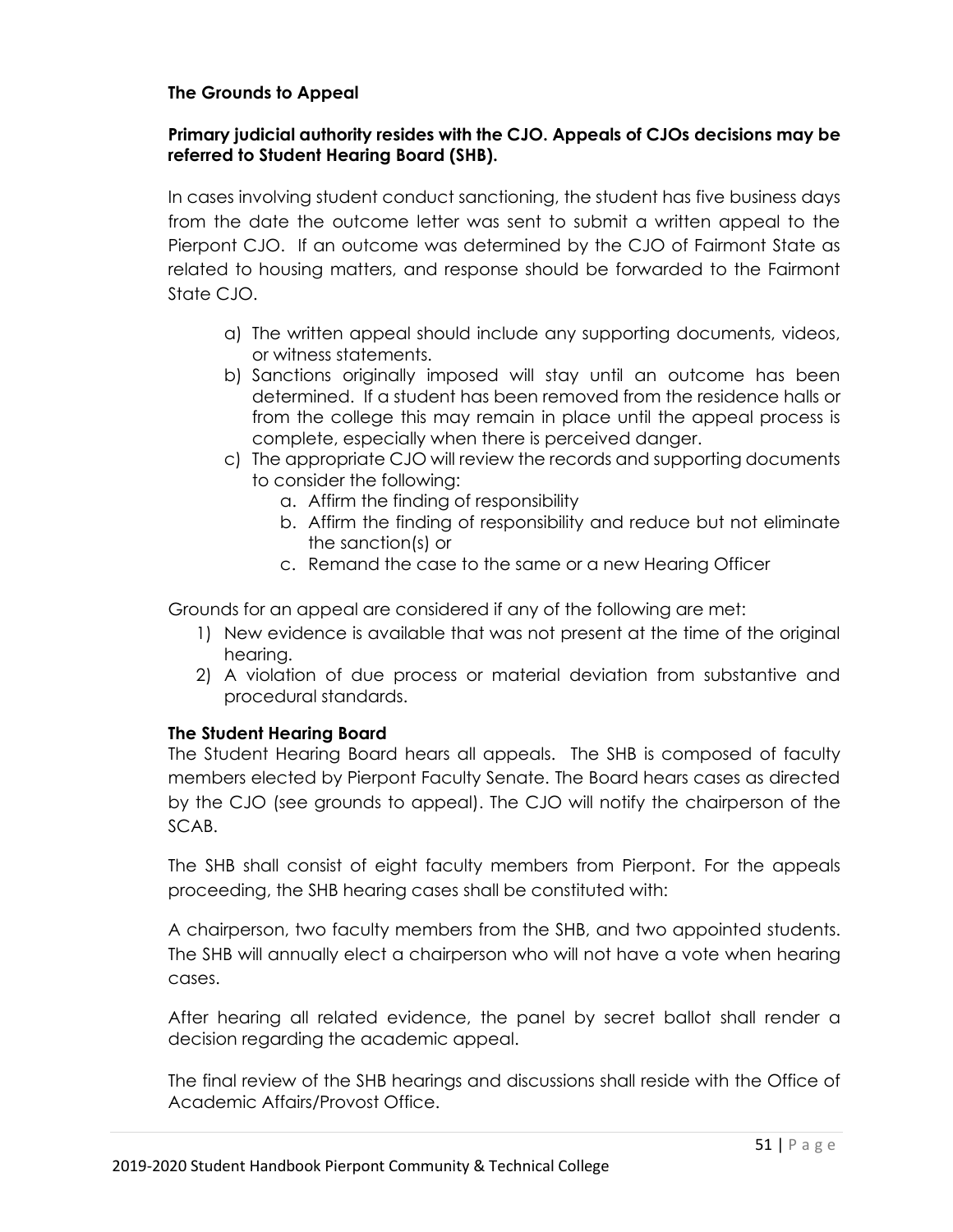**The Grounds to Appeal**

**Primary judicial authority resides with the CJO. Appeals of CJOs decisions may be referred to Student Hearing Board (SHB).**

In cases involving student conduct sanctioning, the student has five business days from the date the outcome letter was sent to submit a written appeal to the Pierpont CJO. If an outcome was determined by the CJO of Fairmont State as related to housing matters, and response should be forwarded to the Fairmont State CJO.

a) The written appeal should include any supporting documents, videos, or witness statements.
b) Sanctions originally imposed will stay until an outcome has been determined. If a student has been removed from the residence halls or from the college this may remain in place until the appeal process is complete, especially when there is perceived danger.
c) The appropriate CJO will review the records and supporting documents to consider the following:
    a. Affirm the finding of responsibility
    b. Affirm the finding of responsibility and reduce but not eliminate the sanction(s) or
    c. Remand the case to the same or a new Hearing Officer

Grounds for an appeal are considered if any of the following are met:

1) New evidence is available that was not present at the time of the original hearing.
2) A violation of due process or material deviation from substantive and procedural standards.

**The Student Hearing Board**

The Student Hearing Board hears all appeals. The SHB is composed of faculty members elected by Pierpont Faculty Senate. The Board hears cases as directed by the CJO (see grounds to appeal). The CJO will notify the chairperson of the SCAB.

The SHB shall consist of eight faculty members from Pierpont. For the appeals proceeding, the SHB hearing cases shall be constituted with:

A chairperson, two faculty members from the SHB, and two appointed students. The SHB will annually elect a chairperson who will not have a vote when hearing cases.

After hearing all related evidence, the panel by secret ballot shall render a decision regarding the academic appeal.

The final review of the SHB hearings and discussions shall reside with the Office of Academic Affairs/Provost Office.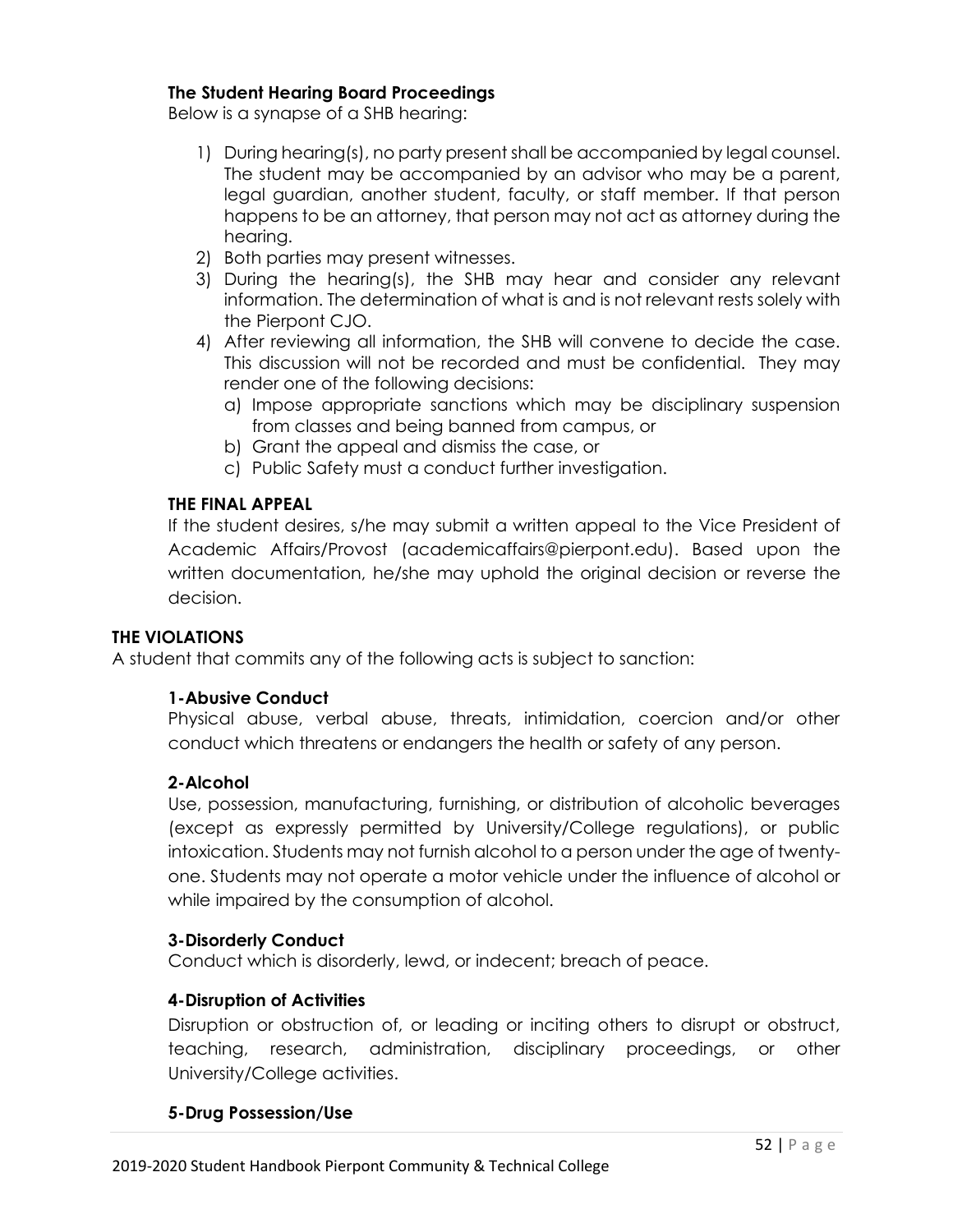### The Student Hearing Board Proceedings

Below is a synapse of a SHB hearing:

1) During hearing(s), no party present shall be accompanied by legal counsel. The student may be accompanied by an advisor who may be a parent, legal guardian, another student, faculty, or staff member. If that person happens to be an attorney, that person may not act as attorney during the hearing.
2) Both parties may present witnesses.
3) During the hearing(s), the SHB may hear and consider any relevant information. The determination of what is and is not relevant rests solely with the Pierpont CJO.
4) After reviewing all information, the SHB will convene to decide the case. This discussion will not be recorded and must be confidential. They may render one of the following decisions:
   a) Impose appropriate sanctions which may be disciplinary suspension from classes and being banned from campus, or
   b) Grant the appeal and dismiss the case, or
   c) Public Safety must a conduct further investigation.

### THE FINAL APPEAL

If the student desires, s/he may submit a written appeal to the Vice President of Academic Affairs/Provost (academicaffairs@pierpont.edu). Based upon the written documentation, he/she may uphold the original decision or reverse the decision.

## THE VIOLATIONS

A student that commits any of the following acts is subject to sanction:

### 1-Abusive Conduct

Physical abuse, verbal abuse, threats, intimidation, coercion and/or other conduct which threatens or endangers the health or safety of any person.

### 2-Alcohol

Use, possession, manufacturing, furnishing, or distribution of alcoholic beverages (except as expressly permitted by University/College regulations), or public intoxication. Students may not furnish alcohol to a person under the age of twenty-one. Students may not operate a motor vehicle under the influence of alcohol or while impaired by the consumption of alcohol.

### 3-Disorderly Conduct

Conduct which is disorderly, lewd, or indecent; breach of peace.

### 4-Disruption of Activities

Disruption or obstruction of, or leading or inciting others to disrupt or obstruct, teaching, research, administration, disciplinary proceedings, or other University/College activities.

### 5-Drug Possession/Use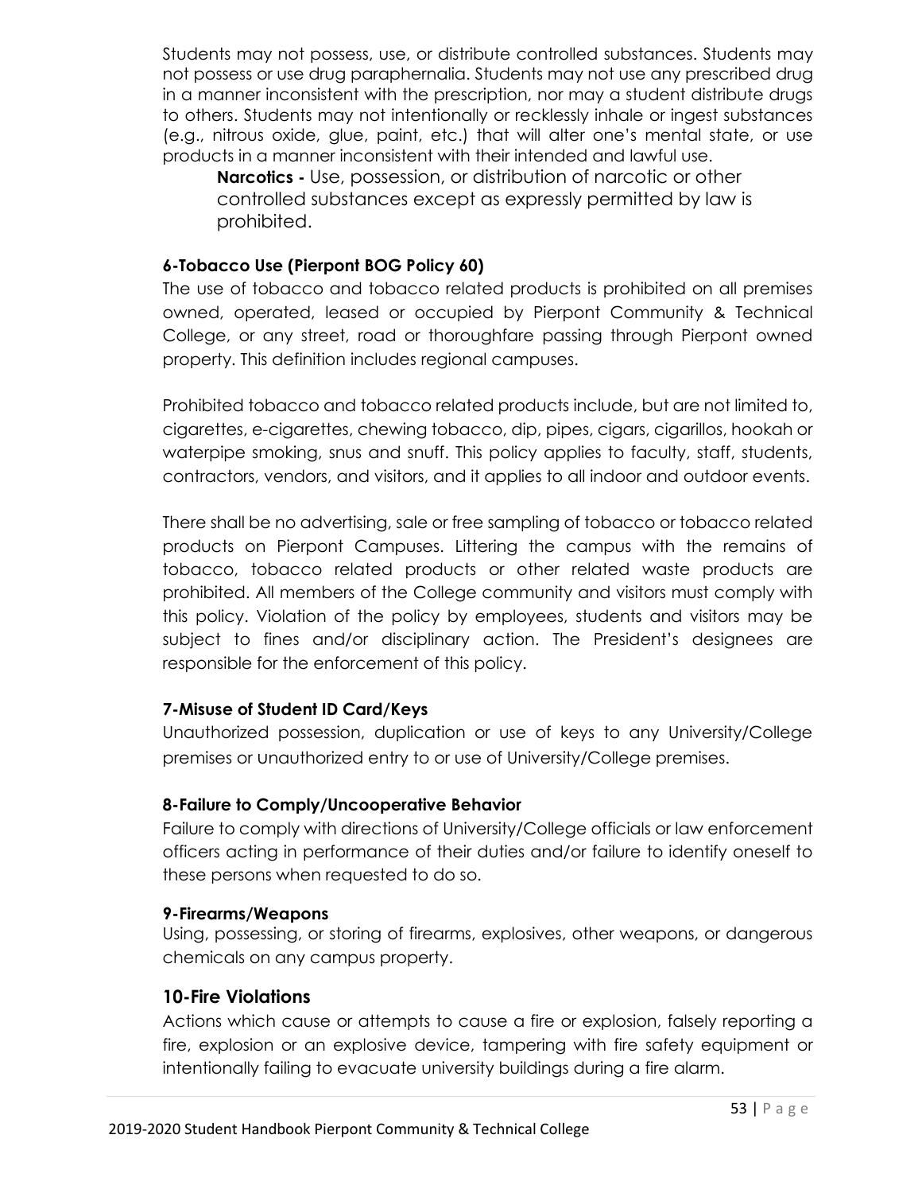Students may not possess, use, or distribute controlled substances. Students may not possess or use drug paraphernalia. Students may not use any prescribed drug in a manner inconsistent with the prescription, nor may a student distribute drugs to others. Students may not intentionally or recklessly inhale or ingest substances (e.g., nitrous oxide, glue, paint, etc.) that will alter one's mental state, or use products in a manner inconsistent with their intended and lawful use.

> **Narcotics -** Use, possession, or distribution of narcotic or other controlled substances except as expressly permitted by law is prohibited.

### 6-Tobacco Use (Pierpont BOG Policy 60)

The use of tobacco and tobacco related products is prohibited on all premises owned, operated, leased or occupied by Pierpont Community & Technical College, or any street, road or thoroughfare passing through Pierpont owned property. This definition includes regional campuses.

Prohibited tobacco and tobacco related products include, but are not limited to, cigarettes, e-cigarettes, chewing tobacco, dip, pipes, cigars, cigarillos, hookah or waterpipe smoking, snus and snuff. This policy applies to faculty, staff, students, contractors, vendors, and visitors, and it applies to all indoor and outdoor events.

There shall be no advertising, sale or free sampling of tobacco or tobacco related products on Pierpont Campuses. Littering the campus with the remains of tobacco, tobacco related products or other related waste products are prohibited. All members of the College community and visitors must comply with this policy. Violation of the policy by employees, students and visitors may be subject to fines and/or disciplinary action. The President's designees are responsible for the enforcement of this policy.

### 7-Misuse of Student ID Card/Keys

Unauthorized possession, duplication or use of keys to any University/College premises or unauthorized entry to or use of University/College premises.

### 8-Failure to Comply/Uncooperative Behavior

Failure to comply with directions of University/College officials or law enforcement officers acting in performance of their duties and/or failure to identify oneself to these persons when requested to do so.

### 9-Firearms/Weapons

Using, possessing, or storing of firearms, explosives, other weapons, or dangerous chemicals on any campus property.

### 10-Fire Violations

Actions which cause or attempts to cause a fire or explosion, falsely reporting a fire, explosion or an explosive device, tampering with fire safety equipment or intentionally failing to evacuate university buildings during a fire alarm.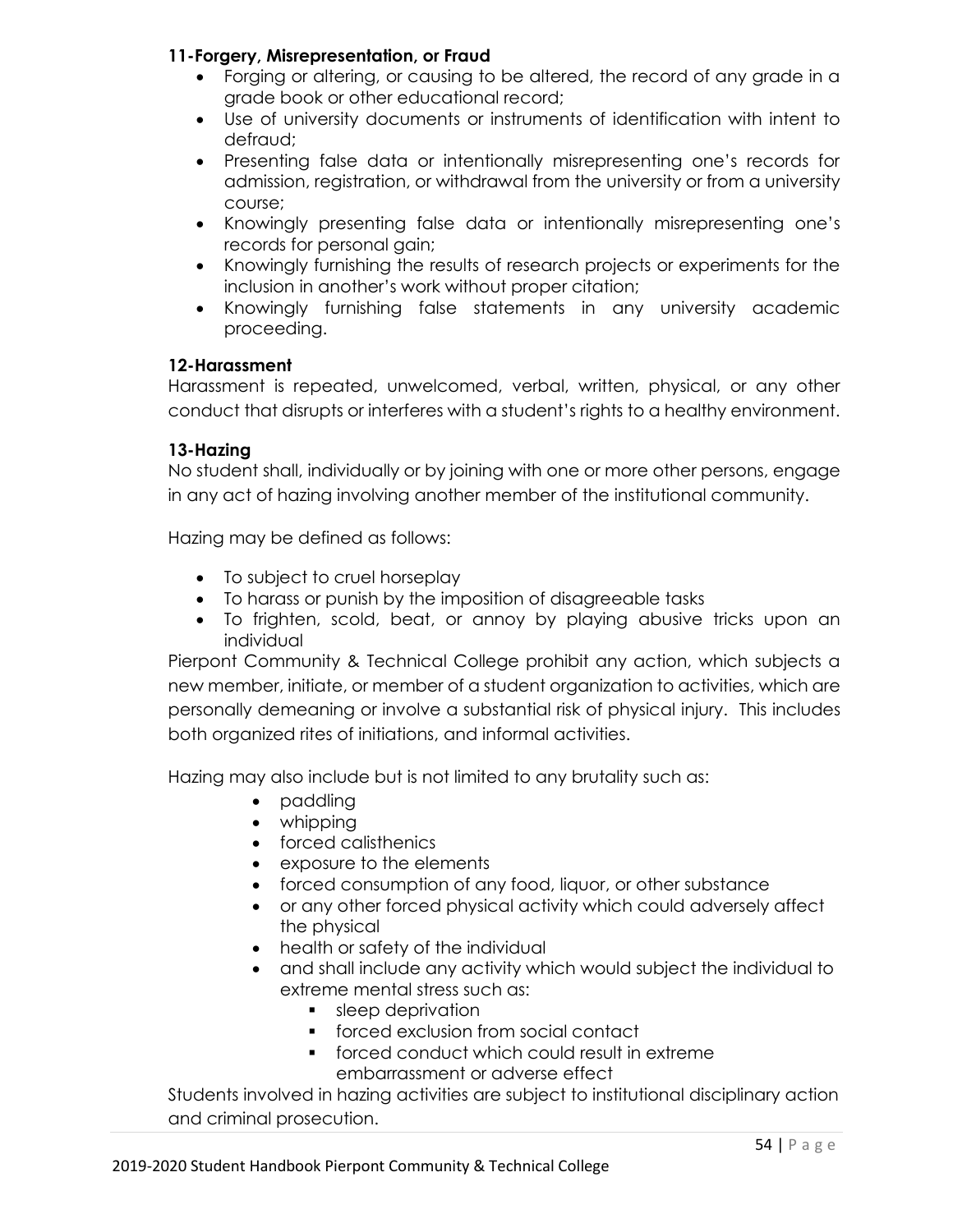### 11-Forgery, Misrepresentation, or Fraud

- Forging or altering, or causing to be altered, the record of any grade in a grade book or other educational record;
- Use of university documents or instruments of identification with intent to defraud;
- Presenting false data or intentionally misrepresenting one's records for admission, registration, or withdrawal from the university or from a university course;
- Knowingly presenting false data or intentionally misrepresenting one's records for personal gain;
- Knowingly furnishing the results of research projects or experiments for the inclusion in another's work without proper citation;
- Knowingly furnishing false statements in any university academic proceeding.

### 12-Harassment

Harassment is repeated, unwelcomed, verbal, written, physical, or any other conduct that disrupts or interferes with a student's rights to a healthy environment.

### 13-Hazing

No student shall, individually or by joining with one or more other persons, engage in any act of hazing involving another member of the institutional community.

Hazing may be defined as follows:

- To subject to cruel horseplay
- To harass or punish by the imposition of disagreeable tasks
- To frighten, scold, beat, or annoy by playing abusive tricks upon an individual

Pierpont Community & Technical College prohibit any action, which subjects a new member, initiate, or member of a student organization to activities, which are personally demeaning or involve a substantial risk of physical injury. This includes both organized rites of initiations, and informal activities.

Hazing may also include but is not limited to any brutality such as:

- paddling
- whipping
- forced calisthenics
- exposure to the elements
- forced consumption of any food, liquor, or other substance
- or any other forced physical activity which could adversely affect the physical
- health or safety of the individual
- and shall include any activity which would subject the individual to extreme mental stress such as:
  - sleep deprivation
  - forced exclusion from social contact
  - forced conduct which could result in extreme embarrassment or adverse effect

Students involved in hazing activities are subject to institutional disciplinary action and criminal prosecution.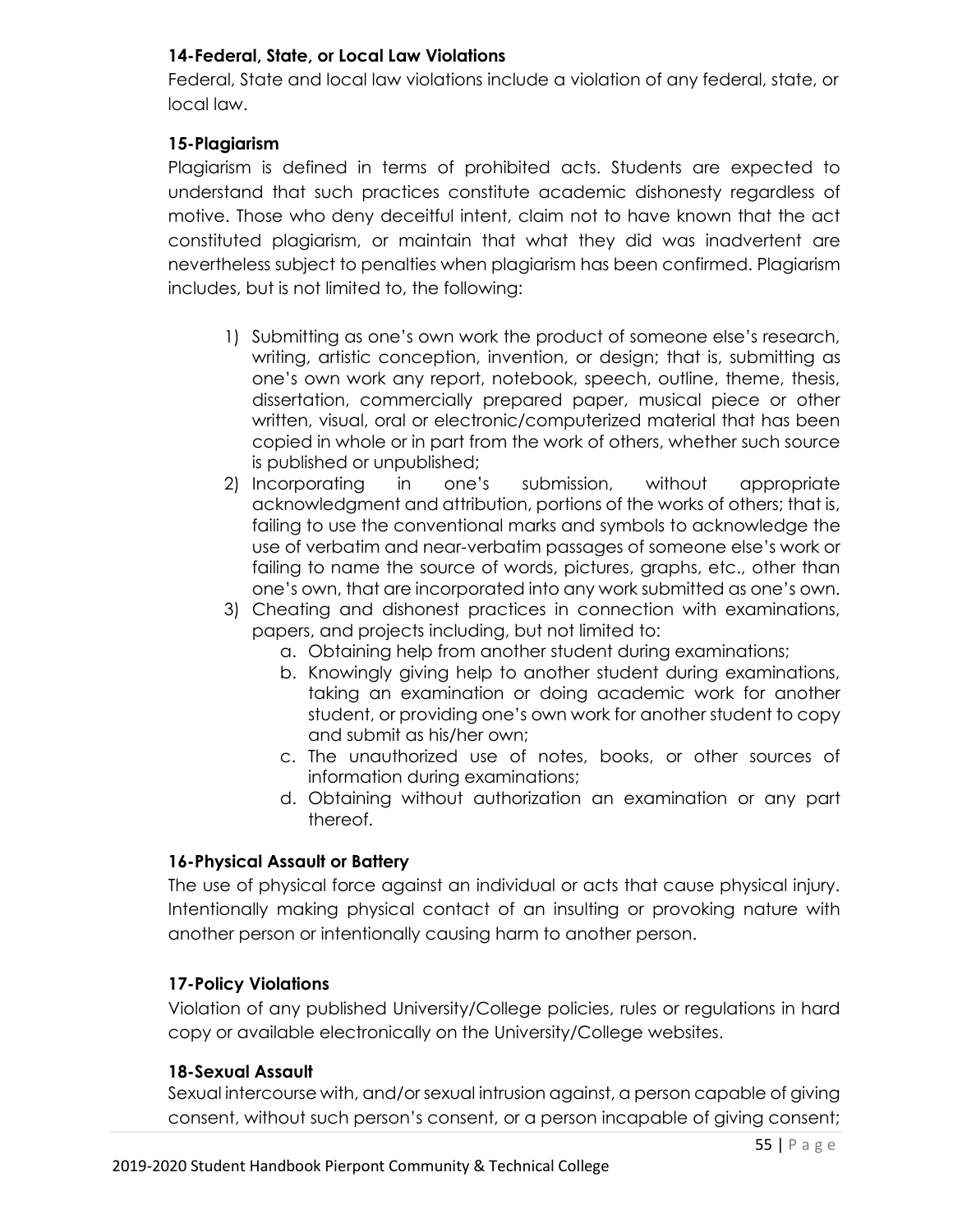**14-Federal, State, or Local Law Violations**

Federal, State and local law violations include a violation of any federal, state, or local law.

**15-Plagiarism**

Plagiarism is defined in terms of prohibited acts. Students are expected to understand that such practices constitute academic dishonesty regardless of motive. Those who deny deceitful intent, claim not to have known that the act constituted plagiarism, or maintain that what they did was inadvertent are nevertheless subject to penalties when plagiarism has been confirmed. Plagiarism includes, but is not limited to, the following:

1) Submitting as one's own work the product of someone else's research, writing, artistic conception, invention, or design; that is, submitting as one's own work any report, notebook, speech, outline, theme, thesis, dissertation, commercially prepared paper, musical piece or other written, visual, oral or electronic/computerized material that has been copied in whole or in part from the work of others, whether such source is published or unpublished;
2) Incorporating in one's submission, without appropriate acknowledgment and attribution, portions of the works of others; that is, failing to use the conventional marks and symbols to acknowledge the use of verbatim and near-verbatim passages of someone else's work or failing to name the source of words, pictures, graphs, etc., other than one's own, that are incorporated into any work submitted as one's own.
3) Cheating and dishonest practices in connection with examinations, papers, and projects including, but not limited to:
    a. Obtaining help from another student during examinations;
    b. Knowingly giving help to another student during examinations, taking an examination or doing academic work for another student, or providing one's own work for another student to copy and submit as his/her own;
    c. The unauthorized use of notes, books, or other sources of information during examinations;
    d. Obtaining without authorization an examination or any part thereof.

**16-Physical Assault or Battery**

The use of physical force against an individual or acts that cause physical injury. Intentionally making physical contact of an insulting or provoking nature with another person or intentionally causing harm to another person.

**17-Policy Violations**

Violation of any published University/College policies, rules or regulations in hard copy or available electronically on the University/College websites.

**18-Sexual Assault**

Sexual intercourse with, and/or sexual intrusion against, a person capable of giving consent, without such person's consent, or a person incapable of giving consent;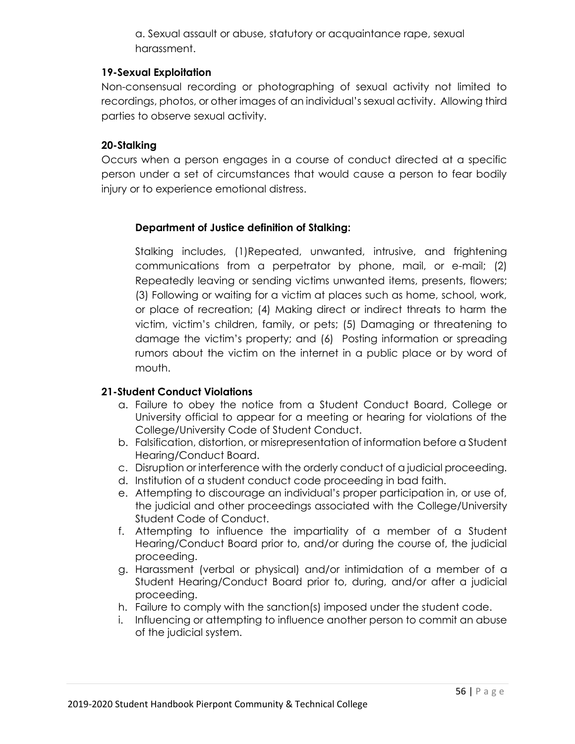a. Sexual assault or abuse, statutory or acquaintance rape, sexual harassment.

**19-Sexual Exploitation**

Non-consensual recording or photographing of sexual activity not limited to recordings, photos, or other images of an individual's sexual activity. Allowing third parties to observe sexual activity.

**20-Stalking**

Occurs when a person engages in a course of conduct directed at a specific person under a set of circumstances that would cause a person to fear bodily injury or to experience emotional distress.

**Department of Justice definition of Stalking:**

Stalking includes, (1)Repeated, unwanted, intrusive, and frightening communications from a perpetrator by phone, mail, or e-mail; (2) Repeatedly leaving or sending victims unwanted items, presents, flowers; (3) Following or waiting for a victim at places such as home, school, work, or place of recreation; (4) Making direct or indirect threats to harm the victim, victim's children, family, or pets; (5) Damaging or threatening to damage the victim's property; and (6) Posting information or spreading rumors about the victim on the internet in a public place or by word of mouth.

**21-Student Conduct Violations**

a. Failure to obey the notice from a Student Conduct Board, College or University official to appear for a meeting or hearing for violations of the College/University Code of Student Conduct.
b. Falsification, distortion, or misrepresentation of information before a Student Hearing/Conduct Board.
c. Disruption or interference with the orderly conduct of a judicial proceeding.
d. Institution of a student conduct code proceeding in bad faith.
e. Attempting to discourage an individual's proper participation in, or use of, the judicial and other proceedings associated with the College/University Student Code of Conduct.
f. Attempting to influence the impartiality of a member of a Student Hearing/Conduct Board prior to, and/or during the course of, the judicial proceeding.
g. Harassment (verbal or physical) and/or intimidation of a member of a Student Hearing/Conduct Board prior to, during, and/or after a judicial proceeding.
h. Failure to comply with the sanction(s) imposed under the student code.
i. Influencing or attempting to influence another person to commit an abuse of the judicial system.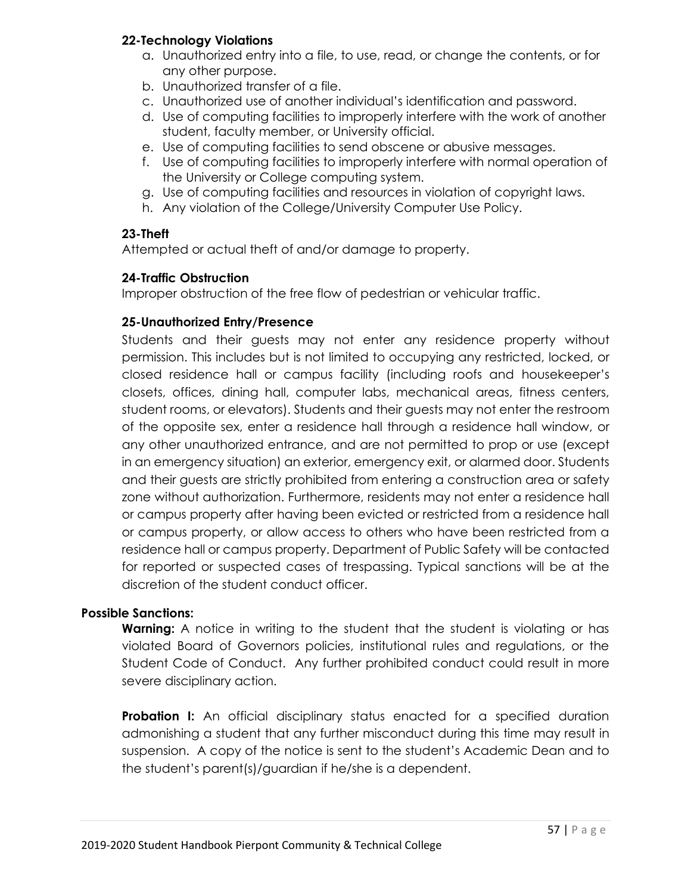**22-Technology Violations**

a. Unauthorized entry into a file, to use, read, or change the contents, or for any other purpose.
b. Unauthorized transfer of a file.
c. Unauthorized use of another individual's identification and password.
d. Use of computing facilities to improperly interfere with the work of another student, faculty member, or University official.
e. Use of computing facilities to send obscene or abusive messages.
f. Use of computing facilities to improperly interfere with normal operation of the University or College computing system.
g. Use of computing facilities and resources in violation of copyright laws.
h. Any violation of the College/University Computer Use Policy.

**23-Theft**

Attempted or actual theft of and/or damage to property.

**24-Traffic Obstruction**

Improper obstruction of the free flow of pedestrian or vehicular traffic.

**25-Unauthorized Entry/Presence**

Students and their guests may not enter any residence property without permission. This includes but is not limited to occupying any restricted, locked, or closed residence hall or campus facility (including roofs and housekeeper's closets, offices, dining hall, computer labs, mechanical areas, fitness centers, student rooms, or elevators). Students and their guests may not enter the restroom of the opposite sex, enter a residence hall through a residence hall window, or any other unauthorized entrance, and are not permitted to prop or use (except in an emergency situation) an exterior, emergency exit, or alarmed door. Students and their guests are strictly prohibited from entering a construction area or safety zone without authorization. Furthermore, residents may not enter a residence hall or campus property after having been evicted or restricted from a residence hall or campus property, or allow access to others who have been restricted from a residence hall or campus property. Department of Public Safety will be contacted for reported or suspected cases of trespassing. Typical sanctions will be at the discretion of the student conduct officer.

**Possible Sanctions:**

**Warning:** A notice in writing to the student that the student is violating or has violated Board of Governors policies, institutional rules and regulations, or the Student Code of Conduct. Any further prohibited conduct could result in more severe disciplinary action.

**Probation I:** An official disciplinary status enacted for a specified duration admonishing a student that any further misconduct during this time may result in suspension. A copy of the notice is sent to the student's Academic Dean and to the student's parent(s)/guardian if he/she is a dependent.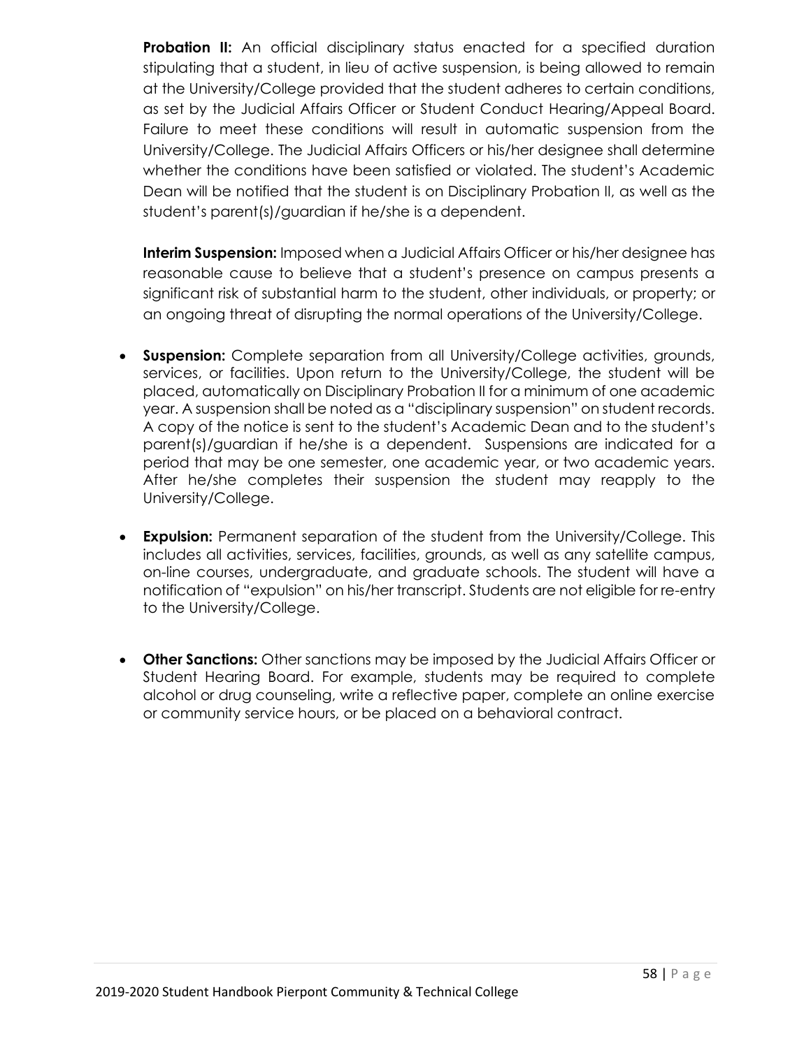**Probation II:** An official disciplinary status enacted for a specified duration stipulating that a student, in lieu of active suspension, is being allowed to remain at the University/College provided that the student adheres to certain conditions, as set by the Judicial Affairs Officer or Student Conduct Hearing/Appeal Board. Failure to meet these conditions will result in automatic suspension from the University/College. The Judicial Affairs Officers or his/her designee shall determine whether the conditions have been satisfied or violated. The student's Academic Dean will be notified that the student is on Disciplinary Probation II, as well as the student's parent(s)/guardian if he/she is a dependent.

**Interim Suspension:** Imposed when a Judicial Affairs Officer or his/her designee has reasonable cause to believe that a student's presence on campus presents a significant risk of substantial harm to the student, other individuals, or property; or an ongoing threat of disrupting the normal operations of the University/College.

- **Suspension:** Complete separation from all University/College activities, grounds, services, or facilities. Upon return to the University/College, the student will be placed, automatically on Disciplinary Probation II for a minimum of one academic year. A suspension shall be noted as a "disciplinary suspension" on student records. A copy of the notice is sent to the student's Academic Dean and to the student's parent(s)/guardian if he/she is a dependent. Suspensions are indicated for a period that may be one semester, one academic year, or two academic years. After he/she completes their suspension the student may reapply to the University/College.

- **Expulsion:** Permanent separation of the student from the University/College. This includes all activities, services, facilities, grounds, as well as any satellite campus, on-line courses, undergraduate, and graduate schools. The student will have a notification of "expulsion" on his/her transcript. Students are not eligible for re-entry to the University/College.

- **Other Sanctions:** Other sanctions may be imposed by the Judicial Affairs Officer or Student Hearing Board. For example, students may be required to complete alcohol or drug counseling, write a reflective paper, complete an online exercise or community service hours, or be placed on a behavioral contract.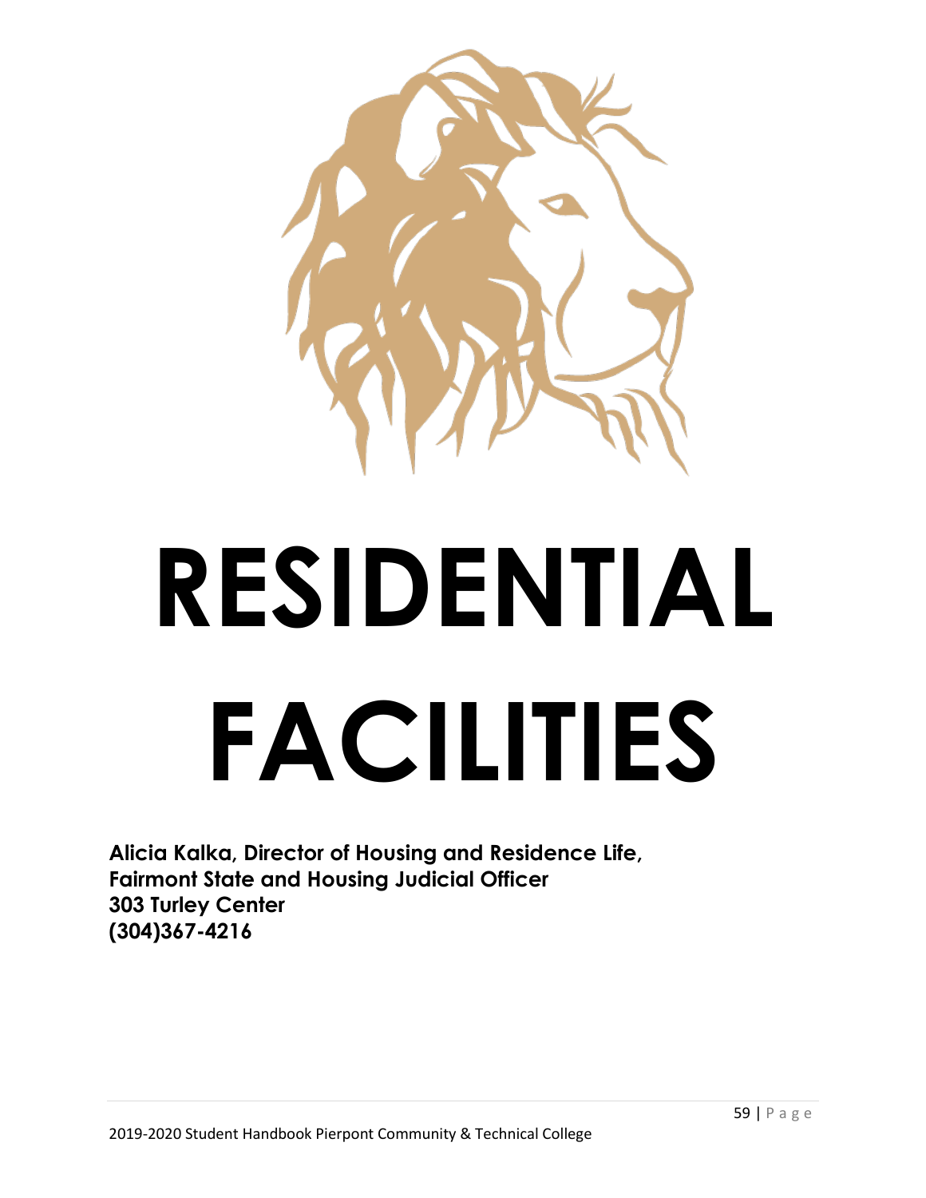# RESIDENTIAL FACILITIES

**Alicia Kalka, Director of Housing and Residence Life, Fairmont State and Housing Judicial Officer**
**303 Turley Center**
**(304)367-4216**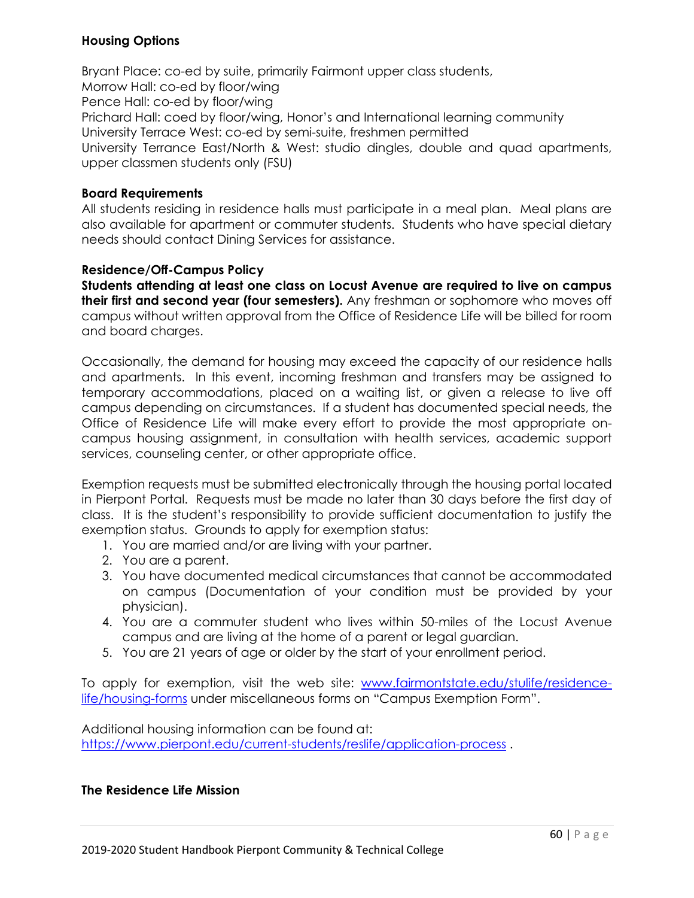**Housing Options**

Bryant Place: co-ed by suite, primarily Fairmont upper class students,
Morrow Hall: co-ed by floor/wing
Pence Hall: co-ed by floor/wing
Prichard Hall: coed by floor/wing, Honor's and International learning community
University Terrace West: co-ed by semi-suite, freshmen permitted
University Terrance East/North & West: studio dingles, double and quad apartments, upper classmen students only (FSU)

**Board Requirements**
All students residing in residence halls must participate in a meal plan. Meal plans are also available for apartment or commuter students. Students who have special dietary needs should contact Dining Services for assistance.

**Residence/Off-Campus Policy**
**Students attending at least one class on Locust Avenue are required to live on campus their first and second year (four semesters).** Any freshman or sophomore who moves off campus without written approval from the Office of Residence Life will be billed for room and board charges.

Occasionally, the demand for housing may exceed the capacity of our residence halls and apartments. In this event, incoming freshman and transfers may be assigned to temporary accommodations, placed on a waiting list, or given a release to live off campus depending on circumstances. If a student has documented special needs, the Office of Residence Life will make every effort to provide the most appropriate on-campus housing assignment, in consultation with health services, academic support services, counseling center, or other appropriate office.

Exemption requests must be submitted electronically through the housing portal located in Pierpont Portal. Requests must be made no later than 30 days before the first day of class. It is the student's responsibility to provide sufficient documentation to justify the exemption status. Grounds to apply for exemption status:

1. You are married and/or are living with your partner.
2. You are a parent.
3. You have documented medical circumstances that cannot be accommodated on campus (Documentation of your condition must be provided by your physician).
4. You are a commuter student who lives within 50-miles of the Locust Avenue campus and are living at the home of a parent or legal guardian.
5. You are 21 years of age or older by the start of your enrollment period.

To apply for exemption, visit the web site: [www.fairmontstate.edu/stulife/residence-life/housing-forms](www.fairmontstate.edu/stulife/residence-life/housing-forms) under miscellaneous forms on "Campus Exemption Form".

Additional housing information can be found at:
[https://www.pierpont.edu/current-students/reslife/application-process](https://www.pierpont.edu/current-students/reslife/application-process) .

**The Residence Life Mission**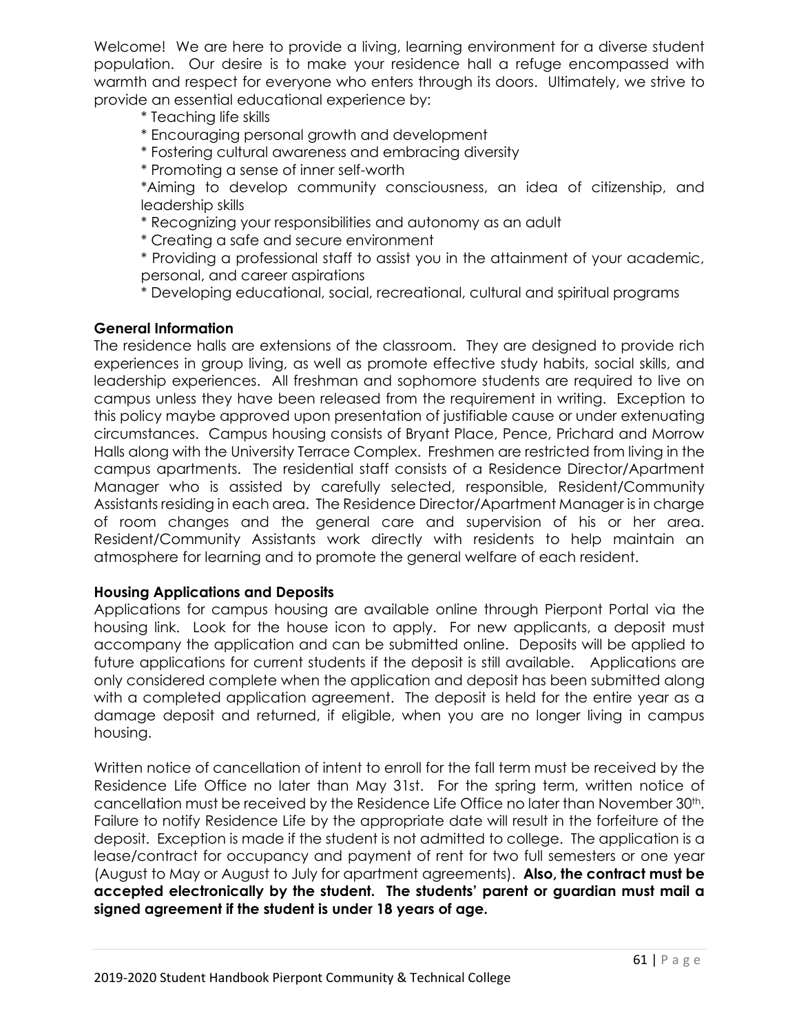Welcome! We are here to provide a living, learning environment for a diverse student population. Our desire is to make your residence hall a refuge encompassed with warmth and respect for everyone who enters through its doors. Ultimately, we strive to provide an essential educational experience by:

* Teaching life skills
* Encouraging personal growth and development
* Fostering cultural awareness and embracing diversity
* Promoting a sense of inner self-worth
*Aiming to develop community consciousness, an idea of citizenship, and leadership skills
* Recognizing your responsibilities and autonomy as an adult
* Creating a safe and secure environment
* Providing a professional staff to assist you in the attainment of your academic, personal, and career aspirations
* Developing educational, social, recreational, cultural and spiritual programs

**General Information**

The residence halls are extensions of the classroom. They are designed to provide rich experiences in group living, as well as promote effective study habits, social skills, and leadership experiences. All freshman and sophomore students are required to live on campus unless they have been released from the requirement in writing. Exception to this policy maybe approved upon presentation of justifiable cause or under extenuating circumstances. Campus housing consists of Bryant Place, Pence, Prichard and Morrow Halls along with the University Terrace Complex. Freshmen are restricted from living in the campus apartments. The residential staff consists of a Residence Director/Apartment Manager who is assisted by carefully selected, responsible, Resident/Community Assistants residing in each area. The Residence Director/Apartment Manager is in charge of room changes and the general care and supervision of his or her area. Resident/Community Assistants work directly with residents to help maintain an atmosphere for learning and to promote the general welfare of each resident.

**Housing Applications and Deposits**

Applications for campus housing are available online through Pierpont Portal via the housing link. Look for the house icon to apply. For new applicants, a deposit must accompany the application and can be submitted online. Deposits will be applied to future applications for current students if the deposit is still available. Applications are only considered complete when the application and deposit has been submitted along with a completed application agreement. The deposit is held for the entire year as a damage deposit and returned, if eligible, when you are no longer living in campus housing.

Written notice of cancellation of intent to enroll for the fall term must be received by the Residence Life Office no later than May 31st. For the spring term, written notice of cancellation must be received by the Residence Life Office no later than November 30th. Failure to notify Residence Life by the appropriate date will result in the forfeiture of the deposit. Exception is made if the student is not admitted to college. The application is a lease/contract for occupancy and payment of rent for two full semesters or one year (August to May or August to July for apartment agreements). **Also, the contract must be accepted electronically by the student. The students' parent or guardian must mail a signed agreement if the student is under 18 years of age.**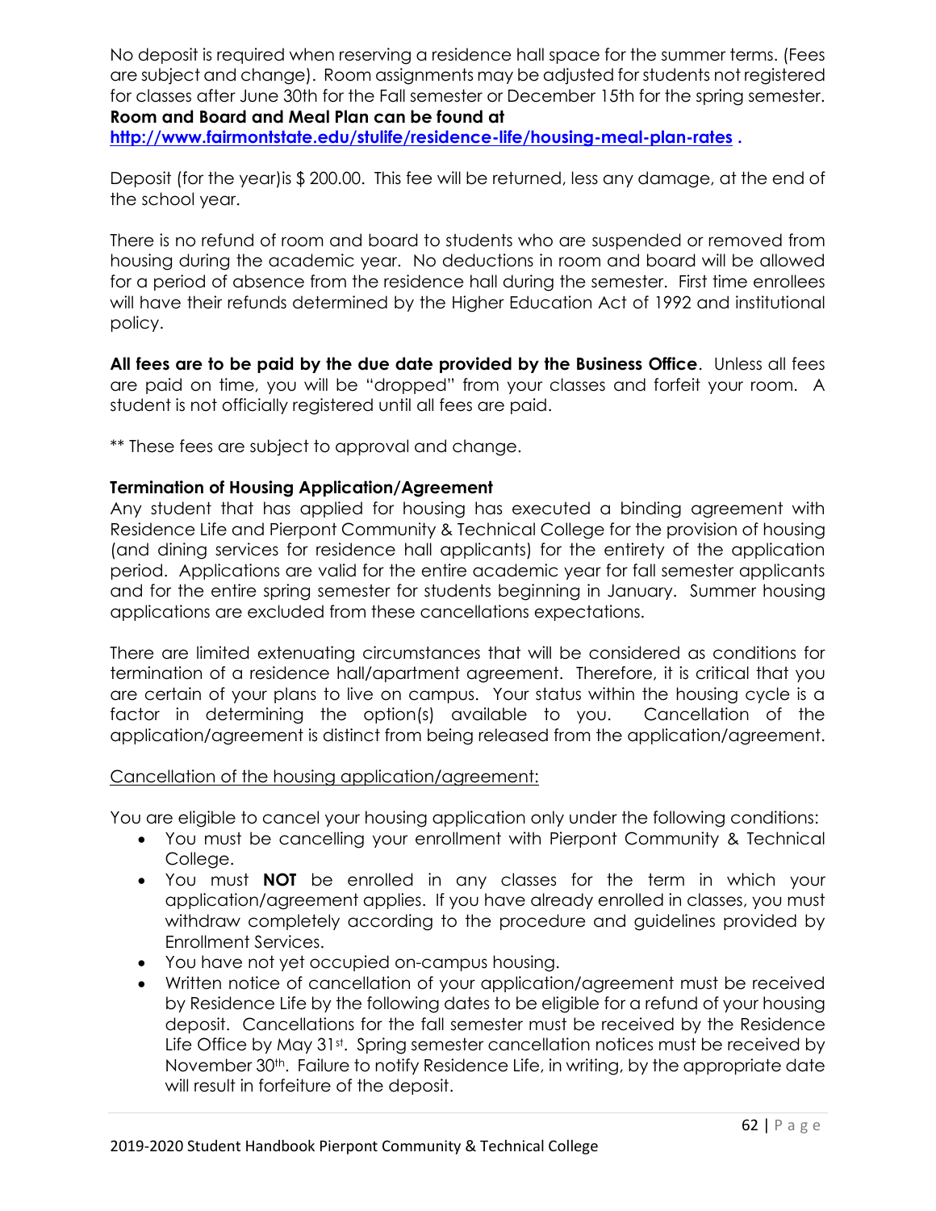No deposit is required when reserving a residence hall space for the summer terms. (Fees are subject and change). Room assignments may be adjusted for students not registered for classes after June 30th for the Fall semester or December 15th for the spring semester.
**Room and Board and Meal Plan can be found at**
**http://www.fairmontstate.edu/stulife/residence-life/housing-meal-plan-rates .**

Deposit (for the year)is $ 200.00. This fee will be returned, less any damage, at the end of the school year.

There is no refund of room and board to students who are suspended or removed from housing during the academic year. No deductions in room and board will be allowed for a period of absence from the residence hall during the semester. First time enrollees will have their refunds determined by the Higher Education Act of 1992 and institutional policy.

**All fees are to be paid by the due date provided by the Business Office**. Unless all fees are paid on time, you will be "dropped" from your classes and forfeit your room. A student is not officially registered until all fees are paid.

** These fees are subject to approval and change.

**Termination of Housing Application/Agreement**

Any student that has applied for housing has executed a binding agreement with Residence Life and Pierpont Community & Technical College for the provision of housing (and dining services for residence hall applicants) for the entirety of the application period. Applications are valid for the entire academic year for fall semester applicants and for the entire spring semester for students beginning in January. Summer housing applications are excluded from these cancellations expectations.

There are limited extenuating circumstances that will be considered as conditions for termination of a residence hall/apartment agreement. Therefore, it is critical that you are certain of your plans to live on campus. Your status within the housing cycle is a factor in determining the option(s) available to you. Cancellation of the application/agreement is distinct from being released from the application/agreement.

<u>Cancellation of the housing application/agreement:</u>

You are eligible to cancel your housing application only under the following conditions:

- You must be cancelling your enrollment with Pierpont Community & Technical College.
- You must **NOT** be enrolled in any classes for the term in which your application/agreement applies. If you have already enrolled in classes, you must withdraw completely according to the procedure and guidelines provided by Enrollment Services.
- You have not yet occupied on-campus housing.
- Written notice of cancellation of your application/agreement must be received by Residence Life by the following dates to be eligible for a refund of your housing deposit. Cancellations for the fall semester must be received by the Residence Life Office by May 31st. Spring semester cancellation notices must be received by November 30th. Failure to notify Residence Life, in writing, by the appropriate date will result in forfeiture of the deposit.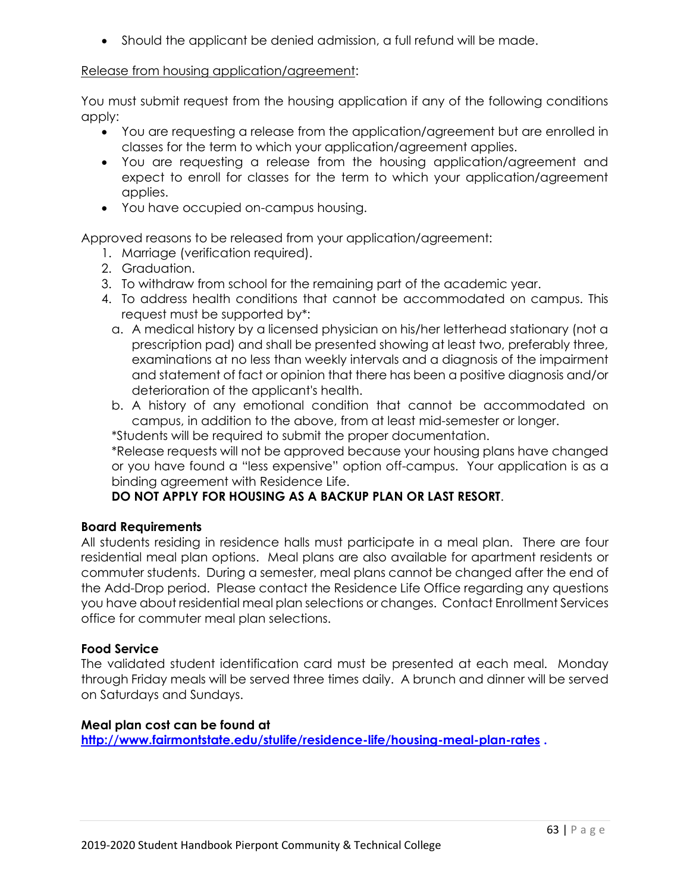- Should the applicant be denied admission, a full refund will be made.

Release from housing application/agreement:

You must submit request from the housing application if any of the following conditions apply:

- You are requesting a release from the application/agreement but are enrolled in classes for the term to which your application/agreement applies.
- You are requesting a release from the housing application/agreement and expect to enroll for classes for the term to which your application/agreement applies.
- You have occupied on-campus housing.

Approved reasons to be released from your application/agreement:

1. Marriage (verification required).
2. Graduation.
3. To withdraw from school for the remaining part of the academic year.
4. To address health conditions that cannot be accommodated on campus. This request must be supported by*:
   a. A medical history by a licensed physician on his/her letterhead stationary (not a prescription pad) and shall be presented showing at least two, preferably three, examinations at no less than weekly intervals and a diagnosis of the impairment and statement of fact or opinion that there has been a positive diagnosis and/or deterioration of the applicant's health.
   b. A history of any emotional condition that cannot be accommodated on campus, in addition to the above, from at least mid-semester or longer.

   *Students will be required to submit the proper documentation.

   *Release requests will not be approved because your housing plans have changed or you have found a "less expensive" option off-campus. Your application is as a binding agreement with Residence Life.

   **DO NOT APPLY FOR HOUSING AS A BACKUP PLAN OR LAST RESORT**.

**Board Requirements**

All students residing in residence halls must participate in a meal plan. There are four residential meal plan options. Meal plans are also available for apartment residents or commuter students. During a semester, meal plans cannot be changed after the end of the Add-Drop period. Please contact the Residence Life Office regarding any questions you have about residential meal plan selections or changes. Contact Enrollment Services office for commuter meal plan selections.

**Food Service**

The validated student identification card must be presented at each meal. Monday through Friday meals will be served three times daily. A brunch and dinner will be served on Saturdays and Sundays.

**Meal plan cost can be found at**
**http://www.fairmontstate.edu/stulife/residence-life/housing-meal-plan-rates .**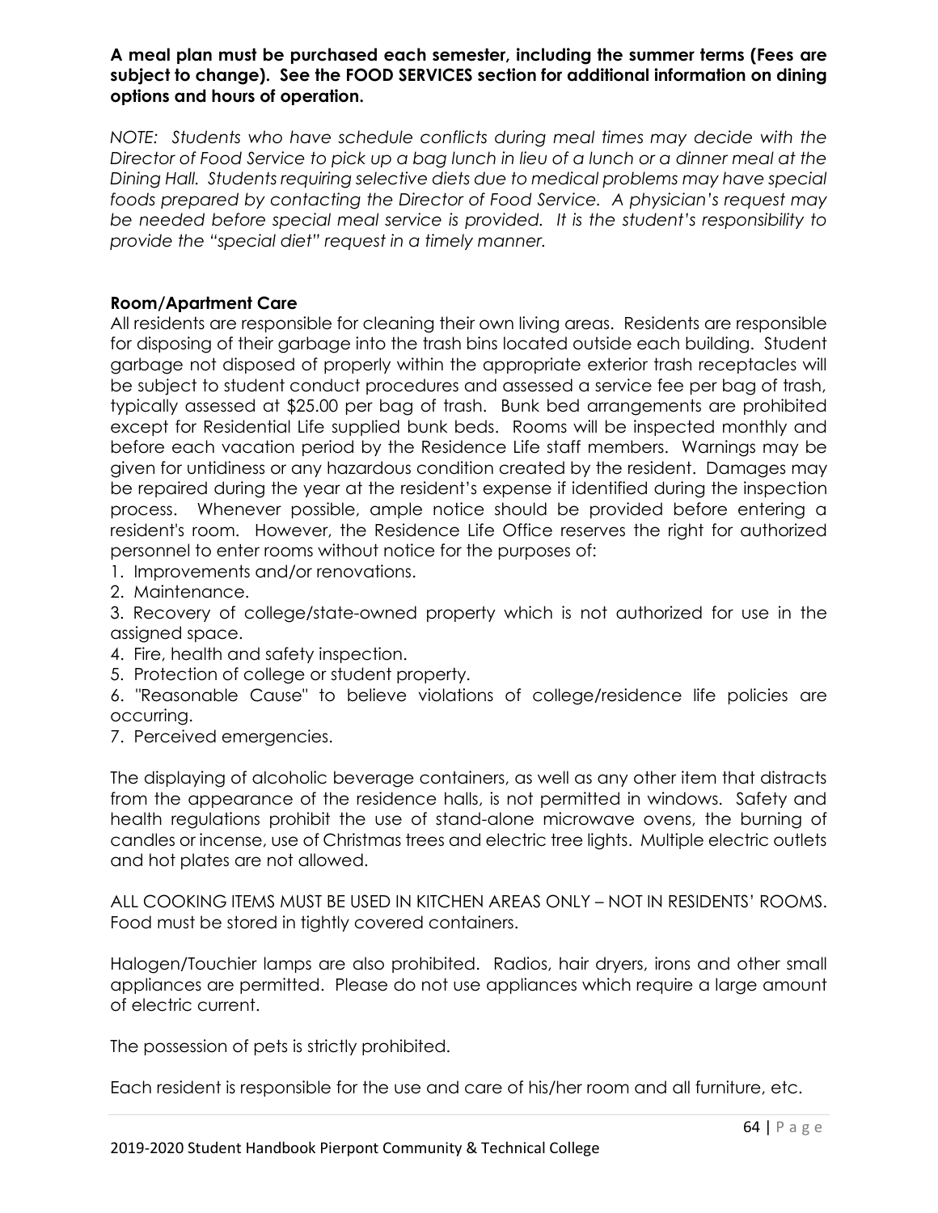**A meal plan must be purchased each semester, including the summer terms (Fees are subject to change). See the FOOD SERVICES section for additional information on dining options and hours of operation.**

*NOTE: Students who have schedule conflicts during meal times may decide with the Director of Food Service to pick up a bag lunch in lieu of a lunch or a dinner meal at the Dining Hall. Students requiring selective diets due to medical problems may have special foods prepared by contacting the Director of Food Service. A physician's request may be needed before special meal service is provided. It is the student's responsibility to provide the "special diet" request in a timely manner.*

**Room/Apartment Care**

All residents are responsible for cleaning their own living areas. Residents are responsible for disposing of their garbage into the trash bins located outside each building. Student garbage not disposed of properly within the appropriate exterior trash receptacles will be subject to student conduct procedures and assessed a service fee per bag of trash, typically assessed at $25.00 per bag of trash. Bunk bed arrangements are prohibited except for Residential Life supplied bunk beds. Rooms will be inspected monthly and before each vacation period by the Residence Life staff members. Warnings may be given for untidiness or any hazardous condition created by the resident. Damages may be repaired during the year at the resident's expense if identified during the inspection process. Whenever possible, ample notice should be provided before entering a resident's room. However, the Residence Life Office reserves the right for authorized personnel to enter rooms without notice for the purposes of:

1. Improvements and/or renovations.
2. Maintenance.
3. Recovery of college/state-owned property which is not authorized for use in the assigned space.
4. Fire, health and safety inspection.
5. Protection of college or student property.
6. "Reasonable Cause" to believe violations of college/residence life policies are occurring.
7. Perceived emergencies.

The displaying of alcoholic beverage containers, as well as any other item that distracts from the appearance of the residence halls, is not permitted in windows. Safety and health regulations prohibit the use of stand-alone microwave ovens, the burning of candles or incense, use of Christmas trees and electric tree lights. Multiple electric outlets and hot plates are not allowed.

ALL COOKING ITEMS MUST BE USED IN KITCHEN AREAS ONLY – NOT IN RESIDENTS' ROOMS. Food must be stored in tightly covered containers.

Halogen/Touchier lamps are also prohibited. Radios, hair dryers, irons and other small appliances are permitted. Please do not use appliances which require a large amount of electric current.

The possession of pets is strictly prohibited.

Each resident is responsible for the use and care of his/her room and all furniture, etc.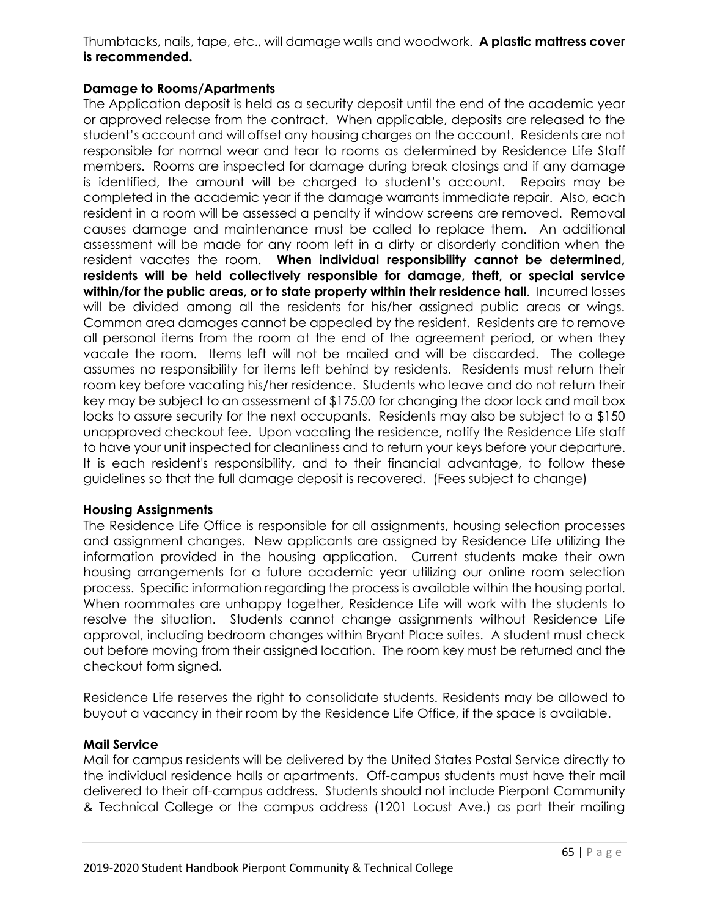Thumbtacks, nails, tape, etc., will damage walls and woodwork. **A plastic mattress cover is recommended.**

### Damage to Rooms/Apartments

The Application deposit is held as a security deposit until the end of the academic year or approved release from the contract. When applicable, deposits are released to the student's account and will offset any housing charges on the account. Residents are not responsible for normal wear and tear to rooms as determined by Residence Life Staff members. Rooms are inspected for damage during break closings and if any damage is identified, the amount will be charged to student's account. Repairs may be completed in the academic year if the damage warrants immediate repair. Also, each resident in a room will be assessed a penalty if window screens are removed. Removal causes damage and maintenance must be called to replace them. An additional assessment will be made for any room left in a dirty or disorderly condition when the resident vacates the room. **When individual responsibility cannot be determined, residents will be held collectively responsible for damage, theft, or special service within/for the public areas, or to state property within their residence hall**. Incurred losses will be divided among all the residents for his/her assigned public areas or wings. Common area damages cannot be appealed by the resident. Residents are to remove all personal items from the room at the end of the agreement period, or when they vacate the room. Items left will not be mailed and will be discarded. The college assumes no responsibility for items left behind by residents. Residents must return their room key before vacating his/her residence. Students who leave and do not return their key may be subject to an assessment of $175.00 for changing the door lock and mail box locks to assure security for the next occupants. Residents may also be subject to a $150 unapproved checkout fee. Upon vacating the residence, notify the Residence Life staff to have your unit inspected for cleanliness and to return your keys before your departure. It is each resident's responsibility, and to their financial advantage, to follow these guidelines so that the full damage deposit is recovered. (Fees subject to change)

### Housing Assignments

The Residence Life Office is responsible for all assignments, housing selection processes and assignment changes. New applicants are assigned by Residence Life utilizing the information provided in the housing application. Current students make their own housing arrangements for a future academic year utilizing our online room selection process. Specific information regarding the process is available within the housing portal. When roommates are unhappy together, Residence Life will work with the students to resolve the situation. Students cannot change assignments without Residence Life approval, including bedroom changes within Bryant Place suites. A student must check out before moving from their assigned location. The room key must be returned and the checkout form signed.

Residence Life reserves the right to consolidate students. Residents may be allowed to buyout a vacancy in their room by the Residence Life Office, if the space is available.

### Mail Service

Mail for campus residents will be delivered by the United States Postal Service directly to the individual residence halls or apartments. Off-campus students must have their mail delivered to their off-campus address. Students should not include Pierpont Community & Technical College or the campus address (1201 Locust Ave.) as part their mailing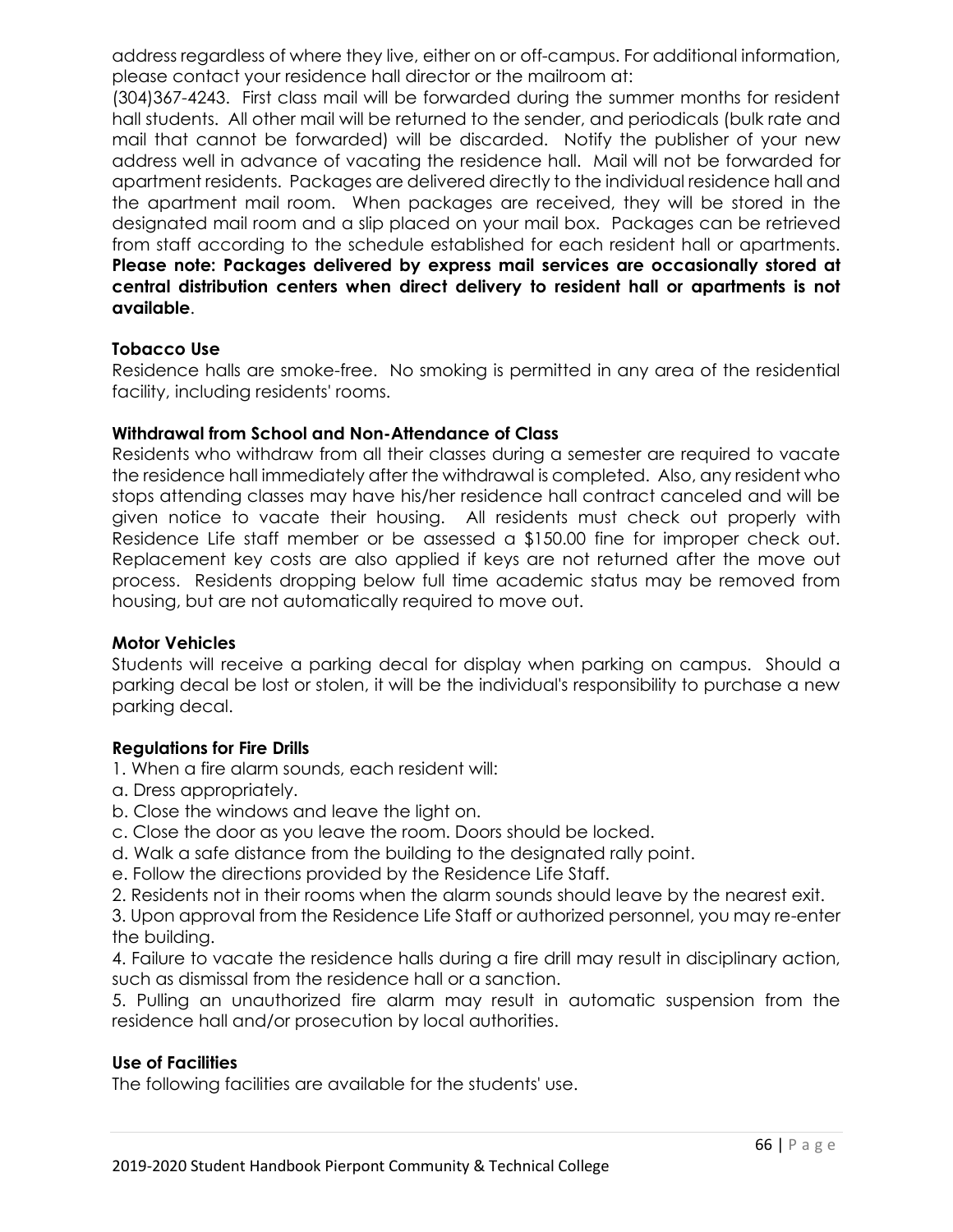address regardless of where they live, either on or off-campus. For additional information, please contact your residence hall director or the mailroom at: (304)367-4243. First class mail will be forwarded during the summer months for resident hall students. All other mail will be returned to the sender, and periodicals (bulk rate and mail that cannot be forwarded) will be discarded. Notify the publisher of your new address well in advance of vacating the residence hall. Mail will not be forwarded for apartment residents. Packages are delivered directly to the individual residence hall and the apartment mail room. When packages are received, they will be stored in the designated mail room and a slip placed on your mail box. Packages can be retrieved from staff according to the schedule established for each resident hall or apartments. **Please note: Packages delivered by express mail services are occasionally stored at central distribution centers when direct delivery to resident hall or apartments is not available**.

### Tobacco Use

Residence halls are smoke-free. No smoking is permitted in any area of the residential facility, including residents' rooms.

### Withdrawal from School and Non-Attendance of Class

Residents who withdraw from all their classes during a semester are required to vacate the residence hall immediately after the withdrawal is completed. Also, any resident who stops attending classes may have his/her residence hall contract canceled and will be given notice to vacate their housing. All residents must check out properly with Residence Life staff member or be assessed a $150.00 fine for improper check out. Replacement key costs are also applied if keys are not returned after the move out process. Residents dropping below full time academic status may be removed from housing, but are not automatically required to move out.

### Motor Vehicles

Students will receive a parking decal for display when parking on campus. Should a parking decal be lost or stolen, it will be the individual's responsibility to purchase a new parking decal.

### Regulations for Fire Drills

1. When a fire alarm sounds, each resident will:
a. Dress appropriately.
b. Close the windows and leave the light on.
c. Close the door as you leave the room. Doors should be locked.
d. Walk a safe distance from the building to the designated rally point.
e. Follow the directions provided by the Residence Life Staff.
2. Residents not in their rooms when the alarm sounds should leave by the nearest exit.
3. Upon approval from the Residence Life Staff or authorized personnel, you may re-enter the building.
4. Failure to vacate the residence halls during a fire drill may result in disciplinary action, such as dismissal from the residence hall or a sanction.
5. Pulling an unauthorized fire alarm may result in automatic suspension from the residence hall and/or prosecution by local authorities.

### Use of Facilities

The following facilities are available for the students' use.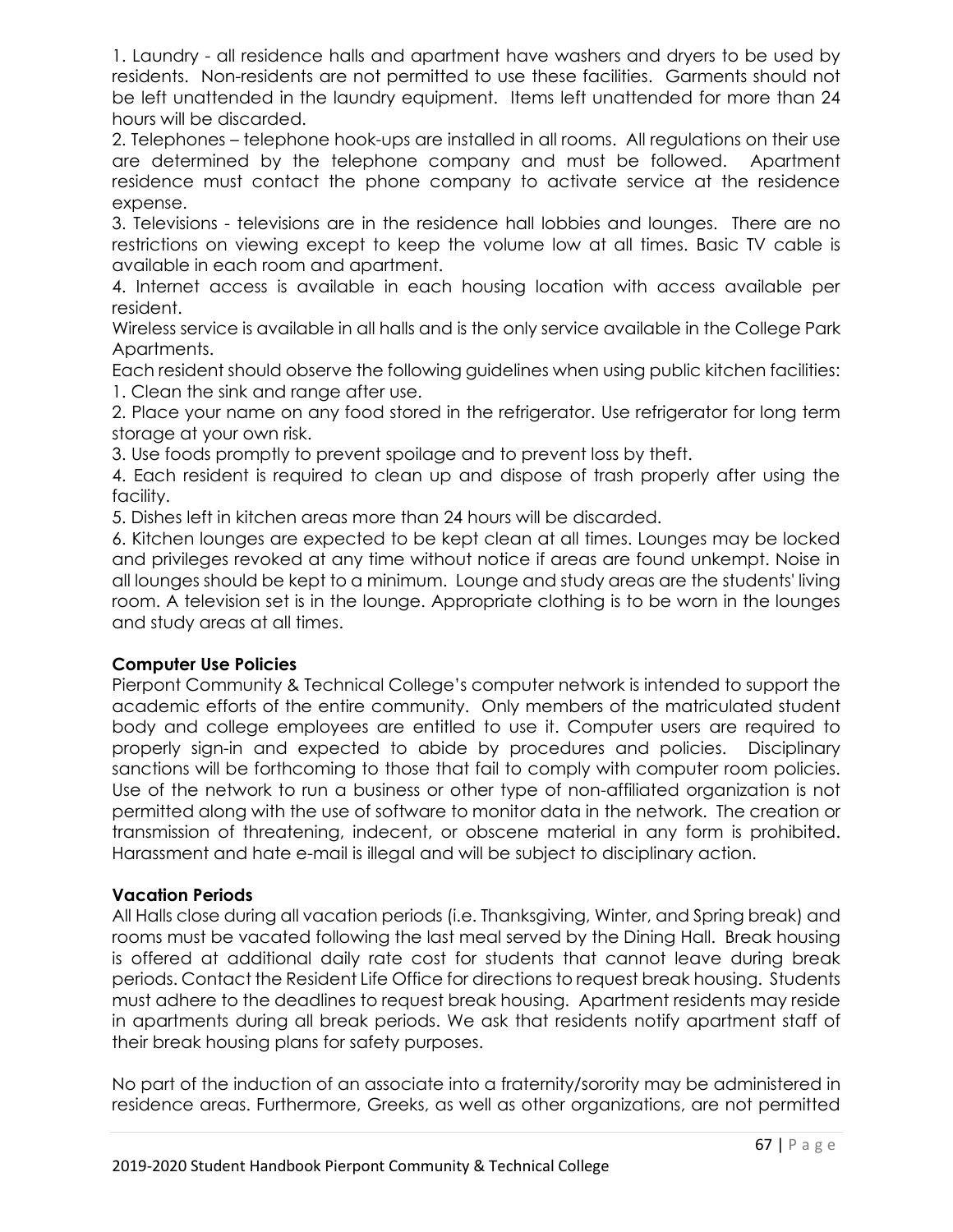1. Laundry - all residence halls and apartment have washers and dryers to be used by residents. Non-residents are not permitted to use these facilities. Garments should not be left unattended in the laundry equipment. Items left unattended for more than 24 hours will be discarded.
2. Telephones – telephone hook-ups are installed in all rooms. All regulations on their use are determined by the telephone company and must be followed. Apartment residence must contact the phone company to activate service at the residence expense.
3. Televisions - televisions are in the residence hall lobbies and lounges. There are no restrictions on viewing except to keep the volume low at all times. Basic TV cable is available in each room and apartment.
4. Internet access is available in each housing location with access available per resident.

Wireless service is available in all halls and is the only service available in the College Park Apartments.

Each resident should observe the following guidelines when using public kitchen facilities:

1. Clean the sink and range after use.
2. Place your name on any food stored in the refrigerator. Use refrigerator for long term storage at your own risk.
3. Use foods promptly to prevent spoilage and to prevent loss by theft.
4. Each resident is required to clean up and dispose of trash properly after using the facility.
5. Dishes left in kitchen areas more than 24 hours will be discarded.
6. Kitchen lounges are expected to be kept clean at all times. Lounges may be locked and privileges revoked at any time without notice if areas are found unkempt. Noise in all lounges should be kept to a minimum. Lounge and study areas are the students' living room. A television set is in the lounge. Appropriate clothing is to be worn in the lounges and study areas at all times.

**Computer Use Policies**

Pierpont Community & Technical College's computer network is intended to support the academic efforts of the entire community. Only members of the matriculated student body and college employees are entitled to use it. Computer users are required to properly sign-in and expected to abide by procedures and policies. Disciplinary sanctions will be forthcoming to those that fail to comply with computer room policies. Use of the network to run a business or other type of non-affiliated organization is not permitted along with the use of software to monitor data in the network. The creation or transmission of threatening, indecent, or obscene material in any form is prohibited. Harassment and hate e-mail is illegal and will be subject to disciplinary action.

**Vacation Periods**

All Halls close during all vacation periods (i.e. Thanksgiving, Winter, and Spring break) and rooms must be vacated following the last meal served by the Dining Hall. Break housing is offered at additional daily rate cost for students that cannot leave during break periods. Contact the Resident Life Office for directions to request break housing. Students must adhere to the deadlines to request break housing. Apartment residents may reside in apartments during all break periods. We ask that residents notify apartment staff of their break housing plans for safety purposes.

No part of the induction of an associate into a fraternity/sorority may be administered in residence areas. Furthermore, Greeks, as well as other organizations, are not permitted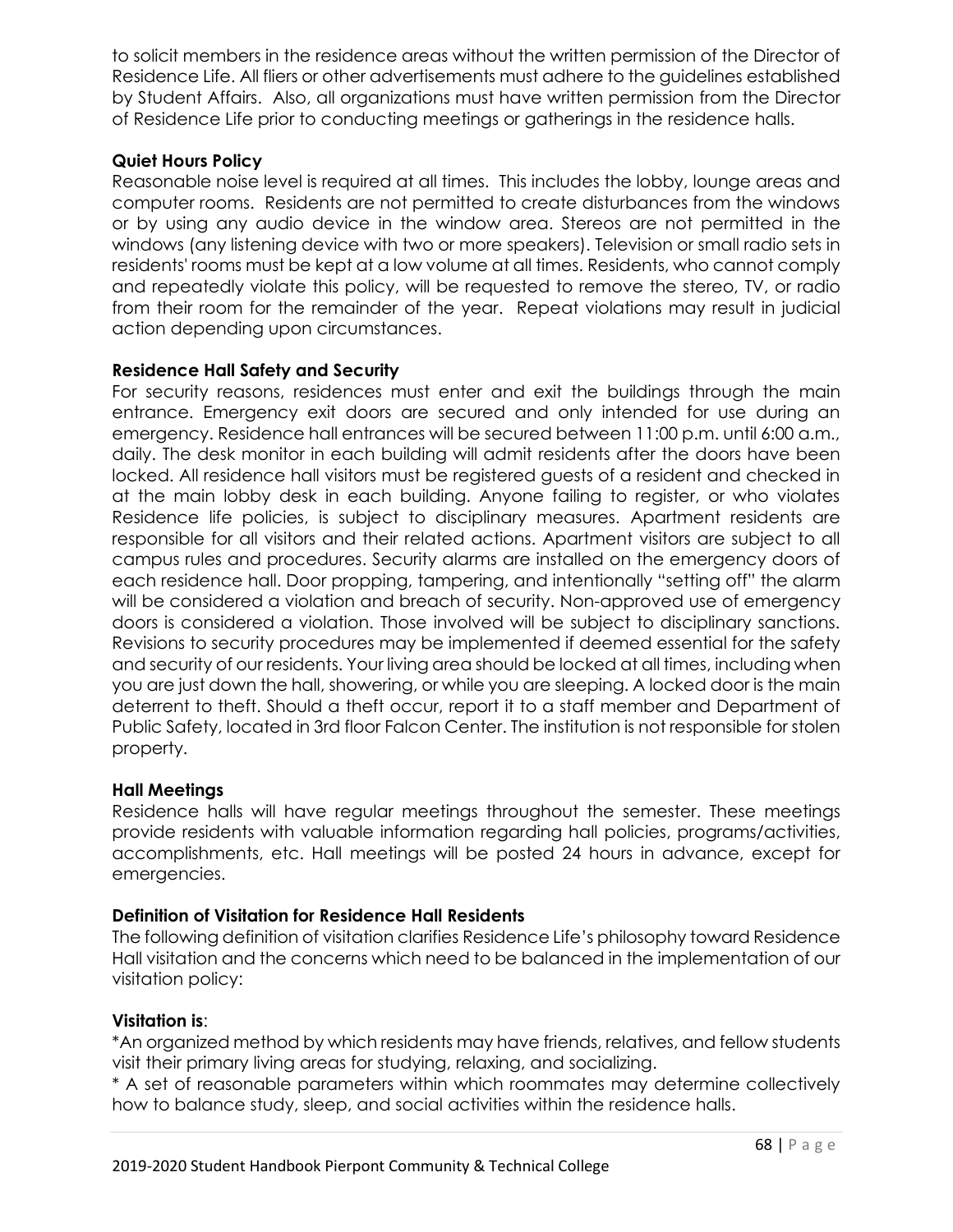to solicit members in the residence areas without the written permission of the Director of Residence Life. All fliers or other advertisements must adhere to the guidelines established by Student Affairs. Also, all organizations must have written permission from the Director of Residence Life prior to conducting meetings or gatherings in the residence halls.

**Quiet Hours Policy**

Reasonable noise level is required at all times. This includes the lobby, lounge areas and computer rooms. Residents are not permitted to create disturbances from the windows or by using any audio device in the window area. Stereos are not permitted in the windows (any listening device with two or more speakers). Television or small radio sets in residents' rooms must be kept at a low volume at all times. Residents, who cannot comply and repeatedly violate this policy, will be requested to remove the stereo, TV, or radio from their room for the remainder of the year. Repeat violations may result in judicial action depending upon circumstances.

**Residence Hall Safety and Security**

For security reasons, residences must enter and exit the buildings through the main entrance. Emergency exit doors are secured and only intended for use during an emergency. Residence hall entrances will be secured between 11:00 p.m. until 6:00 a.m., daily. The desk monitor in each building will admit residents after the doors have been locked. All residence hall visitors must be registered guests of a resident and checked in at the main lobby desk in each building. Anyone failing to register, or who violates Residence life policies, is subject to disciplinary measures. Apartment residents are responsible for all visitors and their related actions. Apartment visitors are subject to all campus rules and procedures. Security alarms are installed on the emergency doors of each residence hall. Door propping, tampering, and intentionally "setting off" the alarm will be considered a violation and breach of security. Non-approved use of emergency doors is considered a violation. Those involved will be subject to disciplinary sanctions. Revisions to security procedures may be implemented if deemed essential for the safety and security of our residents. Your living area should be locked at all times, including when you are just down the hall, showering, or while you are sleeping. A locked door is the main deterrent to theft. Should a theft occur, report it to a staff member and Department of Public Safety, located in 3rd floor Falcon Center. The institution is not responsible for stolen property.

**Hall Meetings**

Residence halls will have regular meetings throughout the semester. These meetings provide residents with valuable information regarding hall policies, programs/activities, accomplishments, etc. Hall meetings will be posted 24 hours in advance, except for emergencies.

**Definition of Visitation for Residence Hall Residents**

The following definition of visitation clarifies Residence Life's philosophy toward Residence Hall visitation and the concerns which need to be balanced in the implementation of our visitation policy:

**Visitation is**:

*An organized method by which residents may have friends, relatives, and fellow students visit their primary living areas for studying, relaxing, and socializing.

* A set of reasonable parameters within which roommates may determine collectively how to balance study, sleep, and social activities within the residence halls.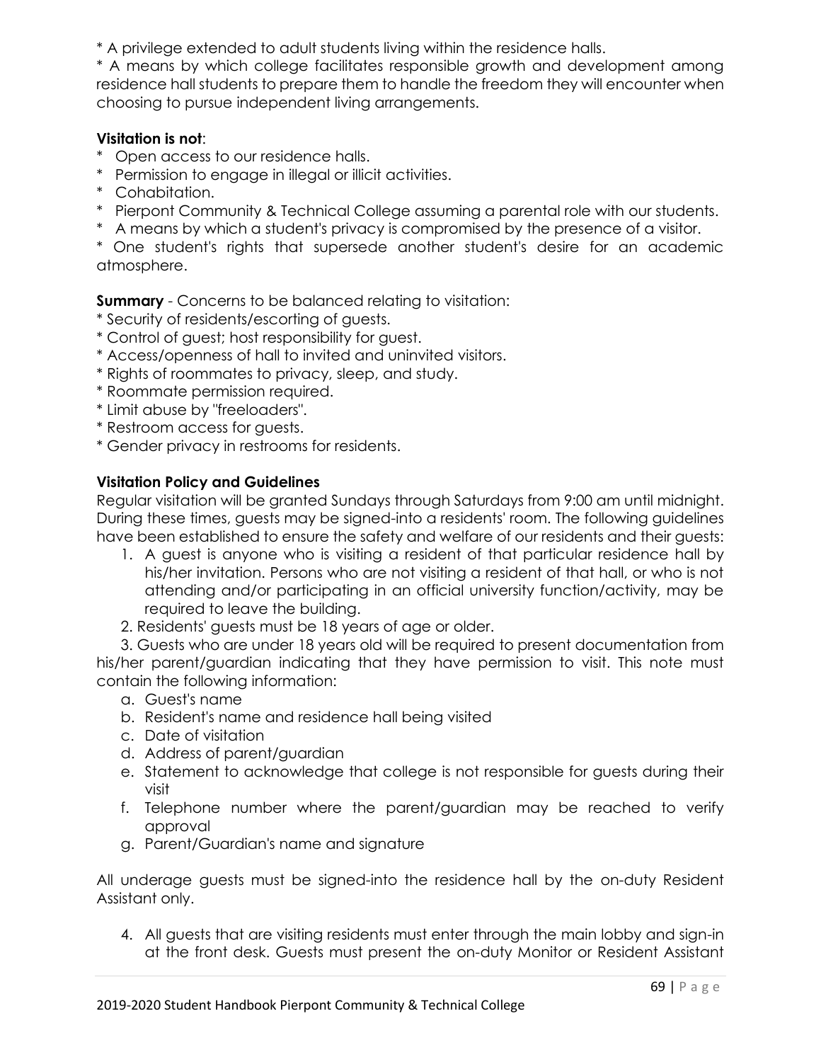* A privilege extended to adult students living within the residence halls.

* A means by which college facilitates responsible growth and development among residence hall students to prepare them to handle the freedom they will encounter when choosing to pursue independent living arrangements.

**Visitation is not**:

* Open access to our residence halls.
* Permission to engage in illegal or illicit activities.
* Cohabitation.
* Pierpont Community & Technical College assuming a parental role with our students.
* A means by which a student's privacy is compromised by the presence of a visitor.
* One student's rights that supersede another student's desire for an academic atmosphere.

**Summary** - Concerns to be balanced relating to visitation:

* Security of residents/escorting of guests.
* Control of guest; host responsibility for guest.
* Access/openness of hall to invited and uninvited visitors.
* Rights of roommates to privacy, sleep, and study.
* Roommate permission required.
* Limit abuse by "freeloaders".
* Restroom access for guests.
* Gender privacy in restrooms for residents.

**Visitation Policy and Guidelines**

Regular visitation will be granted Sundays through Saturdays from 9:00 am until midnight. During these times, guests may be signed-into a residents' room. The following guidelines have been established to ensure the safety and welfare of our residents and their guests:

1. A guest is anyone who is visiting a resident of that particular residence hall by his/her invitation. Persons who are not visiting a resident of that hall, or who is not attending and/or participating in an official university function/activity, may be required to leave the building.
2. Residents' guests must be 18 years of age or older.
3. Guests who are under 18 years old will be required to present documentation from his/her parent/guardian indicating that they have permission to visit. This note must contain the following information:
    a. Guest's name
    b. Resident's name and residence hall being visited
    c. Date of visitation
    d. Address of parent/guardian
    e. Statement to acknowledge that college is not responsible for guests during their visit
    f. Telephone number where the parent/guardian may be reached to verify approval
    g. Parent/Guardian's name and signature

All underage guests must be signed-into the residence hall by the on-duty Resident Assistant only.

4. All guests that are visiting residents must enter through the main lobby and sign-in at the front desk. Guests must present the on-duty Monitor or Resident Assistant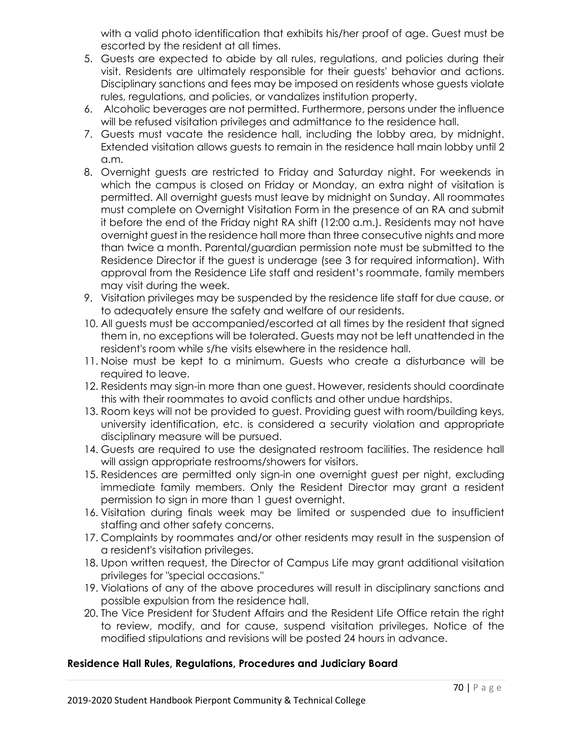with a valid photo identification that exhibits his/her proof of age. Guest must be escorted by the resident at all times.

5. Guests are expected to abide by all rules, regulations, and policies during their visit. Residents are ultimately responsible for their guests' behavior and actions. Disciplinary sanctions and fees may be imposed on residents whose guests violate rules, regulations, and policies, or vandalizes institution property.
6. Alcoholic beverages are not permitted. Furthermore, persons under the influence will be refused visitation privileges and admittance to the residence hall.
7. Guests must vacate the residence hall, including the lobby area, by midnight. Extended visitation allows guests to remain in the residence hall main lobby until 2 a.m.
8. Overnight guests are restricted to Friday and Saturday night. For weekends in which the campus is closed on Friday or Monday, an extra night of visitation is permitted. All overnight guests must leave by midnight on Sunday. All roommates must complete on Overnight Visitation Form in the presence of an RA and submit it before the end of the Friday night RA shift (12:00 a.m.). Residents may not have overnight guest in the residence hall more than three consecutive nights and more than twice a month. Parental/guardian permission note must be submitted to the Residence Director if the guest is underage (see 3 for required information). With approval from the Residence Life staff and resident's roommate, family members may visit during the week.
9. Visitation privileges may be suspended by the residence life staff for due cause, or to adequately ensure the safety and welfare of our residents.
10. All guests must be accompanied/escorted at all times by the resident that signed them in, no exceptions will be tolerated. Guests may not be left unattended in the resident's room while s/he visits elsewhere in the residence hall.
11. Noise must be kept to a minimum. Guests who create a disturbance will be required to leave.
12. Residents may sign-in more than one guest. However, residents should coordinate this with their roommates to avoid conflicts and other undue hardships.
13. Room keys will not be provided to guest. Providing guest with room/building keys, university identification, etc. is considered a security violation and appropriate disciplinary measure will be pursued.
14. Guests are required to use the designated restroom facilities. The residence hall will assign appropriate restrooms/showers for visitors.
15. Residences are permitted only sign-in one overnight guest per night, excluding immediate family members. Only the Resident Director may grant a resident permission to sign in more than 1 guest overnight.
16. Visitation during finals week may be limited or suspended due to insufficient staffing and other safety concerns.
17. Complaints by roommates and/or other residents may result in the suspension of a resident's visitation privileges.
18. Upon written request, the Director of Campus Life may grant additional visitation privileges for "special occasions."
19. Violations of any of the above procedures will result in disciplinary sanctions and possible expulsion from the residence hall.
20. The Vice President for Student Affairs and the Resident Life Office retain the right to review, modify, and for cause, suspend visitation privileges. Notice of the modified stipulations and revisions will be posted 24 hours in advance.

**Residence Hall Rules, Regulations, Procedures and Judiciary Board**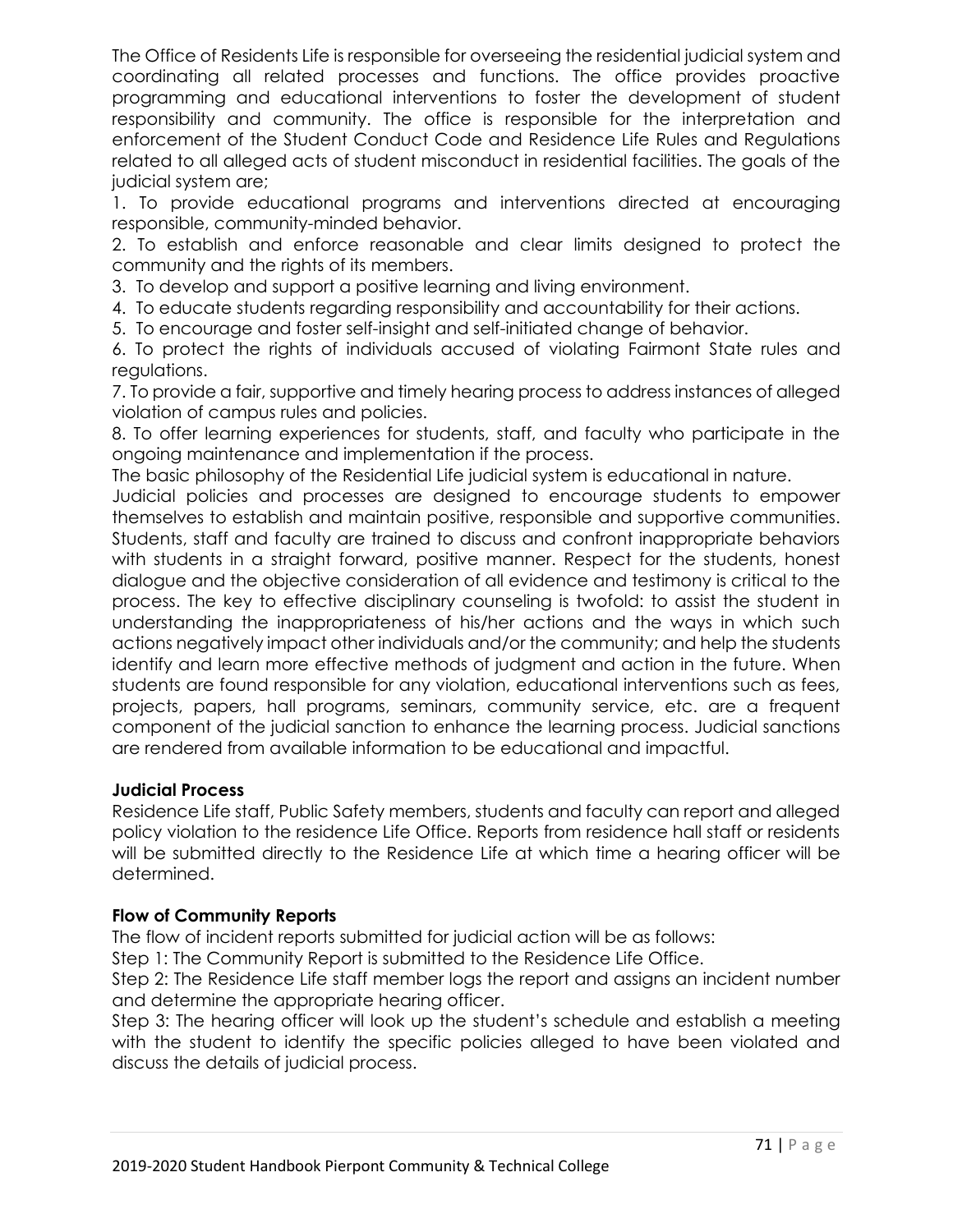The Office of Residents Life is responsible for overseeing the residential judicial system and coordinating all related processes and functions. The office provides proactive programming and educational interventions to foster the development of student responsibility and community. The office is responsible for the interpretation and enforcement of the Student Conduct Code and Residence Life Rules and Regulations related to all alleged acts of student misconduct in residential facilities. The goals of the judicial system are;

1. To provide educational programs and interventions directed at encouraging responsible, community-minded behavior.
2. To establish and enforce reasonable and clear limits designed to protect the community and the rights of its members.
3. To develop and support a positive learning and living environment.
4. To educate students regarding responsibility and accountability for their actions.
5. To encourage and foster self-insight and self-initiated change of behavior.
6. To protect the rights of individuals accused of violating Fairmont State rules and regulations.
7. To provide a fair, supportive and timely hearing process to address instances of alleged violation of campus rules and policies.
8. To offer learning experiences for students, staff, and faculty who participate in the ongoing maintenance and implementation if the process.

The basic philosophy of the Residential Life judicial system is educational in nature.

Judicial policies and processes are designed to encourage students to empower themselves to establish and maintain positive, responsible and supportive communities. Students, staff and faculty are trained to discuss and confront inappropriate behaviors with students in a straight forward, positive manner. Respect for the students, honest dialogue and the objective consideration of all evidence and testimony is critical to the process. The key to effective disciplinary counseling is twofold: to assist the student in understanding the inappropriateness of his/her actions and the ways in which such actions negatively impact other individuals and/or the community; and help the students identify and learn more effective methods of judgment and action in the future. When students are found responsible for any violation, educational interventions such as fees, projects, papers, hall programs, seminars, community service, etc. are a frequent component of the judicial sanction to enhance the learning process. Judicial sanctions are rendered from available information to be educational and impactful.

**Judicial Process**

Residence Life staff, Public Safety members, students and faculty can report and alleged policy violation to the residence Life Office. Reports from residence hall staff or residents will be submitted directly to the Residence Life at which time a hearing officer will be determined.

**Flow of Community Reports**

The flow of incident reports submitted for judicial action will be as follows:

Step 1: The Community Report is submitted to the Residence Life Office.

Step 2: The Residence Life staff member logs the report and assigns an incident number and determine the appropriate hearing officer.

Step 3: The hearing officer will look up the student's schedule and establish a meeting with the student to identify the specific policies alleged to have been violated and discuss the details of judicial process.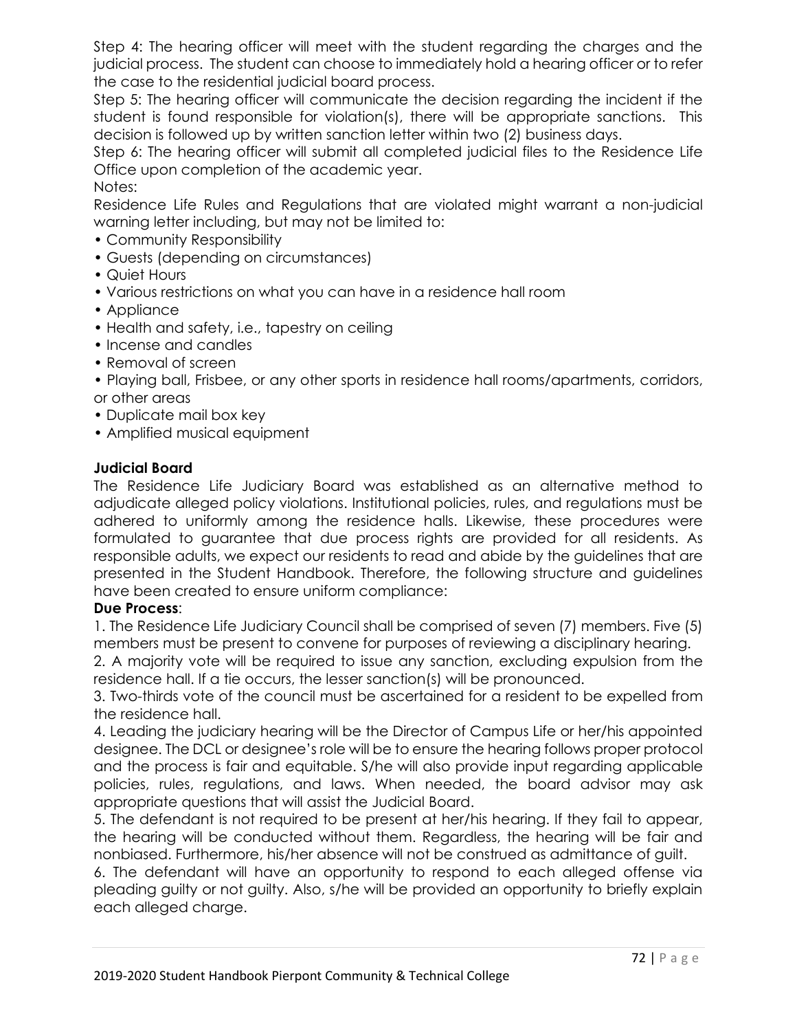Step 4: The hearing officer will meet with the student regarding the charges and the judicial process. The student can choose to immediately hold a hearing officer or to refer the case to the residential judicial board process.

Step 5: The hearing officer will communicate the decision regarding the incident if the student is found responsible for violation(s), there will be appropriate sanctions. This decision is followed up by written sanction letter within two (2) business days.

Step 6: The hearing officer will submit all completed judicial files to the Residence Life Office upon completion of the academic year.

Notes:

Residence Life Rules and Regulations that are violated might warrant a non-judicial warning letter including, but may not be limited to:

- Community Responsibility
- Guests (depending on circumstances)
- Quiet Hours
- Various restrictions on what you can have in a residence hall room
- Appliance
- Health and safety, i.e., tapestry on ceiling
- Incense and candles
- Removal of screen
- Playing ball, Frisbee, or any other sports in residence hall rooms/apartments, corridors, or other areas
- Duplicate mail box key
- Amplified musical equipment

**Judicial Board**

The Residence Life Judiciary Board was established as an alternative method to adjudicate alleged policy violations. Institutional policies, rules, and regulations must be adhered to uniformly among the residence halls. Likewise, these procedures were formulated to guarantee that due process rights are provided for all residents. As responsible adults, we expect our residents to read and abide by the guidelines that are presented in the Student Handbook. Therefore, the following structure and guidelines have been created to ensure uniform compliance:

**Due Process**:

1. The Residence Life Judiciary Council shall be comprised of seven (7) members. Five (5) members must be present to convene for purposes of reviewing a disciplinary hearing.
2. A majority vote will be required to issue any sanction, excluding expulsion from the residence hall. If a tie occurs, the lesser sanction(s) will be pronounced.
3. Two-thirds vote of the council must be ascertained for a resident to be expelled from the residence hall.
4. Leading the judiciary hearing will be the Director of Campus Life or her/his appointed designee. The DCL or designee's role will be to ensure the hearing follows proper protocol and the process is fair and equitable. S/he will also provide input regarding applicable policies, rules, regulations, and laws. When needed, the board advisor may ask appropriate questions that will assist the Judicial Board.
5. The defendant is not required to be present at her/his hearing. If they fail to appear, the hearing will be conducted without them. Regardless, the hearing will be fair and nonbiased. Furthermore, his/her absence will not be construed as admittance of guilt.
6. The defendant will have an opportunity to respond to each alleged offense via pleading guilty or not guilty. Also, s/he will be provided an opportunity to briefly explain each alleged charge.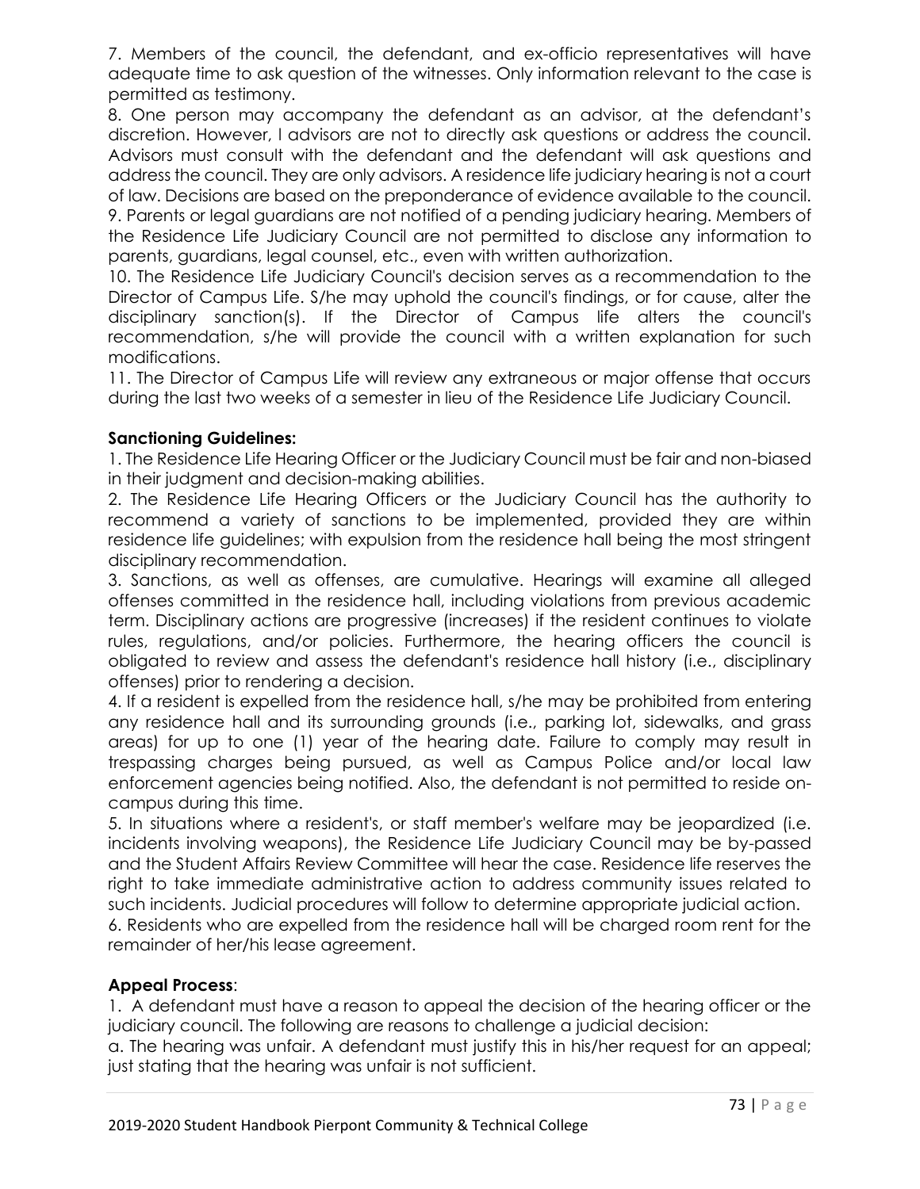7. Members of the council, the defendant, and ex-officio representatives will have adequate time to ask question of the witnesses. Only information relevant to the case is permitted as testimony.

8. One person may accompany the defendant as an advisor, at the defendant's discretion. However, l advisors are not to directly ask questions or address the council. Advisors must consult with the defendant and the defendant will ask questions and address the council. They are only advisors. A residence life judiciary hearing is not a court of law. Decisions are based on the preponderance of evidence available to the council.

9. Parents or legal guardians are not notified of a pending judiciary hearing. Members of the Residence Life Judiciary Council are not permitted to disclose any information to parents, guardians, legal counsel, etc., even with written authorization.

10. The Residence Life Judiciary Council's decision serves as a recommendation to the Director of Campus Life. S/he may uphold the council's findings, or for cause, alter the disciplinary sanction(s). If the Director of Campus life alters the council's recommendation, s/he will provide the council with a written explanation for such modifications.

11. The Director of Campus Life will review any extraneous or major offense that occurs during the last two weeks of a semester in lieu of the Residence Life Judiciary Council.

**Sanctioning Guidelines:**

1. The Residence Life Hearing Officer or the Judiciary Council must be fair and non-biased in their judgment and decision-making abilities.

2. The Residence Life Hearing Officers or the Judiciary Council has the authority to recommend a variety of sanctions to be implemented, provided they are within residence life guidelines; with expulsion from the residence hall being the most stringent disciplinary recommendation.

3. Sanctions, as well as offenses, are cumulative. Hearings will examine all alleged offenses committed in the residence hall, including violations from previous academic term. Disciplinary actions are progressive (increases) if the resident continues to violate rules, regulations, and/or policies. Furthermore, the hearing officers the council is obligated to review and assess the defendant's residence hall history (i.e., disciplinary offenses) prior to rendering a decision.

4. If a resident is expelled from the residence hall, s/he may be prohibited from entering any residence hall and its surrounding grounds (i.e., parking lot, sidewalks, and grass areas) for up to one (1) year of the hearing date. Failure to comply may result in trespassing charges being pursued, as well as Campus Police and/or local law enforcement agencies being notified. Also, the defendant is not permitted to reside on-campus during this time.

5. In situations where a resident's, or staff member's welfare may be jeopardized (i.e. incidents involving weapons), the Residence Life Judiciary Council may be by-passed and the Student Affairs Review Committee will hear the case. Residence life reserves the right to take immediate administrative action to address community issues related to such incidents. Judicial procedures will follow to determine appropriate judicial action.

6. Residents who are expelled from the residence hall will be charged room rent for the remainder of her/his lease agreement.

**Appeal Process**:

1. A defendant must have a reason to appeal the decision of the hearing officer or the judiciary council. The following are reasons to challenge a judicial decision:

a. The hearing was unfair. A defendant must justify this in his/her request for an appeal; just stating that the hearing was unfair is not sufficient.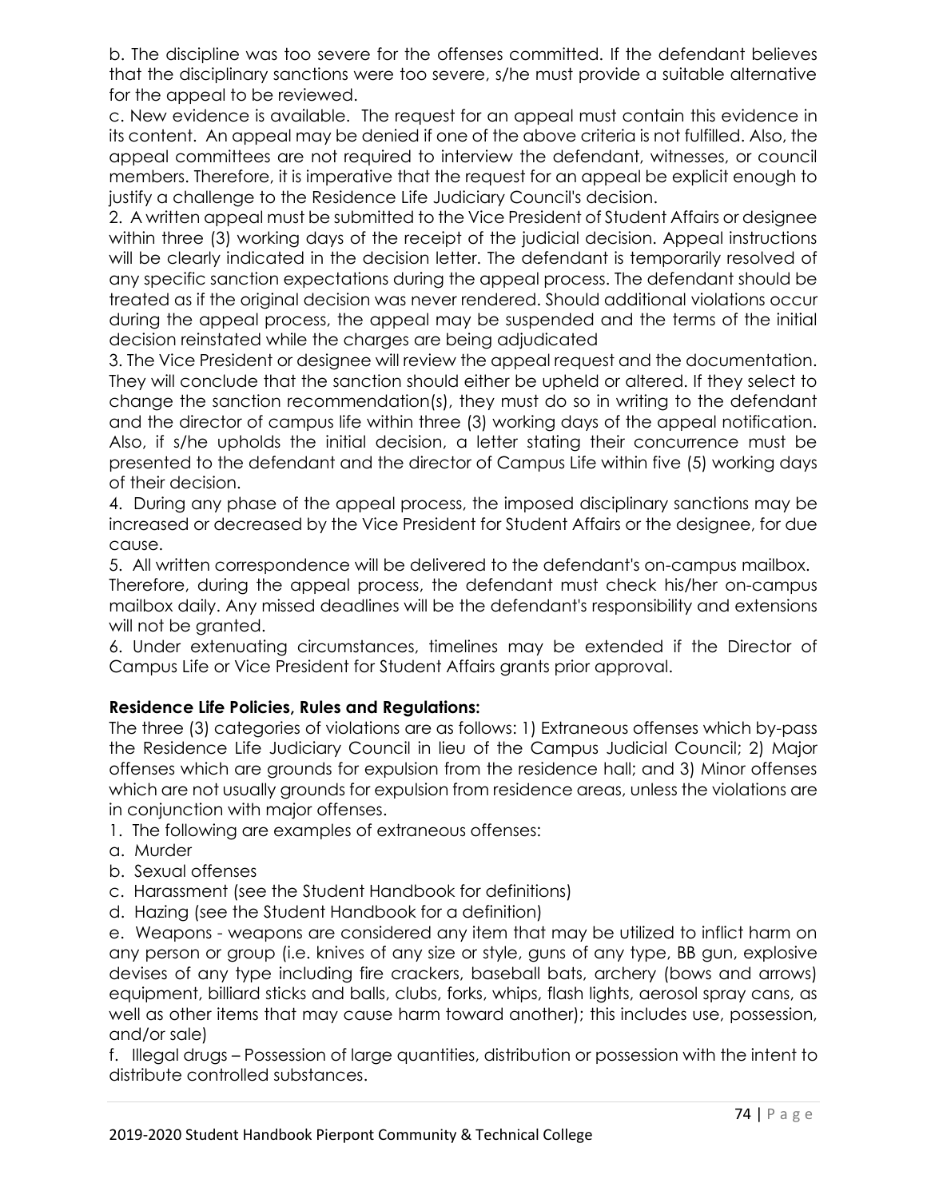b. The discipline was too severe for the offenses committed. If the defendant believes that the disciplinary sanctions were too severe, s/he must provide a suitable alternative for the appeal to be reviewed.

c. New evidence is available. The request for an appeal must contain this evidence in its content. An appeal may be denied if one of the above criteria is not fulfilled. Also, the appeal committees are not required to interview the defendant, witnesses, or council members. Therefore, it is imperative that the request for an appeal be explicit enough to justify a challenge to the Residence Life Judiciary Council's decision.

2. A written appeal must be submitted to the Vice President of Student Affairs or designee within three (3) working days of the receipt of the judicial decision. Appeal instructions will be clearly indicated in the decision letter. The defendant is temporarily resolved of any specific sanction expectations during the appeal process. The defendant should be treated as if the original decision was never rendered. Should additional violations occur during the appeal process, the appeal may be suspended and the terms of the initial decision reinstated while the charges are being adjudicated

3. The Vice President or designee will review the appeal request and the documentation. They will conclude that the sanction should either be upheld or altered. If they select to change the sanction recommendation(s), they must do so in writing to the defendant and the director of campus life within three (3) working days of the appeal notification. Also, if s/he upholds the initial decision, a letter stating their concurrence must be presented to the defendant and the director of Campus Life within five (5) working days of their decision.

4. During any phase of the appeal process, the imposed disciplinary sanctions may be increased or decreased by the Vice President for Student Affairs or the designee, for due cause.

5. All written correspondence will be delivered to the defendant's on-campus mailbox. Therefore, during the appeal process, the defendant must check his/her on-campus mailbox daily. Any missed deadlines will be the defendant's responsibility and extensions will not be granted.

6. Under extenuating circumstances, timelines may be extended if the Director of Campus Life or Vice President for Student Affairs grants prior approval.

**Residence Life Policies, Rules and Regulations:**

The three (3) categories of violations are as follows: 1) Extraneous offenses which by-pass the Residence Life Judiciary Council in lieu of the Campus Judicial Council; 2) Major offenses which are grounds for expulsion from the residence hall; and 3) Minor offenses which are not usually grounds for expulsion from residence areas, unless the violations are in conjunction with major offenses.

1. The following are examples of extraneous offenses:

a. Murder

b. Sexual offenses

c. Harassment (see the Student Handbook for definitions)

d. Hazing (see the Student Handbook for a definition)

e. Weapons - weapons are considered any item that may be utilized to inflict harm on any person or group (i.e. knives of any size or style, guns of any type, BB gun, explosive devises of any type including fire crackers, baseball bats, archery (bows and arrows) equipment, billiard sticks and balls, clubs, forks, whips, flash lights, aerosol spray cans, as well as other items that may cause harm toward another); this includes use, possession, and/or sale)

f. Illegal drugs – Possession of large quantities, distribution or possession with the intent to distribute controlled substances.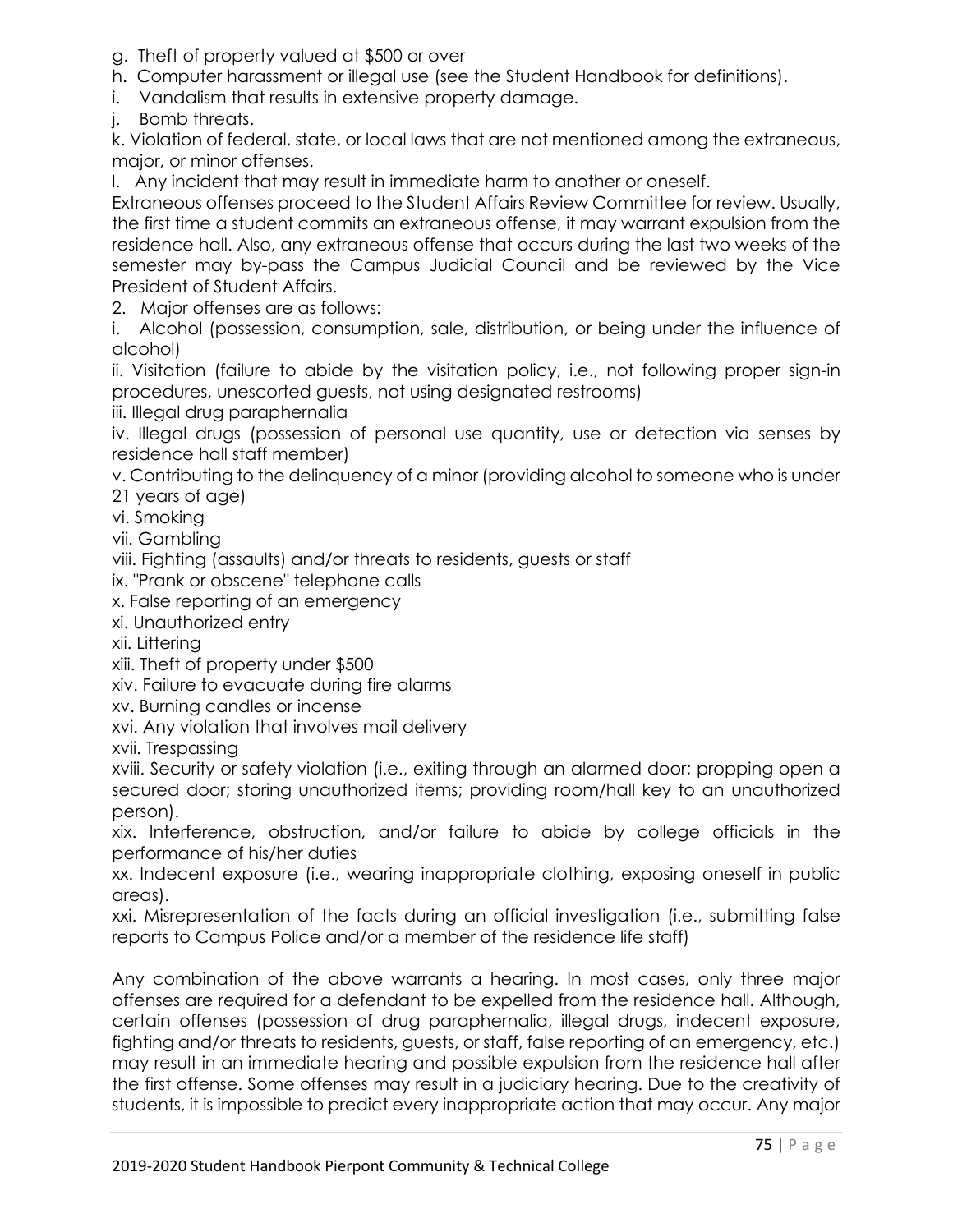g. Theft of property valued at $500 or over

h. Computer harassment or illegal use (see the Student Handbook for definitions).

i. Vandalism that results in extensive property damage.

j. Bomb threats.

k. Violation of federal, state, or local laws that are not mentioned among the extraneous, major, or minor offenses.

l. Any incident that may result in immediate harm to another or oneself.

Extraneous offenses proceed to the Student Affairs Review Committee for review. Usually, the first time a student commits an extraneous offense, it may warrant expulsion from the residence hall. Also, any extraneous offense that occurs during the last two weeks of the semester may by-pass the Campus Judicial Council and be reviewed by the Vice President of Student Affairs.

2. Major offenses are as follows:

i. Alcohol (possession, consumption, sale, distribution, or being under the influence of alcohol)

ii. Visitation (failure to abide by the visitation policy, i.e., not following proper sign-in procedures, unescorted guests, not using designated restrooms)

iii. Illegal drug paraphernalia

iv. Illegal drugs (possession of personal use quantity, use or detection via senses by residence hall staff member)

v. Contributing to the delinquency of a minor (providing alcohol to someone who is under 21 years of age)

vi. Smoking

vii. Gambling

viii. Fighting (assaults) and/or threats to residents, guests or staff

ix. "Prank or obscene" telephone calls

x. False reporting of an emergency

xi. Unauthorized entry

xii. Littering

xiii. Theft of property under $500

xiv. Failure to evacuate during fire alarms

xv. Burning candles or incense

xvi. Any violation that involves mail delivery

xvii. Trespassing

xviii. Security or safety violation (i.e., exiting through an alarmed door; propping open a secured door; storing unauthorized items; providing room/hall key to an unauthorized person).

xix. Interference, obstruction, and/or failure to abide by college officials in the performance of his/her duties

xx. Indecent exposure (i.e., wearing inappropriate clothing, exposing oneself in public areas).

xxi. Misrepresentation of the facts during an official investigation (i.e., submitting false reports to Campus Police and/or a member of the residence life staff)

Any combination of the above warrants a hearing. In most cases, only three major offenses are required for a defendant to be expelled from the residence hall. Although, certain offenses (possession of drug paraphernalia, illegal drugs, indecent exposure, fighting and/or threats to residents, guests, or staff, false reporting of an emergency, etc.) may result in an immediate hearing and possible expulsion from the residence hall after the first offense. Some offenses may result in a judiciary hearing. Due to the creativity of students, it is impossible to predict every inappropriate action that may occur. Any major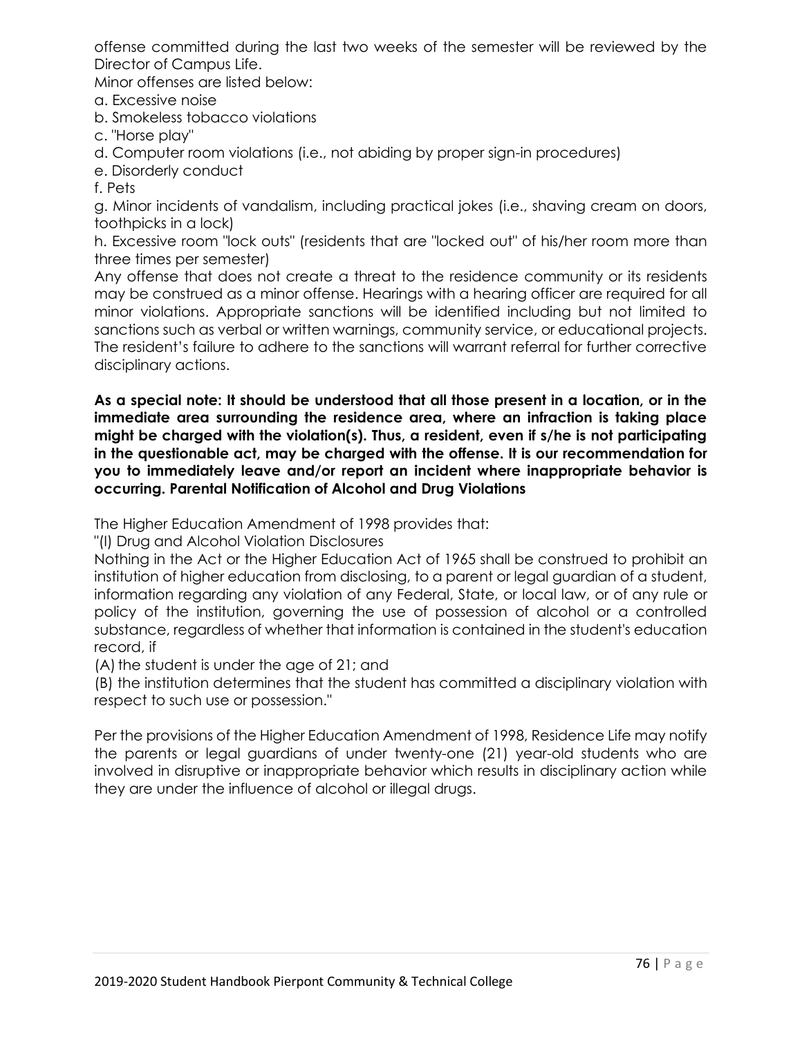offense committed during the last two weeks of the semester will be reviewed by the Director of Campus Life.

Minor offenses are listed below:

a. Excessive noise
b. Smokeless tobacco violations
c. "Horse play"
d. Computer room violations (i.e., not abiding by proper sign-in procedures)
e. Disorderly conduct
f. Pets
g. Minor incidents of vandalism, including practical jokes (i.e., shaving cream on doors, toothpicks in a lock)
h. Excessive room "lock outs" (residents that are "locked out" of his/her room more than three times per semester)

Any offense that does not create a threat to the residence community or its residents may be construed as a minor offense. Hearings with a hearing officer are required for all minor violations. Appropriate sanctions will be identified including but not limited to sanctions such as verbal or written warnings, community service, or educational projects. The resident's failure to adhere to the sanctions will warrant referral for further corrective disciplinary actions.

**As a special note: It should be understood that all those present in a location, or in the immediate area surrounding the residence area, where an infraction is taking place might be charged with the violation(s). Thus, a resident, even if s/he is not participating in the questionable act, may be charged with the offense. It is our recommendation for you to immediately leave and/or report an incident where inappropriate behavior is occurring. Parental Notification of Alcohol and Drug Violations**

The Higher Education Amendment of 1998 provides that:

"(I) Drug and Alcohol Violation Disclosures

Nothing in the Act or the Higher Education Act of 1965 shall be construed to prohibit an institution of higher education from disclosing, to a parent or legal guardian of a student, information regarding any violation of any Federal, State, or local law, or of any rule or policy of the institution, governing the use of possession of alcohol or a controlled substance, regardless of whether that information is contained in the student's education record, if

(A) the student is under the age of 21; and

(B) the institution determines that the student has committed a disciplinary violation with respect to such use or possession."

Per the provisions of the Higher Education Amendment of 1998, Residence Life may notify the parents or legal guardians of under twenty-one (21) year-old students who are involved in disruptive or inappropriate behavior which results in disciplinary action while they are under the influence of alcohol or illegal drugs.